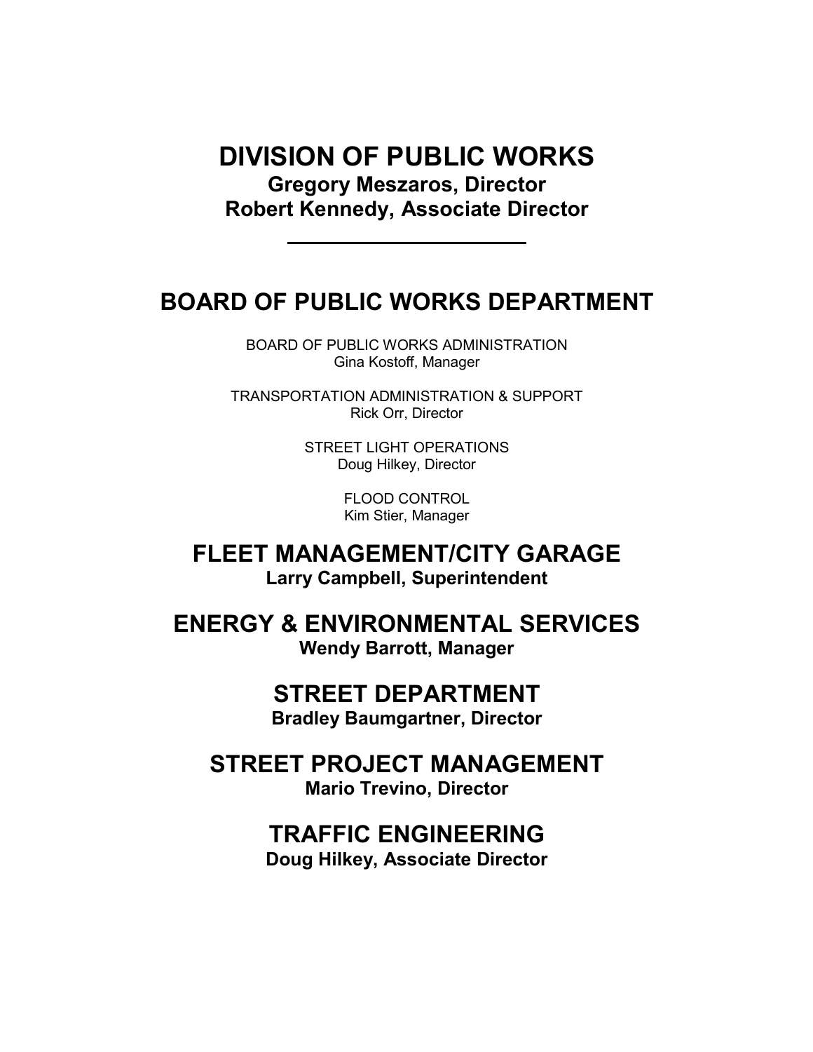# DIVISION OF PUBLIC WORKS

**Gregory Meszaros, Director**
**Robert Kennedy, Associate Director**

---

## BOARD OF PUBLIC WORKS DEPARTMENT

BOARD OF PUBLIC WORKS ADMINISTRATION
Gina Kostoff, Manager

TRANSPORTATION ADMINISTRATION & SUPPORT
Rick Orr, Director

STREET LIGHT OPERATIONS
Doug Hilkey, Director

FLOOD CONTROL
Kim Stier, Manager

## FLEET MANAGEMENT/CITY GARAGE

**Larry Campbell, Superintendent**

## ENERGY & ENVIRONMENTAL SERVICES

**Wendy Barrott, Manager**

## STREET DEPARTMENT

**Bradley Baumgartner, Director**

## STREET PROJECT MANAGEMENT

**Mario Trevino, Director**

## TRAFFIC ENGINEERING

**Doug Hilkey, Associate Director**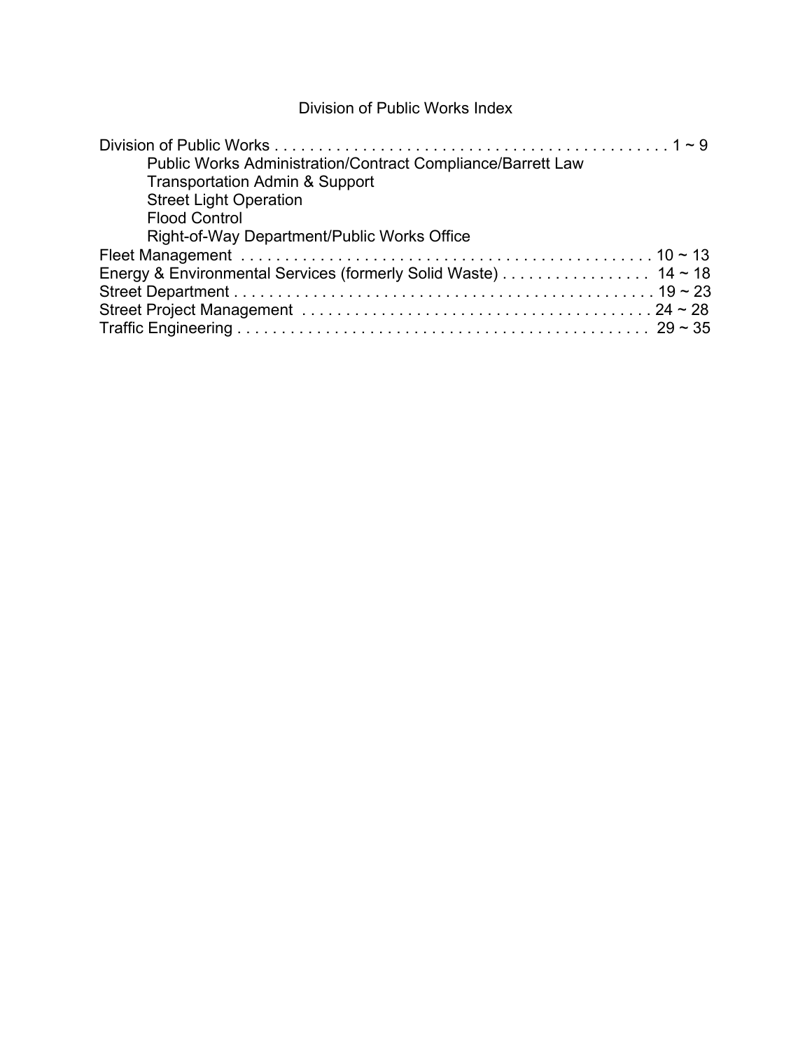# Division of Public Works Index

Division of Public Works . . . . . . . . . . . . . . . . . . . . . . . . . . . . . . . . . . . . . . . . . . . . . . 1 ~ 9

- Public Works Administration/Contract Compliance/Barrett Law
- Transportation Admin & Support
- Street Light Operation
- Flood Control
- Right-of-Way Department/Public Works Office

Fleet Management . . . . . . . . . . . . . . . . . . . . . . . . . . . . . . . . . . . . . . . . . . . . . . . 10 ~ 13

Energy & Environmental Services (formerly Solid Waste) . . . . . . . . . . . . . . . . . 14 ~ 18

Street Department . . . . . . . . . . . . . . . . . . . . . . . . . . . . . . . . . . . . . . . . . . . . . . . . 19 ~ 23

Street Project Management . . . . . . . . . . . . . . . . . . . . . . . . . . . . . . . . . . . . . . . . 24 ~ 28

Traffic Engineering . . . . . . . . . . . . . . . . . . . . . . . . . . . . . . . . . . . . . . . . . . . . . . . 29 ~ 35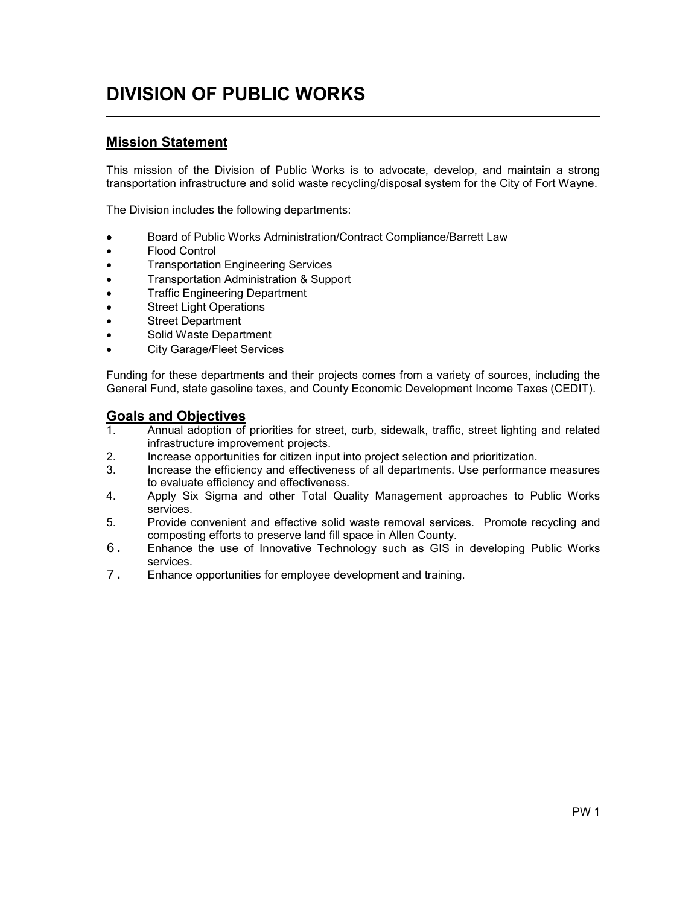# DIVISION OF PUBLIC WORKS

## Mission Statement

This mission of the Division of Public Works is to advocate, develop, and maintain a strong transportation infrastructure and solid waste recycling/disposal system for the City of Fort Wayne.

The Division includes the following departments:

- Board of Public Works Administration/Contract Compliance/Barrett Law
- Flood Control
- Transportation Engineering Services
- Transportation Administration & Support
- Traffic Engineering Department
- Street Light Operations
- Street Department
- Solid Waste Department
- City Garage/Fleet Services

Funding for these departments and their projects comes from a variety of sources, including the General Fund, state gasoline taxes, and County Economic Development Income Taxes (CEDIT).

## Goals and Objectives

1. Annual adoption of priorities for street, curb, sidewalk, traffic, street lighting and related infrastructure improvement projects.
2. Increase opportunities for citizen input into project selection and prioritization.
3. Increase the efficiency and effectiveness of all departments. Use performance measures to evaluate efficiency and effectiveness.
4. Apply Six Sigma and other Total Quality Management approaches to Public Works services.
5. Provide convenient and effective solid waste removal services. Promote recycling and composting efforts to preserve land fill space in Allen County.
6. Enhance the use of Innovative Technology such as GIS in developing Public Works services.
7. Enhance opportunities for employee development and training.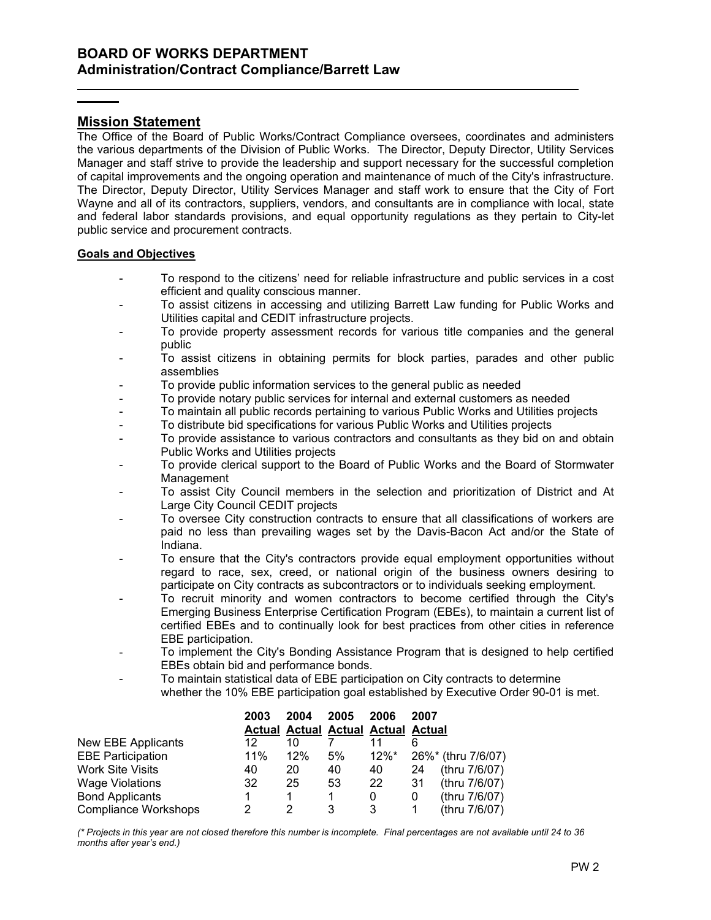# BOARD OF WORKS DEPARTMENT
## Administration/Contract Compliance/Barrett Law

## Mission Statement

The Office of the Board of Public Works/Contract Compliance oversees, coordinates and administers the various departments of the Division of Public Works. The Director, Deputy Director, Utility Services Manager and staff strive to provide the leadership and support necessary for the successful completion of capital improvements and the ongoing operation and maintenance of much of the City's infrastructure. The Director, Deputy Director, Utility Services Manager and staff work to ensure that the City of Fort Wayne and all of its contractors, suppliers, vendors, and consultants are in compliance with local, state and federal labor standards provisions, and equal opportunity regulations as they pertain to City-let public service and procurement contracts.

**Goals and Objectives**

- To respond to the citizens' need for reliable infrastructure and public services in a cost efficient and quality conscious manner.
- To assist citizens in accessing and utilizing Barrett Law funding for Public Works and Utilities capital and CEDIT infrastructure projects.
- To provide property assessment records for various title companies and the general public
- To assist citizens in obtaining permits for block parties, parades and other public assemblies
- To provide public information services to the general public as needed
- To provide notary public services for internal and external customers as needed
- To maintain all public records pertaining to various Public Works and Utilities projects
- To distribute bid specifications for various Public Works and Utilities projects
- To provide assistance to various contractors and consultants as they bid on and obtain Public Works and Utilities projects
- To provide clerical support to the Board of Public Works and the Board of Stormwater Management
- To assist City Council members in the selection and prioritization of District and At Large City Council CEDIT projects
- To oversee City construction contracts to ensure that all classifications of workers are paid no less than prevailing wages set by the Davis-Bacon Act and/or the State of Indiana.
- To ensure that the City's contractors provide equal employment opportunities without regard to race, sex, creed, or national origin of the business owners desiring to participate on City contracts as subcontractors or to individuals seeking employment.
- To recruit minority and women contractors to become certified through the City's Emerging Business Enterprise Certification Program (EBEs), to maintain a current list of certified EBEs and to continually look for best practices from other cities in reference EBE participation.
- To implement the City's Bonding Assistance Program that is designed to help certified EBEs obtain bid and performance bonds.
- To maintain statistical data of EBE participation on City contracts to determine whether the 10% EBE participation goal established by Executive Order 90-01 is met.

| | 2003 Actual | 2004 Actual | 2005 Actual | 2006 Actual | 2007 Actual |
|---|---|---|---|---|---|
| New EBE Applicants | 12 | 10 | 7 | 11 | 6 |
| EBE Participation | 11% | 12% | 5% | 12%* | 26%* (thru 7/6/07) |
| Work Site Visits | 40 | 20 | 40 | 40 | 24 (thru 7/6/07) |
| Wage Violations | 32 | 25 | 53 | 22 | 31 (thru 7/6/07) |
| Bond Applicants | 1 | 1 | 1 | 0 | 0 (thru 7/6/07) |
| Compliance Workshops | 2 | 2 | 3 | 3 | 1 (thru 7/6/07) |

*(\* Projects in this year are not closed therefore this number is incomplete. Final percentages are not available until 24 to 36 months after year's end.)*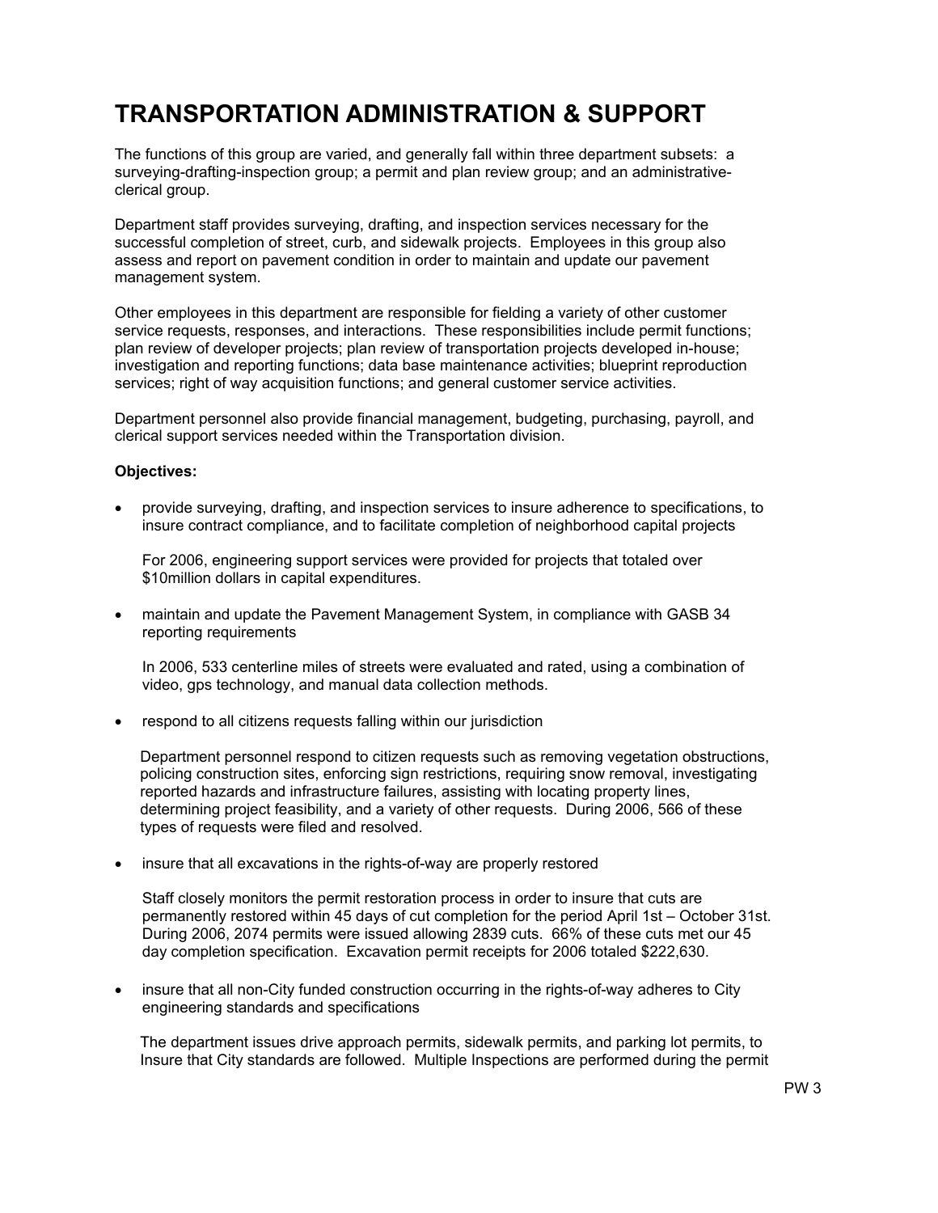# TRANSPORTATION ADMINISTRATION & SUPPORT

The functions of this group are varied, and generally fall within three department subsets: a surveying-drafting-inspection group; a permit and plan review group; and an administrative-clerical group.

Department staff provides surveying, drafting, and inspection services necessary for the successful completion of street, curb, and sidewalk projects. Employees in this group also assess and report on pavement condition in order to maintain and update our pavement management system.

Other employees in this department are responsible for fielding a variety of other customer service requests, responses, and interactions. These responsibilities include permit functions; plan review of developer projects; plan review of transportation projects developed in-house; investigation and reporting functions; data base maintenance activities; blueprint reproduction services; right of way acquisition functions; and general customer service activities.

Department personnel also provide financial management, budgeting, purchasing, payroll, and clerical support services needed within the Transportation division.

**Objectives:**

- provide surveying, drafting, and inspection services to insure adherence to specifications, to insure contract compliance, and to facilitate completion of neighborhood capital projects

  For 2006, engineering support services were provided for projects that totaled over $10million dollars in capital expenditures.

- maintain and update the Pavement Management System, in compliance with GASB 34 reporting requirements

  In 2006, 533 centerline miles of streets were evaluated and rated, using a combination of video, gps technology, and manual data collection methods.

- respond to all citizens requests falling within our jurisdiction

  Department personnel respond to citizen requests such as removing vegetation obstructions, policing construction sites, enforcing sign restrictions, requiring snow removal, investigating reported hazards and infrastructure failures, assisting with locating property lines, determining project feasibility, and a variety of other requests. During 2006, 566 of these types of requests were filed and resolved.

- insure that all excavations in the rights-of-way are properly restored

  Staff closely monitors the permit restoration process in order to insure that cuts are permanently restored within 45 days of cut completion for the period April 1st – October 31st. During 2006, 2074 permits were issued allowing 2839 cuts. 66% of these cuts met our 45 day completion specification. Excavation permit receipts for 2006 totaled $222,630.

- insure that all non-City funded construction occurring in the rights-of-way adheres to City engineering standards and specifications

  The department issues drive approach permits, sidewalk permits, and parking lot permits, to Insure that City standards are followed. Multiple Inspections are performed during the permit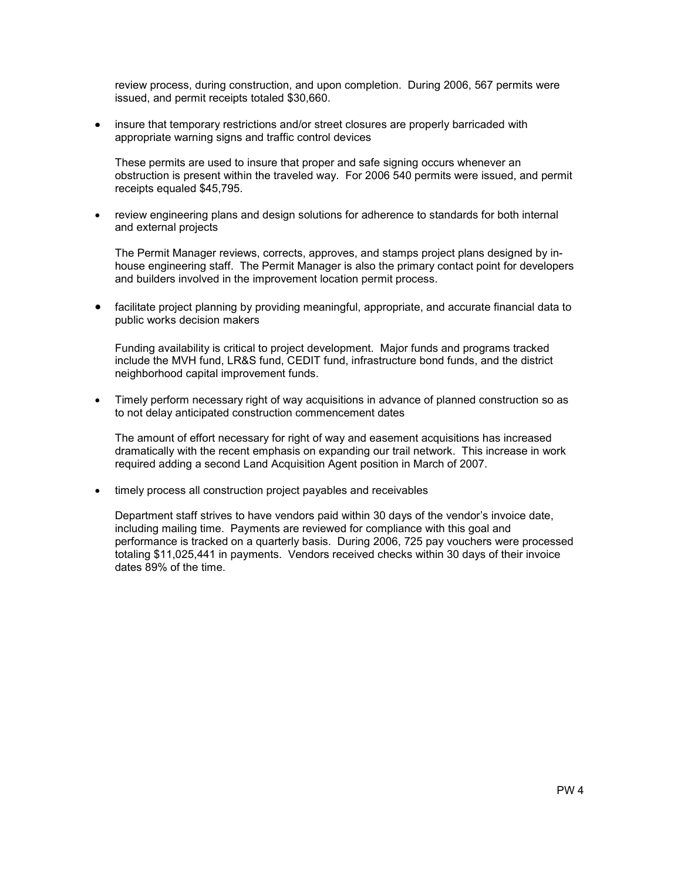review process, during construction, and upon completion. During 2006, 567 permits were issued, and permit receipts totaled $30,660.

- insure that temporary restrictions and/or street closures are properly barricaded with appropriate warning signs and traffic control devices

  These permits are used to insure that proper and safe signing occurs whenever an obstruction is present within the traveled way. For 2006 540 permits were issued, and permit receipts equaled $45,795.

- review engineering plans and design solutions for adherence to standards for both internal and external projects

  The Permit Manager reviews, corrects, approves, and stamps project plans designed by in-house engineering staff. The Permit Manager is also the primary contact point for developers and builders involved in the improvement location permit process.

- facilitate project planning by providing meaningful, appropriate, and accurate financial data to public works decision makers

  Funding availability is critical to project development. Major funds and programs tracked include the MVH fund, LR&S fund, CEDIT fund, infrastructure bond funds, and the district neighborhood capital improvement funds.

- Timely perform necessary right of way acquisitions in advance of planned construction so as to not delay anticipated construction commencement dates

  The amount of effort necessary for right of way and easement acquisitions has increased dramatically with the recent emphasis on expanding our trail network. This increase in work required adding a second Land Acquisition Agent position in March of 2007.

- timely process all construction project payables and receivables

  Department staff strives to have vendors paid within 30 days of the vendor's invoice date, including mailing time. Payments are reviewed for compliance with this goal and performance is tracked on a quarterly basis. During 2006, 725 pay vouchers were processed totaling $11,025,441 in payments. Vendors received checks within 30 days of their invoice dates 89% of the time.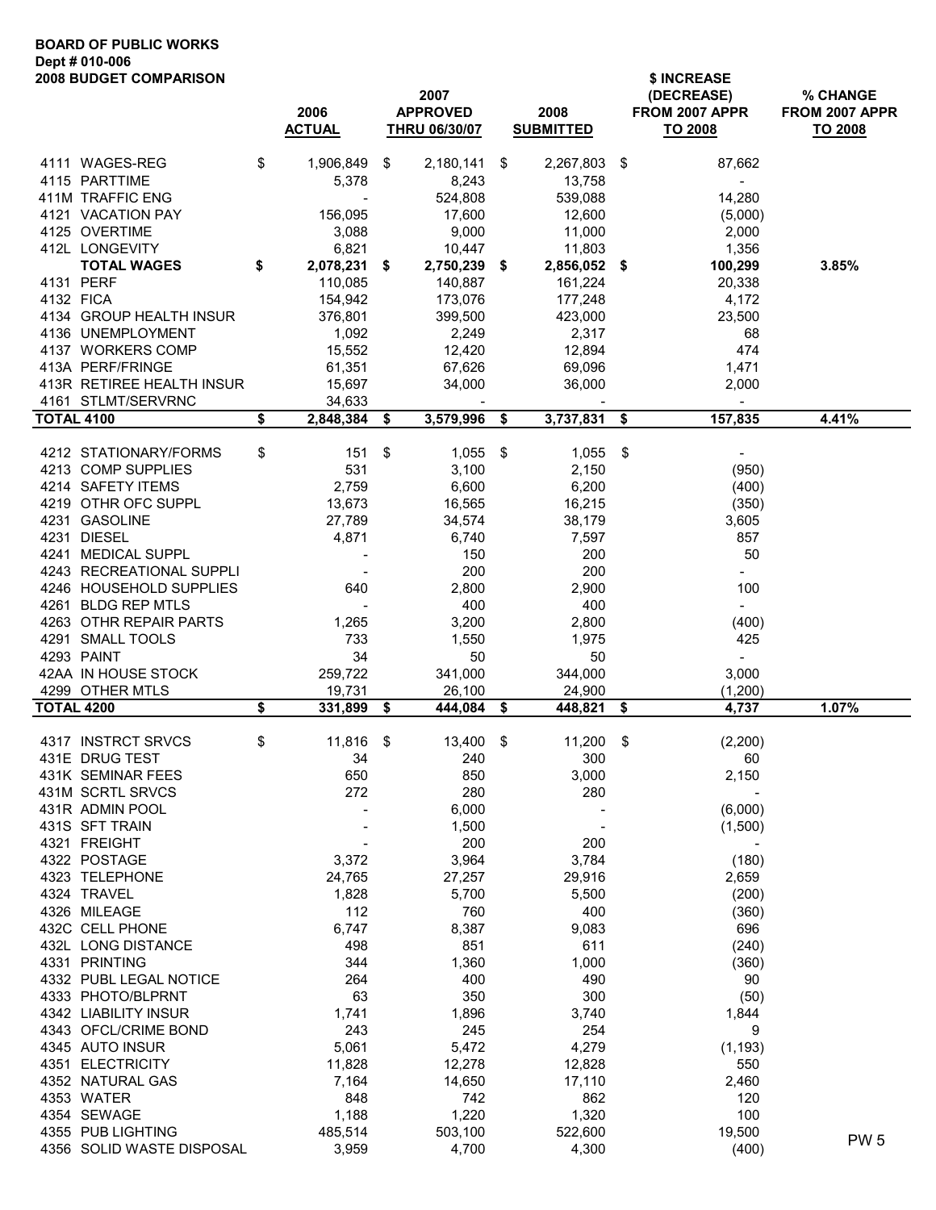**BOARD OF PUBLIC WORKS**
**Dept # 010-006**
**2008 BUDGET COMPARISON**

| | | 2006 ACTUAL | 2007 APPROVED THRU 06/30/07 | 2008 SUBMITTED | $ INCREASE (DECREASE) FROM 2007 APPR TO 2008 | % CHANGE FROM 2007 APPR TO 2008 |
|---|---|---|---|---|---|---|
| 4111 | WAGES-REG | $ 1,906,849 | $ 2,180,141 | $ 2,267,803 | $ 87,662 | |
| 4115 | PARTTIME | 5,378 | 8,243 | 13,758 | - | |
| 411M | TRAFFIC ENG | - | 524,808 | 539,088 | 14,280 | |
| 4121 | VACATION PAY | 156,095 | 17,600 | 12,600 | (5,000) | |
| 4125 | OVERTIME | 3,088 | 9,000 | 11,000 | 2,000 | |
| 412L | LONGEVITY | 6,821 | 10,447 | 11,803 | 1,356 | |
| | **TOTAL WAGES** | **$ 2,078,231** | **$ 2,750,239** | **$ 2,856,052** | **$ 100,299** | **3.85%** |
| 4131 | PERF | 110,085 | 140,887 | 161,224 | 20,338 | |
| 4132 | FICA | 154,942 | 173,076 | 177,248 | 4,172 | |
| 4134 | GROUP HEALTH INSUR | 376,801 | 399,500 | 423,000 | 23,500 | |
| 4136 | UNEMPLOYMENT | 1,092 | 2,249 | 2,317 | 68 | |
| 4137 | WORKERS COMP | 15,552 | 12,420 | 12,894 | 474 | |
| 413A | PERF/FRINGE | 61,351 | 67,626 | 69,096 | 1,471 | |
| 413R | RETIREE HEALTH INSUR | 15,697 | 34,000 | 36,000 | 2,000 | |
| 4161 | STLMT/SERVRNC | 34,633 | - | - | - | |
| **TOTAL 4100** | | **$ 2,848,384** | **$ 3,579,996** | **$ 3,737,831** | **$ 157,835** | **4.41%** |
| 4212 | STATIONARY/FORMS | $ 151 | $ 1,055 | $ 1,055 | $ - | |
| 4213 | COMP SUPPLIES | 531 | 3,100 | 2,150 | (950) | |
| 4214 | SAFETY ITEMS | 2,759 | 6,600 | 6,200 | (400) | |
| 4219 | OTHR OFC SUPPL | 13,673 | 16,565 | 16,215 | (350) | |
| 4231 | GASOLINE | 27,789 | 34,574 | 38,179 | 3,605 | |
| 4231 | DIESEL | 4,871 | 6,740 | 7,597 | 857 | |
| 4241 | MEDICAL SUPPL | - | 150 | 200 | 50 | |
| 4243 | RECREATIONAL SUPPLI | - | 200 | 200 | - | |
| 4246 | HOUSEHOLD SUPPLIES | 640 | 2,800 | 2,900 | 100 | |
| 4261 | BLDG REP MTLS | - | 400 | 400 | - | |
| 4263 | OTHR REPAIR PARTS | 1,265 | 3,200 | 2,800 | (400) | |
| 4291 | SMALL TOOLS | 733 | 1,550 | 1,975 | 425 | |
| 4293 | PAINT | 34 | 50 | 50 | - | |
| 42AA | IN HOUSE STOCK | 259,722 | 341,000 | 344,000 | 3,000 | |
| 4299 | OTHER MTLS | 19,731 | 26,100 | 24,900 | (1,200) | |
| **TOTAL 4200** | | **$ 331,899** | **$ 444,084** | **$ 448,821** | **$ 4,737** | **1.07%** |
| 4317 | INSTRCT SRVCS | $ 11,816 | $ 13,400 | $ 11,200 | $ (2,200) | |
| 431E | DRUG TEST | 34 | 240 | 300 | 60 | |
| 431K | SEMINAR FEES | 650 | 850 | 3,000 | 2,150 | |
| 431M | SCRTL SRVCS | 272 | 280 | 280 | - | |
| 431R | ADMIN POOL | - | 6,000 | - | (6,000) | |
| 431S | SFT TRAIN | - | 1,500 | - | (1,500) | |
| 4321 | FREIGHT | - | 200 | 200 | - | |
| 4322 | POSTAGE | 3,372 | 3,964 | 3,784 | (180) | |
| 4323 | TELEPHONE | 24,765 | 27,257 | 29,916 | 2,659 | |
| 4324 | TRAVEL | 1,828 | 5,700 | 5,500 | (200) | |
| 4326 | MILEAGE | 112 | 760 | 400 | (360) | |
| 432C | CELL PHONE | 6,747 | 8,387 | 9,083 | 696 | |
| 432L | LONG DISTANCE | 498 | 851 | 611 | (240) | |
| 4331 | PRINTING | 344 | 1,360 | 1,000 | (360) | |
| 4332 | PUBL LEGAL NOTICE | 264 | 400 | 490 | 90 | |
| 4333 | PHOTO/BLPRNT | 63 | 350 | 300 | (50) | |
| 4342 | LIABILITY INSUR | 1,741 | 1,896 | 3,740 | 1,844 | |
| 4343 | OFCL/CRIME BOND | 243 | 245 | 254 | 9 | |
| 4345 | AUTO INSUR | 5,061 | 5,472 | 4,279 | (1,193) | |
| 4351 | ELECTRICITY | 11,828 | 12,278 | 12,828 | 550 | |
| 4352 | NATURAL GAS | 7,164 | 14,650 | 17,110 | 2,460 | |
| 4353 | WATER | 848 | 742 | 862 | 120 | |
| 4354 | SEWAGE | 1,188 | 1,220 | 1,320 | 100 | |
| 4355 | PUB LIGHTING | 485,514 | 503,100 | 522,600 | 19,500 | |
| 4356 | SOLID WASTE DISPOSAL | 3,959 | 4,700 | 4,300 | (400) | |

PW 5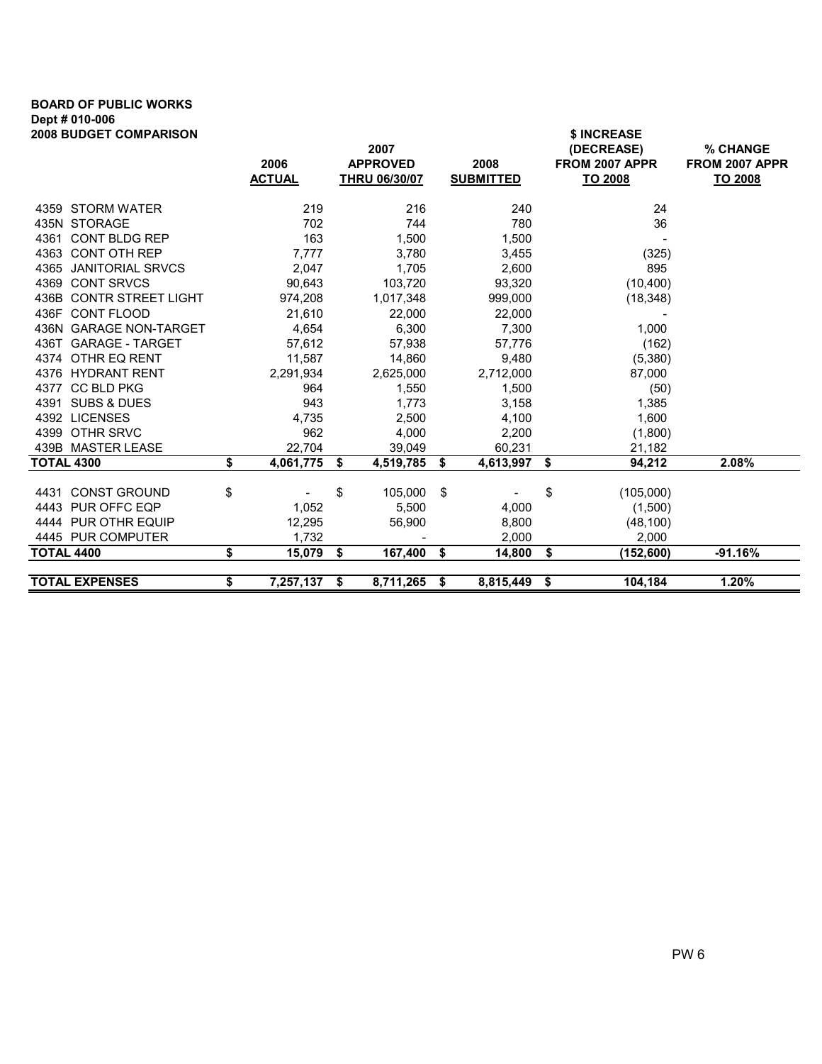**BOARD OF PUBLIC WORKS**
**Dept # 010-006**
**2008 BUDGET COMPARISON**

| | 2006 ACTUAL | 2007 APPROVED THRU 06/30/07 | 2008 SUBMITTED | $ INCREASE (DECREASE) FROM 2007 APPR TO 2008 | % CHANGE FROM 2007 APPR TO 2008 |
|---|---|---|---|---|---|
| 4359 STORM WATER | 219 | 216 | 240 | 24 | |
| 435N STORAGE | 702 | 744 | 780 | 36 | |
| 4361 CONT BLDG REP | 163 | 1,500 | 1,500 | - | |
| 4363 CONT OTH REP | 7,777 | 3,780 | 3,455 | (325) | |
| 4365 JANITORIAL SRVCS | 2,047 | 1,705 | 2,600 | 895 | |
| 4369 CONT SRVCS | 90,643 | 103,720 | 93,320 | (10,400) | |
| 436B CONTR STREET LIGHT | 974,208 | 1,017,348 | 999,000 | (18,348) | |
| 436F CONT FLOOD | 21,610 | 22,000 | 22,000 | - | |
| 436N GARAGE NON-TARGET | 4,654 | 6,300 | 7,300 | 1,000 | |
| 436T GARAGE - TARGET | 57,612 | 57,938 | 57,776 | (162) | |
| 4374 OTHR EQ RENT | 11,587 | 14,860 | 9,480 | (5,380) | |
| 4376 HYDRANT RENT | 2,291,934 | 2,625,000 | 2,712,000 | 87,000 | |
| 4377 CC BLD PKG | 964 | 1,550 | 1,500 | (50) | |
| 4391 SUBS & DUES | 943 | 1,773 | 3,158 | 1,385 | |
| 4392 LICENSES | 4,735 | 2,500 | 4,100 | 1,600 | |
| 4399 OTHR SRVC | 962 | 4,000 | 2,200 | (1,800) | |
| 439B MASTER LEASE | 22,704 | 39,049 | 60,231 | 21,182 | |
| **TOTAL 4300** | **$ 4,061,775** | **$ 4,519,785** | **$ 4,613,997** | **$ 94,212** | **2.08%** |
| 4431 CONST GROUND | $ - | $ 105,000 | $ - | $ (105,000) | |
| 4443 PUR OFFC EQP | 1,052 | 5,500 | 4,000 | (1,500) | |
| 4444 PUR OTHR EQUIP | 12,295 | 56,900 | 8,800 | (48,100) | |
| 4445 PUR COMPUTER | 1,732 | - | 2,000 | 2,000 | |
| **TOTAL 4400** | **$ 15,079** | **$ 167,400** | **$ 14,800** | **$ (152,600)** | **-91.16%** |
| **TOTAL EXPENSES** | **$ 7,257,137** | **$ 8,711,265** | **$ 8,815,449** | **$ 104,184** | **1.20%** |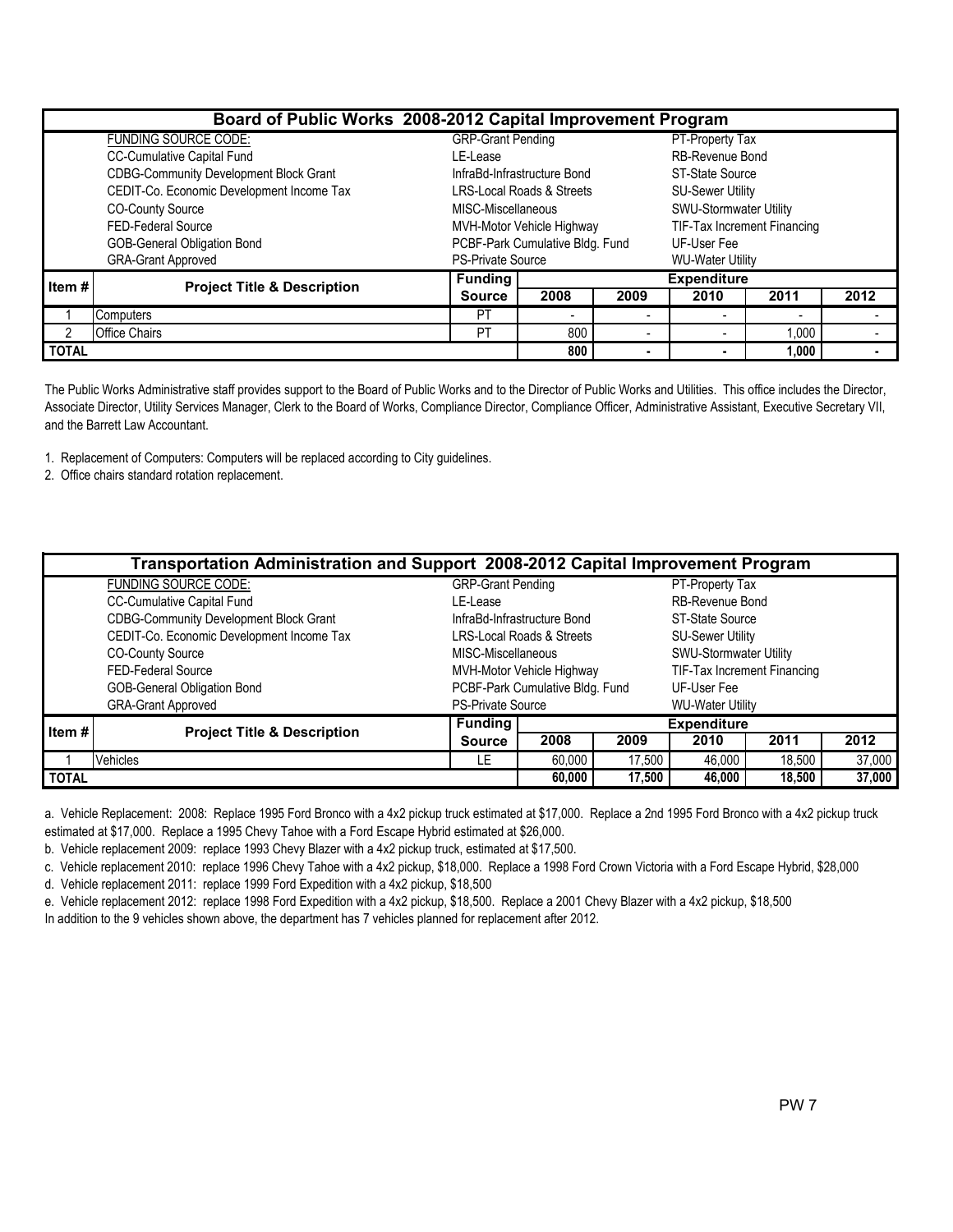## Board of Public Works 2008-2012 Capital Improvement Program

| FUNDING SOURCE CODE: | | |
|---|---|---|
| CC-Cumulative Capital Fund | GRP-Grant Pending | PT-Property Tax |
| CDBG-Community Development Block Grant | LE-Lease | RB-Revenue Bond |
| CEDIT-Co. Economic Development Income Tax | InfraBd-Infrastructure Bond | ST-State Source |
| CO-County Source | LRS-Local Roads & Streets | SU-Sewer Utility |
| FED-Federal Source | MISC-Miscellaneous | SWU-Stormwater Utility |
| GOB-General Obligation Bond | MVH-Motor Vehicle Highway | TIF-Tax Increment Financing |
| GRA-Grant Approved | PCBF-Park Cumulative Bldg. Fund | UF-User Fee |
| | PS-Private Source | WU-Water Utility |

| Item # | Project Title & Description | Funding Source | Expenditure 2008 | 2009 | 2010 | 2011 | 2012 |
|---|---|---|---|---|---|---|---|
| 1 | Computers | PT | - | - | - | - | - |
| 2 | Office Chairs | PT | 800 | - | - | 1,000 | - |
| **TOTAL** | | | **800** | **-** | **-** | **1,000** | **-** |

The Public Works Administrative staff provides support to the Board of Public Works and to the Director of Public Works and Utilities. This office includes the Director, Associate Director, Utility Services Manager, Clerk to the Board of Works, Compliance Director, Compliance Officer, Administrative Assistant, Executive Secretary VII, and the Barrett Law Accountant.

1. Replacement of Computers: Computers will be replaced according to City guidelines.
2. Office chairs standard rotation replacement.

## Transportation Administration and Support 2008-2012 Capital Improvement Program

| FUNDING SOURCE CODE: | | |
|---|---|---|
| CC-Cumulative Capital Fund | GRP-Grant Pending | PT-Property Tax |
| CDBG-Community Development Block Grant | LE-Lease | RB-Revenue Bond |
| CEDIT-Co. Economic Development Income Tax | InfraBd-Infrastructure Bond | ST-State Source |
| CO-County Source | LRS-Local Roads & Streets | SU-Sewer Utility |
| FED-Federal Source | MISC-Miscellaneous | SWU-Stormwater Utility |
| GOB-General Obligation Bond | MVH-Motor Vehicle Highway | TIF-Tax Increment Financing |
| GRA-Grant Approved | PCBF-Park Cumulative Bldg. Fund | UF-User Fee |
| | PS-Private Source | WU-Water Utility |

| Item # | Project Title & Description | Funding Source | Expenditure 2008 | 2009 | 2010 | 2011 | 2012 |
|---|---|---|---|---|---|---|---|
| 1 | Vehicles | LE | 60,000 | 17,500 | 46,000 | 18,500 | 37,000 |
| **TOTAL** | | | **60,000** | **17,500** | **46,000** | **18,500** | **37,000** |

a. Vehicle Replacement: 2008: Replace 1995 Ford Bronco with a 4x2 pickup truck estimated at $17,000. Replace a 2nd 1995 Ford Bronco with a 4x2 pickup truck estimated at $17,000. Replace a 1995 Chevy Tahoe with a Ford Escape Hybrid estimated at $26,000.

b. Vehicle replacement 2009: replace 1993 Chevy Blazer with a 4x2 pickup truck, estimated at $17,500.

c. Vehicle replacement 2010: replace 1996 Chevy Tahoe with a 4x2 pickup, $18,000. Replace a 1998 Ford Crown Victoria with a Ford Escape Hybrid, $28,000

d. Vehicle replacement 2011: replace 1999 Ford Expedition with a 4x2 pickup, $18,500

e. Vehicle replacement 2012: replace 1998 Ford Expedition with a 4x2 pickup, $18,500. Replace a 2001 Chevy Blazer with a 4x2 pickup, $18,500

In addition to the 9 vehicles shown above, the department has 7 vehicles planned for replacement after 2012.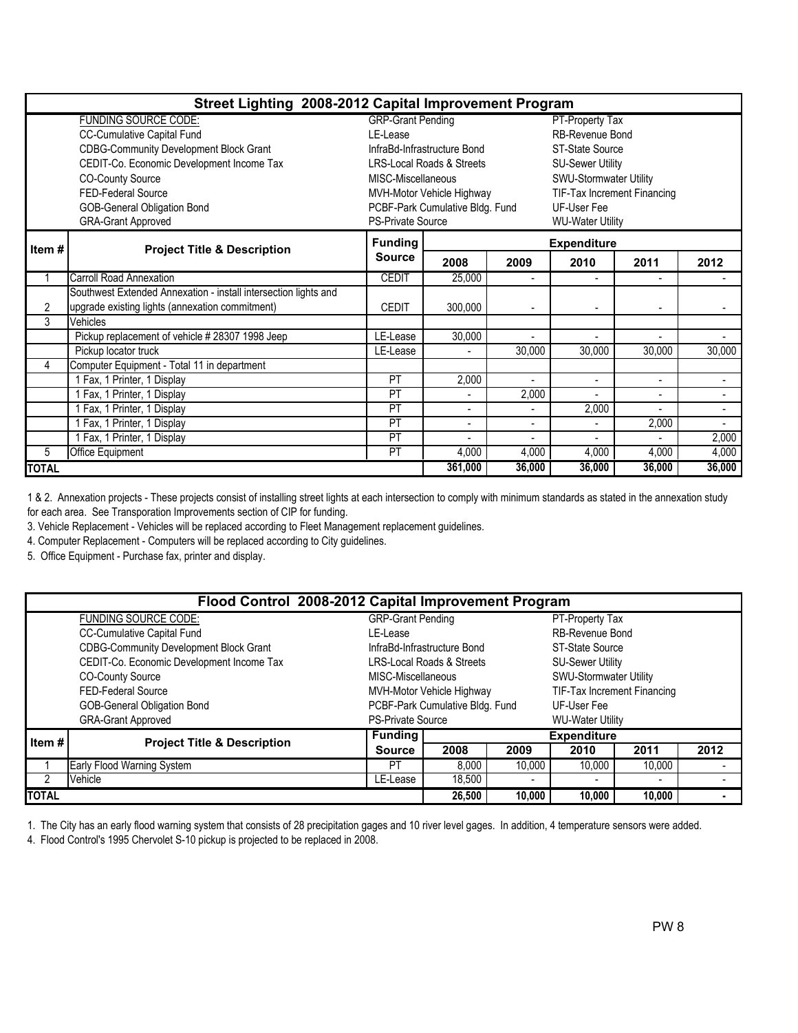## Street Lighting 2008-2012 Capital Improvement Program

| FUNDING SOURCE CODE: | | |
|---|---|---|
| CC-Cumulative Capital Fund | GRP-Grant Pending | PT-Property Tax |
| CDBG-Community Development Block Grant | LE-Lease | RB-Revenue Bond |
| CEDIT-Co. Economic Development Income Tax | InfraBd-Infrastructure Bond | ST-State Source |
| CO-County Source | LRS-Local Roads & Streets | SU-Sewer Utility |
| FED-Federal Source | MISC-Miscellaneous | SWU-Stormwater Utility |
| GOB-General Obligation Bond | MVH-Motor Vehicle Highway | TIF-Tax Increment Financing |
| GRA-Grant Approved | PCBF-Park Cumulative Bldg. Fund | UF-User Fee |
| | PS-Private Source | WU-Water Utility |

| Item # | Project Title & Description | Funding Source | Expenditure | | | | |
|---|---|---|---|---|---|---|---|
| | | | 2008 | 2009 | 2010 | 2011 | 2012 |
| 1 | Carroll Road Annexation | CEDIT | 25,000 | - | - | - | - |
| 2 | Southwest Extended Annexation - install intersection lights and upgrade existing lights (annexation commitment) | CEDIT | 300,000 | - | - | - | - |
| 3 | Vehicles | | | | | | |
| | Pickup replacement of vehicle # 28307 1998 Jeep | LE-Lease | 30,000 | - | - | - | - |
| | Pickup locator truck | LE-Lease | - | 30,000 | 30,000 | 30,000 | 30,000 |
| 4 | Computer Equipment - Total 11 in department | | | | | | |
| | 1 Fax, 1 Printer, 1 Display | PT | 2,000 | - | - | - | - |
| | 1 Fax, 1 Printer, 1 Display | PT | - | 2,000 | - | - | - |
| | 1 Fax, 1 Printer, 1 Display | PT | - | - | 2,000 | - | - |
| | 1 Fax, 1 Printer, 1 Display | PT | - | - | - | 2,000 | - |
| | 1 Fax, 1 Printer, 1 Display | PT | - | - | - | - | 2,000 |
| 5 | Office Equipment | PT | 4,000 | 4,000 | 4,000 | 4,000 | 4,000 |
| **TOTAL** | | | **361,000** | **36,000** | **36,000** | **36,000** | **36,000** |

1 & 2. Annexation projects - These projects consist of installing street lights at each intersection to comply with minimum standards as stated in the annexation study for each area. See Transporation Improvements section of CIP for funding.

3. Vehicle Replacement - Vehicles will be replaced according to Fleet Management replacement guidelines.

4. Computer Replacement - Computers will be replaced according to City guidelines.

5. Office Equipment - Purchase fax, printer and display.

## Flood Control 2008-2012 Capital Improvement Program

| FUNDING SOURCE CODE: | | |
|---|---|---|
| CC-Cumulative Capital Fund | GRP-Grant Pending | PT-Property Tax |
| CDBG-Community Development Block Grant | LE-Lease | RB-Revenue Bond |
| CEDIT-Co. Economic Development Income Tax | InfraBd-Infrastructure Bond | ST-State Source |
| CO-County Source | LRS-Local Roads & Streets | SU-Sewer Utility |
| FED-Federal Source | MISC-Miscellaneous | SWU-Stormwater Utility |
| GOB-General Obligation Bond | MVH-Motor Vehicle Highway | TIF-Tax Increment Financing |
| GRA-Grant Approved | PCBF-Park Cumulative Bldg. Fund | UF-User Fee |
| | PS-Private Source | WU-Water Utility |

| Item # | Project Title & Description | Funding Source | Expenditure | | | | |
|---|---|---|---|---|---|---|---|
| | | | 2008 | 2009 | 2010 | 2011 | 2012 |
| 1 | Early Flood Warning System | PT | 8,000 | 10,000 | 10,000 | 10,000 | - |
| 2 | Vehicle | LE-Lease | 18,500 | - | - | - | - |
| **TOTAL** | | | **26,500** | **10,000** | **10,000** | **10,000** | **-** |

1. The City has an early flood warning system that consists of 28 precipitation gages and 10 river level gages. In addition, 4 temperature sensors were added.

4. Flood Control's 1995 Chevrolet S-10 pickup is projected to be replaced in 2008.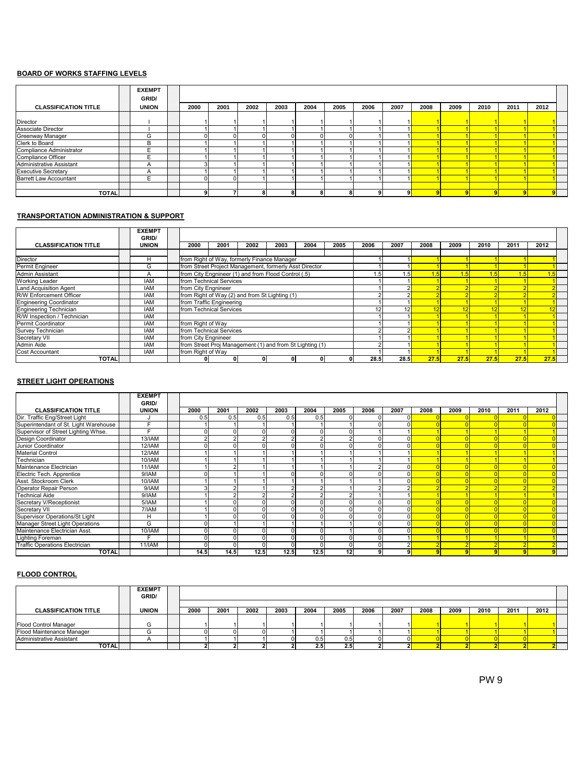## BOARD OF WORKS STAFFING LEVELS

| CLASSIFICATION TITLE | EXEMPT GRID/ UNION | 2000 | 2001 | 2002 | 2003 | 2004 | 2005 | 2006 | 2007 | 2008 | 2009 | 2010 | 2011 | 2012 |
|---|---|---|---|---|---|---|---|---|---|---|---|---|---|---|
| Director | I | 1 | 1 | 1 | 1 | 1 | 1 | 1 | 1 | 1 | 1 | 1 | 1 | 1 |
| Associate Director | I | 1 | 1 | 1 | 1 | 1 | 1 | 1 | 1 | 1 | 1 | 1 | 1 | 1 |
| Greenway Manager | G | 0 | 0 | 0 | 0 | 0 | 0 | 1 | 1 | 1 | 1 | 1 | 1 | 1 |
| Clerk to Board | B | 1 | 1 | 1 | 1 | 1 | 1 | 1 | 1 | 1 | 1 | 1 | 1 | 1 |
| Compliance Administrator | E | 1 | 1 | 1 | 1 | 1 | 1 | 1 | 1 | 1 | 1 | 1 | 1 | 1 |
| Compliance Officer | E | 1 | 1 | 1 | 1 | 1 | 1 | 1 | 1 | 1 | 1 | 1 | 1 | 1 |
| Administrative Assistant | A | 3 | 1 | 1 | 1 | 1 | 1 | 1 | 1 | 1 | 1 | 1 | 1 | 1 |
| Executive Secretary | A | 1 | 1 | 1 | 1 | 1 | 1 | 1 | 1 | 1 | 1 | 1 | 1 | 1 |
| Barrett Law Accountant | E | 0 | 0 | 1 | 1 | 1 | 1 | 1 | 1 | 1 | 1 | 1 | 1 | 1 |
| **TOTAL** | | 9 | 7 | 8 | 8 | 8 | 8 | 9 | 9 | 9 | 9 | 9 | 9 | 9 |

## TRANSPORTATION ADMINISTRATION & SUPPORT

| CLASSIFICATION TITLE | EXEMPT GRID/ UNION | 2000 | 2001 | 2002 | 2003 | 2004 | 2005 | 2006 | 2007 | 2008 | 2009 | 2010 | 2011 | 2012 |
|---|---|---|---|---|---|---|---|---|---|---|---|---|---|---|
| Director | H | from Right of Way, formerly Finance Manager | | | | | | 1 | 1 | 1 | 1 | 1 | 1 | 1 |
| Permit Engineer | G | from Street Project Management, formerly Asst Director | | | | | | 1 | 1 | 1 | 1 | 1 | 1 | 1 |
| Admin Assistant | A | from City Engnineer (1) and from Flood Control (.5) | | | | | | 1.5 | 1.5 | 1.5 | 1.5 | 1.5 | 1.5 | 1.5 |
| Working Leader | IAM | from Technical Services | | | | | | 1 | 1 | 1 | 1 | 1 | 1 | 1 |
| Land Acquisition Agent | IAM | from City Engnineer | | | | | | 1 | 2 | 2 | 2 | 2 | 2 | 2 |
| R/W Enforcement Officer | IAM | from Right of Way (2) and from St Lighting (1) | | | | | | 2 | 2 | 2 | 2 | 2 | 2 | 2 |
| Engineering Coordinator | IAM | from Traffic Engineering | | | | | | 1 | 1 | 1 | 1 | 1 | 1 | 1 |
| Engineering Technician | IAM | from Technical Services | | | | | | 12 | 12 | 12 | 12 | 12 | 12 | 12 |
| R/W Inspection / Technician | IAM | | | | | | | 1 | 1 | 1 | 1 | 1 | 1 | 1 |
| Permit Coordinator | IAM | from Right of Way | | | | | | 1 | 1 | 1 | 1 | 1 | 1 | 1 |
| Survey Technician | IAM | from Technical Services | | | | | | 2 | 2 | 1 | 1 | 1 | 1 | 1 |
| Secretary VII | IAM | from City Engnineer | | | | | | 1 | 1 | 1 | 1 | 1 | 1 | 1 |
| Admin Aide | IAM | from Street Proj Management (1) and from St Lighting (1) | | | | | | 2 | 1 | 1 | 1 | 1 | 1 | 1 |
| Cost Accountant | IAM | from Right of Way | | | | | | 1 | 1 | 1 | 1 | 1 | 1 | 1 |
| **TOTAL** | | 0 | 0 | 0 | 0 | 0 | 0 | 28.5 | 28.5 | 27.5 | 27.5 | 27.5 | 27.5 | 27.5 |

## STREET LIGHT OPERATIONS

| CLASSIFICATION TITLE | EXEMPT GRID/ UNION | 2000 | 2001 | 2002 | 2003 | 2004 | 2005 | 2006 | 2007 | 2008 | 2009 | 2010 | 2011 | 2012 |
|---|---|---|---|---|---|---|---|---|---|---|---|---|---|---|
| Dir. Traffic Eng/Street Light | J | 0.5 | 0.5 | 0.5 | 0.5 | 0.5 | 0 | 0 | 0 | 0 | 0 | 0 | 0 | 0 |
| Superintendant of St. Light Warehouse | F | 1 | 1 | 1 | 1 | 1 | 1 | 0 | 0 | 0 | 0 | 0 | 0 | 0 |
| Supervisor of Street Lighting Whse. | F | 0 | 0 | 0 | 0 | 0 | 0 | 1 | 1 | 1 | 1 | 1 | 1 | 1 |
| Design Coordinator | 13/IAM | 2 | 2 | 2 | 2 | 2 | 2 | 0 | 0 | 0 | 0 | 0 | 0 | 0 |
| Junior Coordinator | 12/IAM | 0 | 0 | 0 | 0 | 0 | 0 | 0 | 0 | 0 | 0 | 0 | 0 | 0 |
| Material Control | 12/IAM | 1 | 1 | 1 | 1 | 1 | 1 | 1 | 1 | 1 | 1 | 1 | 1 | 1 |
| Technician | 10/IAM | 1 | 1 | 1 | 1 | 1 | 1 | 1 | 1 | 1 | 1 | 1 | 1 | 1 |
| Maintenance Electrician | 11/IAM | 1 | 2 | 1 | 1 | 1 | 1 | 2 | 0 | 0 | 0 | 0 | 0 | 0 |
| Electric Tech. Apprentice | 9/IAM | 0 | 1 | 1 | 0 | 0 | 0 | 0 | 0 | 0 | 0 | 0 | 0 | 0 |
| Asst. Stockroom Clerk | 10/IAM | 1 | 1 | 1 | 1 | 1 | 1 | 1 | 0 | 0 | 0 | 0 | 0 | 0 |
| Operator Repair Person | 9/IAM | 3 | 2 | 1 | 2 | 2 | 1 | 2 | 2 | 2 | 2 | 2 | 2 | 2 |
| Technical Aide | 9/IAM | 1 | 2 | 2 | 2 | 2 | 2 | 1 | 1 | 1 | 1 | 1 | 1 | 1 |
| Secretary V/Receptionist | 5/IAM | 1 | 0 | 0 | 0 | 0 | 0 | 0 | 0 | 0 | 0 | 0 | 0 | 0 |
| Secretary VII | 7/IAM | 1 | 0 | 0 | 0 | 0 | 0 | 0 | 0 | 0 | 0 | 0 | 0 | 0 |
| Supervisor Operations/St Light | H | 1 | 0 | 0 | 0 | 0 | 0 | 0 | 0 | 0 | 0 | 0 | 0 | 0 |
| Manager Street Light Operations | G | 0 | 1 | 1 | 1 | 1 | 1 | 0 | 0 | 0 | 0 | 0 | 0 | 0 |
| Maintenance Electrician Asst. | 10/IAM | 0 | 0 | 0 | 0 | 0 | 1 | 0 | 0 | 0 | 0 | 0 | 0 | 0 |
| Lighting Foreman | F | 0 | 0 | 0 | 0 | 0 | 0 | 0 | 1 | 1 | 1 | 1 | 1 | 1 |
| Traffic Operations Electrician | 11/IAM | 0 | 0 | 0 | 0 | 0 | 0 | 0 | 2 | 2 | 2 | 2 | 2 | 2 |
| **TOTAL** | | 14.5 | 14.5 | 12.5 | 12.5 | 12.5 | 12 | 9 | 9 | 9 | 9 | 9 | 9 | 9 |

## FLOOD CONTROL

| CLASSIFICATION TITLE | EXEMPT GRID/ UNION | 2000 | 2001 | 2002 | 2003 | 2004 | 2005 | 2006 | 2007 | 2008 | 2009 | 2010 | 2011 | 2012 |
|---|---|---|---|---|---|---|---|---|---|---|---|---|---|---|
| Flood Control Manager | G | 1 | 1 | 1 | 1 | 1 | 1 | 1 | 1 | 1 | 1 | 1 | 1 | 1 |
| Flood Maintenance Manager | G | 0 | 0 | 0 | 1 | 1 | 1 | 1 | 1 | 1 | 1 | 1 | 1 | 1 |
| Administrative Assistant | A | 1 | 1 | 1 | 0 | 0.5 | 0.5 | 0 | 0 | 0 | 0 | 0 | 0 | |
| **TOTAL** | | 2 | 2 | 2 | 2 | 2.5 | 2.5 | 2 | 2 | 2 | 2 | 2 | 2 | 2 |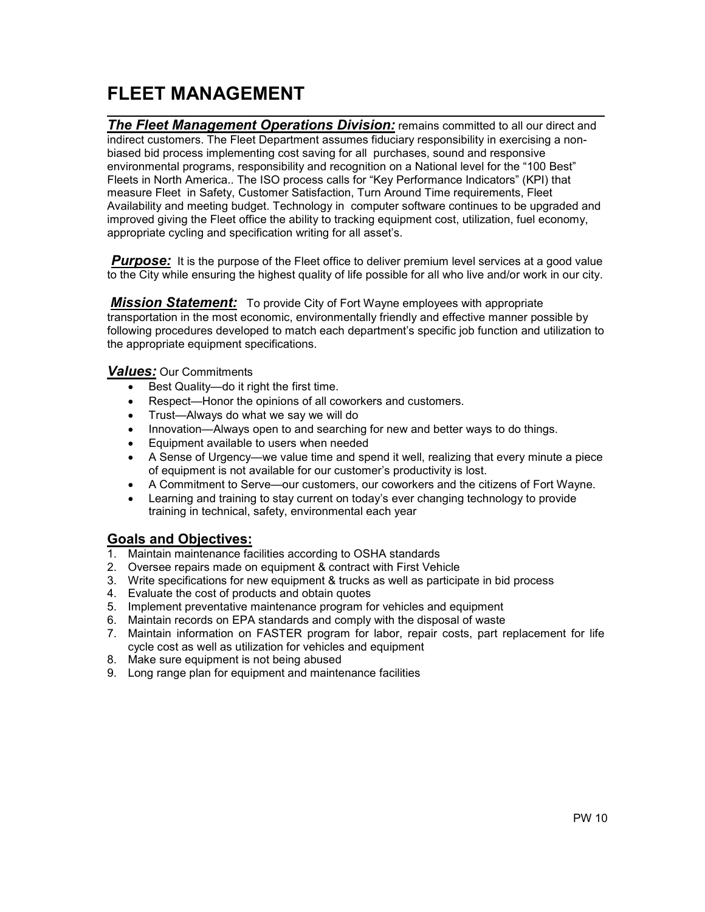# FLEET MANAGEMENT

***The Fleet Management Operations Division:*** remains committed to all our direct and indirect customers. The Fleet Department assumes fiduciary responsibility in exercising a non-biased bid process implementing cost saving for all purchases, sound and responsive environmental programs, responsibility and recognition on a National level for the "100 Best" Fleets in North America.. The ISO process calls for "Key Performance Indicators" (KPI) that measure Fleet in Safety, Customer Satisfaction, Turn Around Time requirements, Fleet Availability and meeting budget. Technology in computer software continues to be upgraded and improved giving the Fleet office the ability to tracking equipment cost, utilization, fuel economy, appropriate cycling and specification writing for all asset's.

***Purpose:*** It is the purpose of the Fleet office to deliver premium level services at a good value to the City while ensuring the highest quality of life possible for all who live and/or work in our city.

***Mission Statement:*** To provide City of Fort Wayne employees with appropriate transportation in the most economic, environmentally friendly and effective manner possible by following procedures developed to match each department's specific job function and utilization to the appropriate equipment specifications.

***Values:*** Our Commitments

- Best Quality—do it right the first time.
- Respect—Honor the opinions of all coworkers and customers.
- Trust—Always do what we say we will do
- Innovation—Always open to and searching for new and better ways to do things.
- Equipment available to users when needed
- A Sense of Urgency—we value time and spend it well, realizing that every minute a piece of equipment is not available for our customer's productivity is lost.
- A Commitment to Serve—our customers, our coworkers and the citizens of Fort Wayne.
- Learning and training to stay current on today's ever changing technology to provide training in technical, safety, environmental each year

## Goals and Objectives:

1. Maintain maintenance facilities according to OSHA standards
2. Oversee repairs made on equipment & contract with First Vehicle
3. Write specifications for new equipment & trucks as well as participate in bid process
4. Evaluate the cost of products and obtain quotes
5. Implement preventative maintenance program for vehicles and equipment
6. Maintain records on EPA standards and comply with the disposal of waste
7. Maintain information on FASTER program for labor, repair costs, part replacement for life cycle cost as well as utilization for vehicles and equipment
8. Make sure equipment is not being abused
9. Long range plan for equipment and maintenance facilities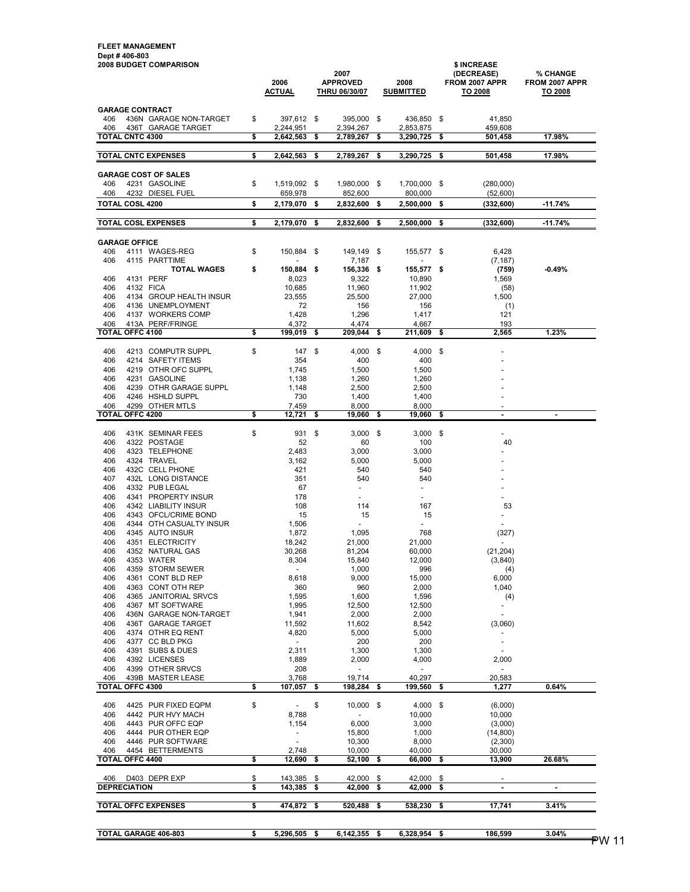**FLEET MANAGEMENT**
**Dept # 406-803**
**2008 BUDGET COMPARISON**

| | | 2006 ACTUAL | 2007 APPROVED THRU 06/30/07 | 2008 SUBMITTED | $ INCREASE (DECREASE) FROM 2007 APPR TO 2008 | % CHANGE FROM 2007 APPR TO 2008 |
|---|---|---|---|---|---|---|
| **GARAGE CONTRACT** | | | | | | |
| 406 | 436N GARAGE NON-TARGET | $ 397,612 | $ 395,000 | $ 436,850 | $ 41,850 | |
| 406 | 436T GARAGE TARGET | 2,244,951 | 2,394,267 | 2,853,875 | 459,608 | |
| **TOTAL CNTC 4300** | | **$ 2,642,563** | **$ 2,789,267** | **$ 3,290,725** | **$ 501,458** | **17.98%** |
| **TOTAL CNTC EXPENSES** | | **$ 2,642,563** | **$ 2,789,267** | **$ 3,290,725** | **$ 501,458** | **17.98%** |
| **GARAGE COST OF SALES** | | | | | | |
| 406 | 4231 GASOLINE | $ 1,519,092 | $ 1,980,000 | $ 1,700,000 | $ (280,000) | |
| 406 | 4232 DIESEL FUEL | 659,978 | 852,600 | 800,000 | (52,600) | |
| **TOTAL COSL 4200** | | **$ 2,179,070** | **$ 2,832,600** | **$ 2,500,000** | **$ (332,600)** | **-11.74%** |
| **TOTAL COSL EXPENSES** | | **$ 2,179,070** | **$ 2,832,600** | **$ 2,500,000** | **$ (332,600)** | **-11.74%** |
| **GARAGE OFFICE** | | | | | | |
| 406 | 4111 WAGES-REG | $ 150,884 | $ 149,149 | $ 155,577 | $ 6,428 | |
| 406 | 4115 PARTTIME | - | 7,187 | - | (7,187) | |
| | **TOTAL WAGES** | **$ 150,884** | **$ 156,336** | **$ 155,577** | **$ (759)** | **-0.49%** |
| 406 | 4131 PERF | 8,023 | 9,322 | 10,890 | 1,569 | |
| 406 | 4132 FICA | 10,685 | 11,960 | 11,902 | (58) | |
| 406 | 4134 GROUP HEALTH INSUR | 23,555 | 25,500 | 27,000 | 1,500 | |
| 406 | 4136 UNEMPLOYMENT | 72 | 156 | 156 | (1) | |
| 406 | 4137 WORKERS COMP | 1,428 | 1,296 | 1,417 | 121 | |
| 406 | 413A PERF/FRINGE | 4,372 | 4,474 | 4,667 | 193 | |
| **TOTAL OFFC 4100** | | **$ 199,019** | **$ 209,044** | **$ 211,609** | **$ 2,565** | **1.23%** |
| 406 | 4213 COMPUTR SUPPL | $ 147 | $ 4,000 | $ 4,000 | $ - | |
| 406 | 4214 SAFETY ITEMS | 354 | 400 | 400 | - | |
| 406 | 4219 OTHR OFC SUPPL | 1,745 | 1,500 | 1,500 | - | |
| 406 | 4231 GASOLINE | 1,138 | 1,260 | 1,260 | - | |
| 406 | 4239 OTHR GARAGE SUPPL | 1,148 | 2,500 | 2,500 | - | |
| 406 | 4246 HSHLD SUPPL | 730 | 1,400 | 1,400 | - | |
| 406 | 4299 OTHER MTLS | 7,459 | 8,000 | 8,000 | - | |
| **TOTAL OFFC 4200** | | **$ 12,721** | **$ 19,060** | **$ 19,060** | **$ -** | **-** |
| 406 | 431K SEMINAR FEES | $ 931 | $ 3,000 | $ 3,000 | $ - | |
| 406 | 4322 POSTAGE | 52 | 60 | 100 | 40 | |
| 406 | 4323 TELEPHONE | 2,483 | 3,000 | 3,000 | - | |
| 406 | 4324 TRAVEL | 3,162 | 5,000 | 5,000 | - | |
| 406 | 432C CELL PHONE | 421 | 540 | 540 | - | |
| 407 | 432L LONG DISTANCE | 351 | 540 | 540 | - | |
| 406 | 4332 PUB LEGAL | 67 | - | - | - | |
| 406 | 4341 PROPERTY INSUR | 178 | - | - | - | |
| 406 | 4342 LIABILITY INSUR | 108 | 114 | 167 | 53 | |
| 406 | 4343 OFCL/CRIME BOND | 15 | 15 | 15 | - | |
| 406 | 4344 OTH CASUALTY INSUR | 1,506 | - | - | - | |
| 406 | 4345 AUTO INSUR | 1,872 | 1,095 | 768 | (327) | |
| 406 | 4351 ELECTRICITY | 18,242 | 21,000 | 21,000 | - | |
| 406 | 4352 NATURAL GAS | 30,268 | 81,204 | 60,000 | (21,204) | |
| 406 | 4353 WATER | 8,304 | 15,840 | 12,000 | (3,840) | |
| 406 | 4359 STORM SEWER | - | 1,000 | 996 | (4) | |
| 406 | 4361 CONT BLD REP | 8,618 | 9,000 | 15,000 | 6,000 | |
| 406 | 4363 CONT OTH REP | 360 | 960 | 2,000 | 1,040 | |
| 406 | 4365 JANITORIAL SRVCS | 1,595 | 1,600 | 1,596 | (4) | |
| 406 | 4367 MT SOFTWARE | 1,995 | 12,500 | 12,500 | - | |
| 406 | 436N GARAGE NON-TARGET | 1,941 | 2,000 | 2,000 | - | |
| 406 | 436T GARAGE TARGET | 11,592 | 11,602 | 8,542 | (3,060) | |
| 406 | 4374 OTHR EQ RENT | 4,820 | 5,000 | 5,000 | - | |
| 406 | 4377 CC BLD PKG | - | 200 | 200 | - | |
| 406 | 4391 SUBS & DUES | 2,311 | 1,300 | 1,300 | - | |
| 406 | 4392 LICENSES | 1,889 | 2,000 | 4,000 | 2,000 | |
| 406 | 4399 OTHER SRVCS | 208 | - | - | - | |
| 406 | 439B MASTER LEASE | 3,768 | 19,714 | 40,297 | 20,583 | |
| **TOTAL OFFC 4300** | | **$ 107,057** | **$ 198,284** | **$ 199,560** | **$ 1,277** | **0.64%** |
| 406 | 4425 PUR FIXED EQPM | $ - | $ 10,000 | $ 4,000 | $ (6,000) | |
| 406 | 4442 PUR HVY MACH | 8,788 | - | 10,000 | 10,000 | |
| 406 | 4443 PUR OFFC EQP | 1,154 | 6,000 | 3,000 | (3,000) | |
| 406 | 4444 PUR OTHER EQP | - | 15,800 | 1,000 | (14,800) | |
| 406 | 4446 PUR SOFTWARE | - | 10,300 | 8,000 | (2,300) | |
| 406 | 4454 BETTERMENTS | 2,748 | 10,000 | 40,000 | 30,000 | |
| **TOTAL OFFC 4400** | | **$ 12,690** | **$ 52,100** | **$ 66,000** | **$ 13,900** | **26.68%** |
| 406 | D403 DEPR EXP | $ 143,385 | $ 42,000 | $ 42,000 | $ - | |
| **DEPRECIATION** | | **$ 143,385** | **$ 42,000** | **$ 42,000** | **$ -** | **-** |
| **TOTAL OFFC EXPENSES** | | **$ 474,872** | **$ 520,488** | **$ 538,230** | **$ 17,741** | **3.41%** |
| **TOTAL GARAGE 406-803** | | **$ 5,296,505** | **$ 6,142,355** | **$ 6,328,954** | **$ 186,599** | **3.04%** |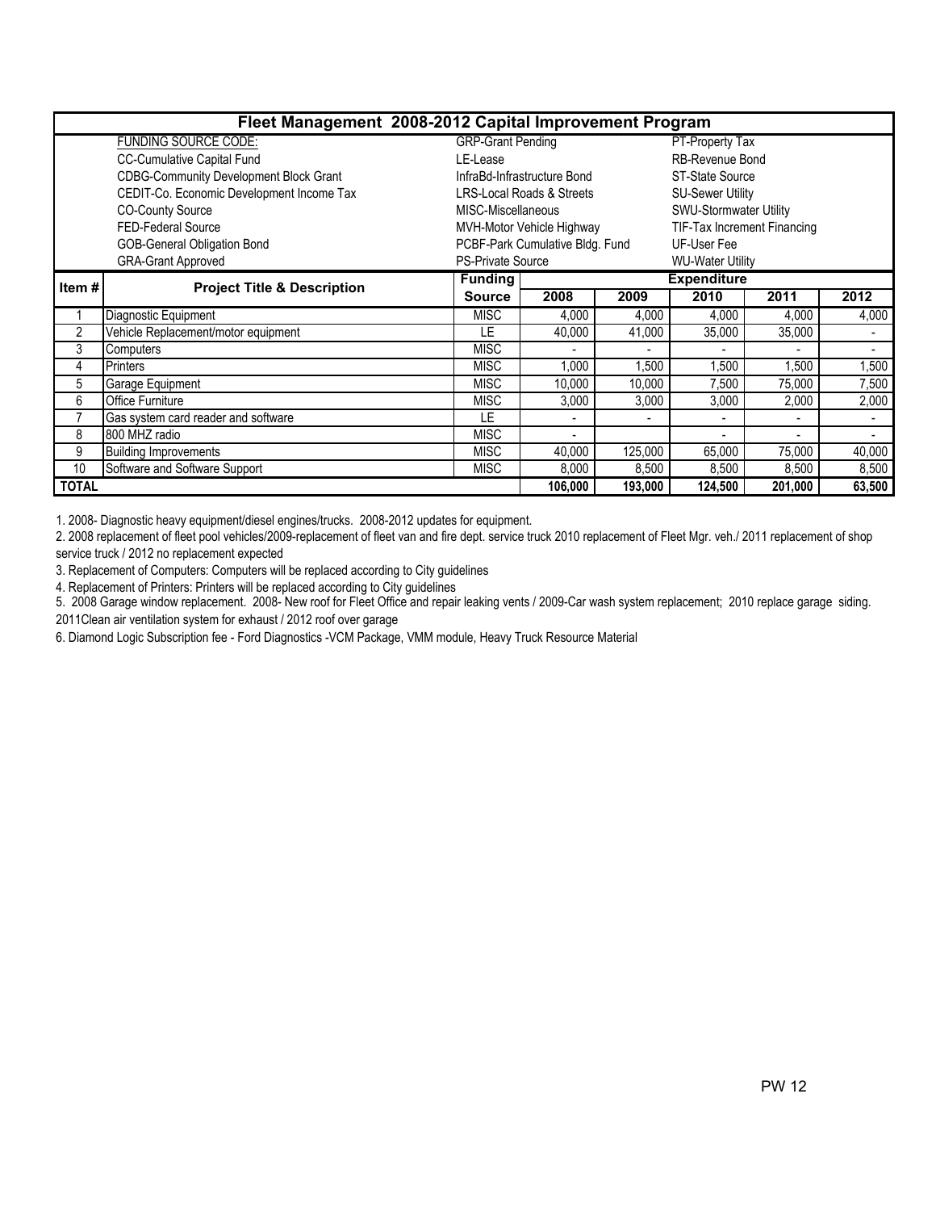# Fleet Management 2008-2012 Capital Improvement Program

| FUNDING SOURCE CODE: | | |
|---|---|---|
| CC-Cumulative Capital Fund | LE-Lease | RB-Revenue Bond |
| CDBG-Community Development Block Grant | InfraBd-Infrastructure Bond | ST-State Source |
| CEDIT-Co. Economic Development Income Tax | LRS-Local Roads & Streets | SU-Sewer Utility |
| CO-County Source | MISC-Miscellaneous | SWU-Stormwater Utility |
| FED-Federal Source | MVH-Motor Vehicle Highway | TIF-Tax Increment Financing |
| GOB-General Obligation Bond | PCBF-Park Cumulative Bldg. Fund | UF-User Fee |
| GRA-Grant Approved | PS-Private Source | WU-Water Utility |
| | GRP-Grant Pending | PT-Property Tax |

| Item # | Project Title & Description | Funding Source | Expenditure | | | | |
|---|---|---|---|---|---|---|---|
| | | | 2008 | 2009 | 2010 | 2011 | 2012 |
| 1 | Diagnostic Equipment | MISC | 4,000 | 4,000 | 4,000 | 4,000 | 4,000 |
| 2 | Vehicle Replacement/motor equipment | LE | 40,000 | 41,000 | 35,000 | 35,000 | - |
| 3 | Computers | MISC | - | - | - | - | - |
| 4 | Printers | MISC | 1,000 | 1,500 | 1,500 | 1,500 | 1,500 |
| 5 | Garage Equipment | MISC | 10,000 | 10,000 | 7,500 | 75,000 | 7,500 |
| 6 | Office Furniture | MISC | 3,000 | 3,000 | 3,000 | 2,000 | 2,000 |
| 7 | Gas system card reader and software | LE | - | - | - | - | - |
| 8 | 800 MHZ radio | MISC | - | | - | - | - |
| 9 | Building Improvements | MISC | 40,000 | 125,000 | 65,000 | 75,000 | 40,000 |
| 10 | Software and Software Support | MISC | 8,000 | 8,500 | 8,500 | 8,500 | 8,500 |
| **TOTAL** | | | **106,000** | **193,000** | **124,500** | **201,000** | **63,500** |

1. 2008- Diagnostic heavy equipment/diesel engines/trucks. 2008-2012 updates for equipment.
2. 2008 replacement of fleet pool vehicles/2009-replacement of fleet van and fire dept. service truck 2010 replacement of Fleet Mgr. veh./ 2011 replacement of shop service truck / 2012 no replacement expected
3. Replacement of Computers: Computers will be replaced according to City guidelines
4. Replacement of Printers: Printers will be replaced according to City guidelines
5. 2008 Garage window replacement. 2008- New roof for Fleet Office and repair leaking vents / 2009-Car wash system replacement; 2010 replace garage siding. 2011Clean air ventilation system for exhaust / 2012 roof over garage
6. Diamond Logic Subscription fee - Ford Diagnostics -VCM Package, VMM module, Heavy Truck Resource Material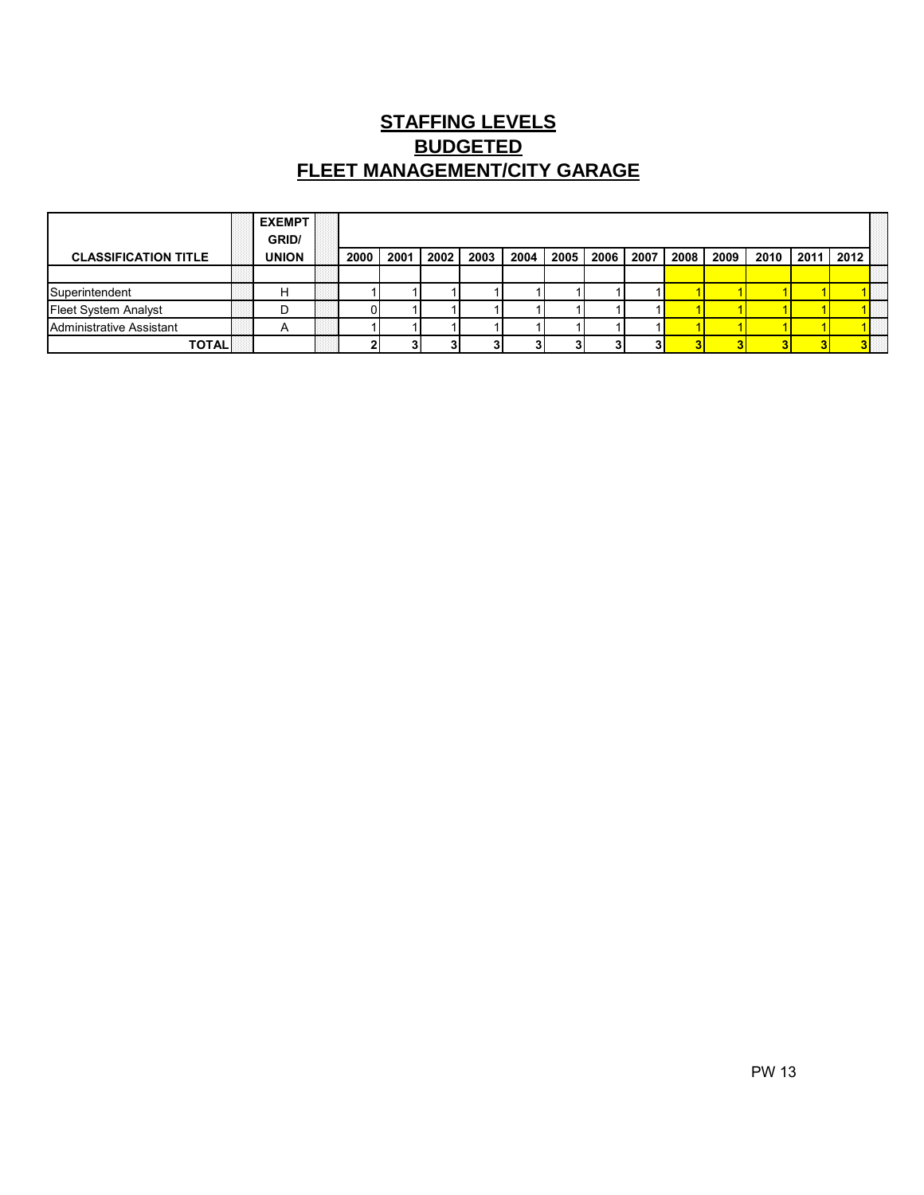# STAFFING LEVELS
# BUDGETED
# FLEET MANAGEMENT/CITY GARAGE

| CLASSIFICATION TITLE | EXEMPT GRID/ UNION | 2000 | 2001 | 2002 | 2003 | 2004 | 2005 | 2006 | 2007 | 2008 | 2009 | 2010 | 2011 | 2012 |
|---|---|---|---|---|---|---|---|---|---|---|---|---|---|---|
| | | | | | | | | | | | | | | |
| Superintendent | H | 1 | 1 | 1 | 1 | 1 | 1 | 1 | 1 | 1 | 1 | 1 | 1 | 1 |
| Fleet System Analyst | D | 0 | 1 | 1 | 1 | 1 | 1 | 1 | 1 | 1 | 1 | 1 | 1 | 1 |
| Administrative Assistant | A | 1 | 1 | 1 | 1 | 1 | 1 | 1 | 1 | 1 | 1 | 1 | 1 | 1 |
| **TOTAL** | | **2** | **3** | **3** | **3** | **3** | **3** | **3** | **3** | **3** | **3** | **3** | **3** | **3** |

PW 13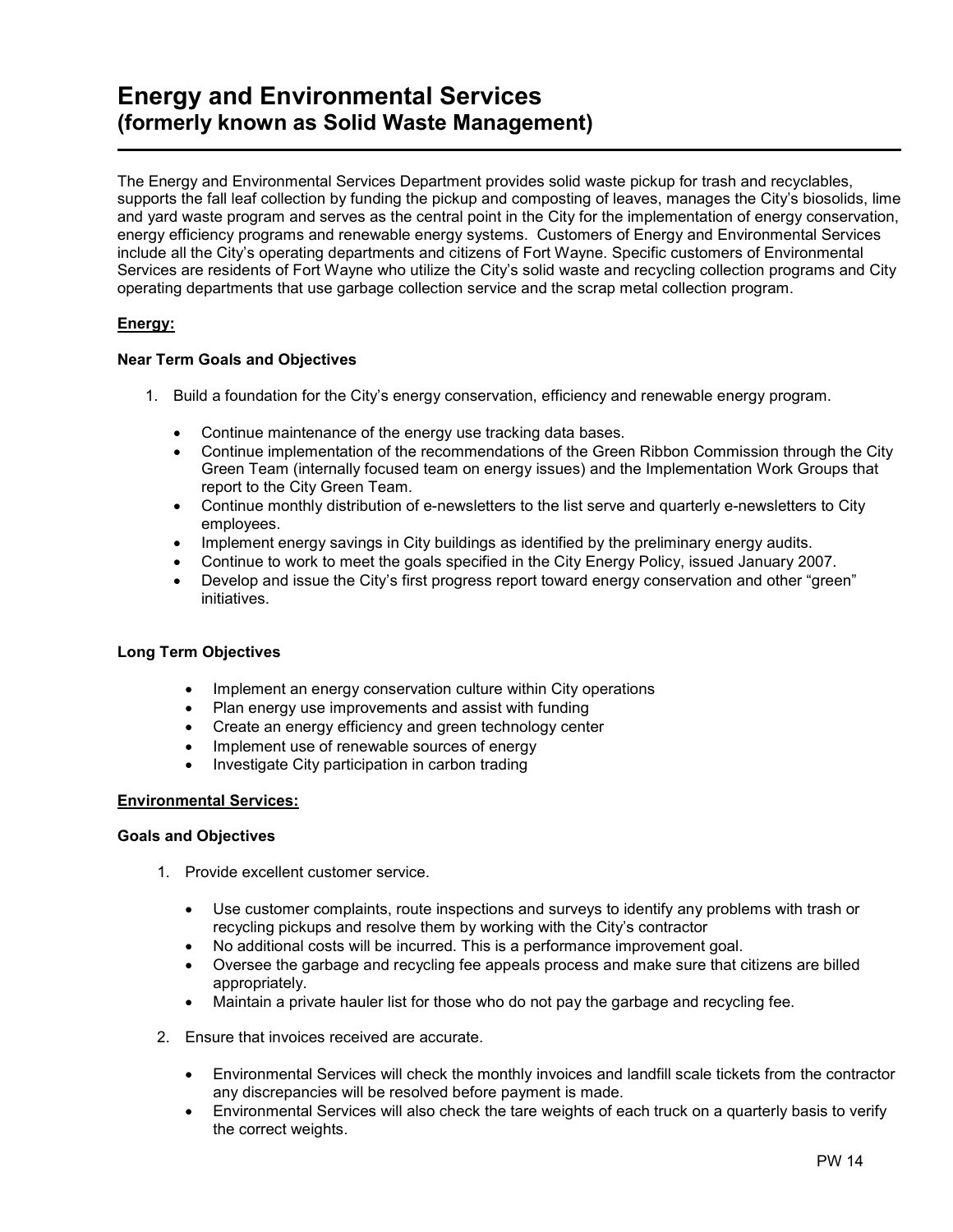# Energy and Environmental Services
## (formerly known as Solid Waste Management)

The Energy and Environmental Services Department provides solid waste pickup for trash and recyclables, supports the fall leaf collection by funding the pickup and composting of leaves, manages the City's biosolids, lime and yard waste program and serves as the central point in the City for the implementation of energy conservation, energy efficiency programs and renewable energy systems. Customers of Energy and Environmental Services include all the City's operating departments and citizens of Fort Wayne. Specific customers of Environmental Services are residents of Fort Wayne who utilize the City's solid waste and recycling collection programs and City operating departments that use garbage collection service and the scrap metal collection program.

**Energy:**

**Near Term Goals and Objectives**

1. Build a foundation for the City's energy conservation, efficiency and renewable energy program.

   - Continue maintenance of the energy use tracking data bases.
   - Continue implementation of the recommendations of the Green Ribbon Commission through the City Green Team (internally focused team on energy issues) and the Implementation Work Groups that report to the City Green Team.
   - Continue monthly distribution of e-newsletters to the list serve and quarterly e-newsletters to City employees.
   - Implement energy savings in City buildings as identified by the preliminary energy audits.
   - Continue to work to meet the goals specified in the City Energy Policy, issued January 2007.
   - Develop and issue the City's first progress report toward energy conservation and other "green" initiatives.

**Long Term Objectives**

- Implement an energy conservation culture within City operations
- Plan energy use improvements and assist with funding
- Create an energy efficiency and green technology center
- Implement use of renewable sources of energy
- Investigate City participation in carbon trading

**Environmental Services:**

**Goals and Objectives**

1. Provide excellent customer service.

   - Use customer complaints, route inspections and surveys to identify any problems with trash or recycling pickups and resolve them by working with the City's contractor
   - No additional costs will be incurred. This is a performance improvement goal.
   - Oversee the garbage and recycling fee appeals process and make sure that citizens are billed appropriately.
   - Maintain a private hauler list for those who do not pay the garbage and recycling fee.

2. Ensure that invoices received are accurate.

   - Environmental Services will check the monthly invoices and landfill scale tickets from the contractor any discrepancies will be resolved before payment is made.
   - Environmental Services will also check the tare weights of each truck on a quarterly basis to verify the correct weights.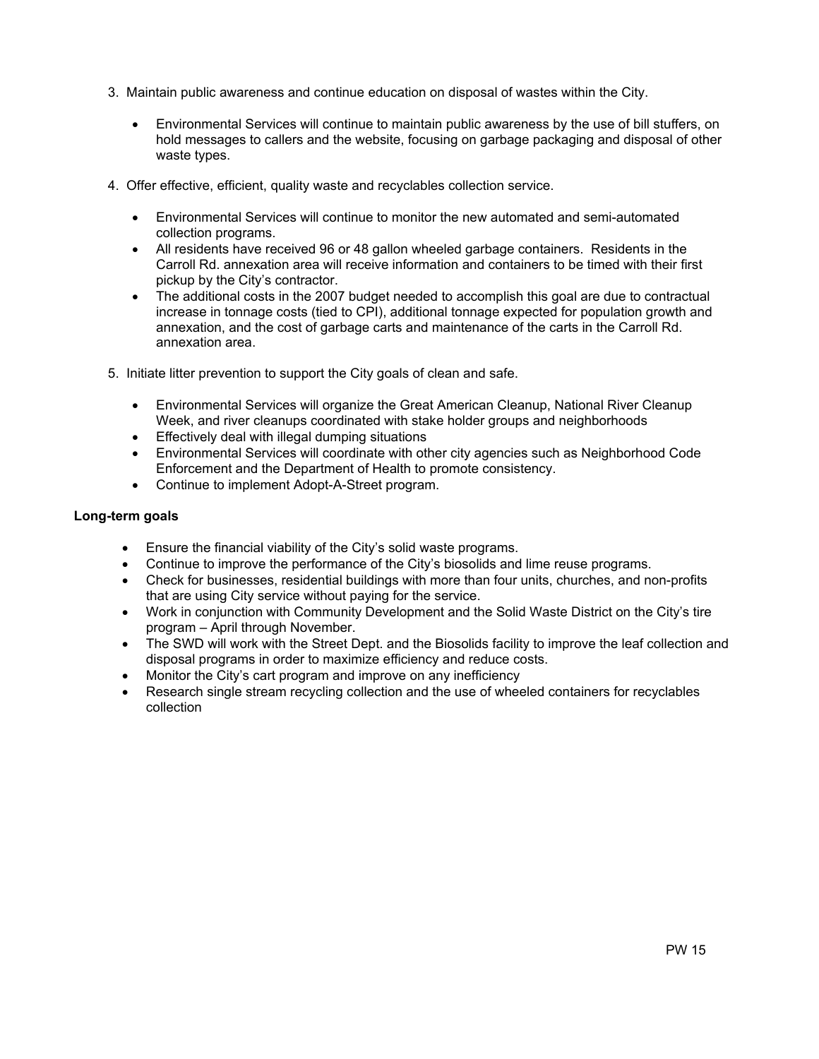3. Maintain public awareness and continue education on disposal of wastes within the City.

    - Environmental Services will continue to maintain public awareness by the use of bill stuffers, on hold messages to callers and the website, focusing on garbage packaging and disposal of other waste types.

4. Offer effective, efficient, quality waste and recyclables collection service.

    - Environmental Services will continue to monitor the new automated and semi-automated collection programs.
    - All residents have received 96 or 48 gallon wheeled garbage containers. Residents in the Carroll Rd. annexation area will receive information and containers to be timed with their first pickup by the City's contractor.
    - The additional costs in the 2007 budget needed to accomplish this goal are due to contractual increase in tonnage costs (tied to CPI), additional tonnage expected for population growth and annexation, and the cost of garbage carts and maintenance of the carts in the Carroll Rd. annexation area.

5. Initiate litter prevention to support the City goals of clean and safe.

    - Environmental Services will organize the Great American Cleanup, National River Cleanup Week, and river cleanups coordinated with stake holder groups and neighborhoods
    - Effectively deal with illegal dumping situations
    - Environmental Services will coordinate with other city agencies such as Neighborhood Code Enforcement and the Department of Health to promote consistency.
    - Continue to implement Adopt-A-Street program.

**Long-term goals**

- Ensure the financial viability of the City's solid waste programs.
- Continue to improve the performance of the City's biosolids and lime reuse programs.
- Check for businesses, residential buildings with more than four units, churches, and non-profits that are using City service without paying for the service.
- Work in conjunction with Community Development and the Solid Waste District on the City's tire program – April through November.
- The SWD will work with the Street Dept. and the Biosolids facility to improve the leaf collection and disposal programs in order to maximize efficiency and reduce costs.
- Monitor the City's cart program and improve on any inefficiency
- Research single stream recycling collection and the use of wheeled containers for recyclables collection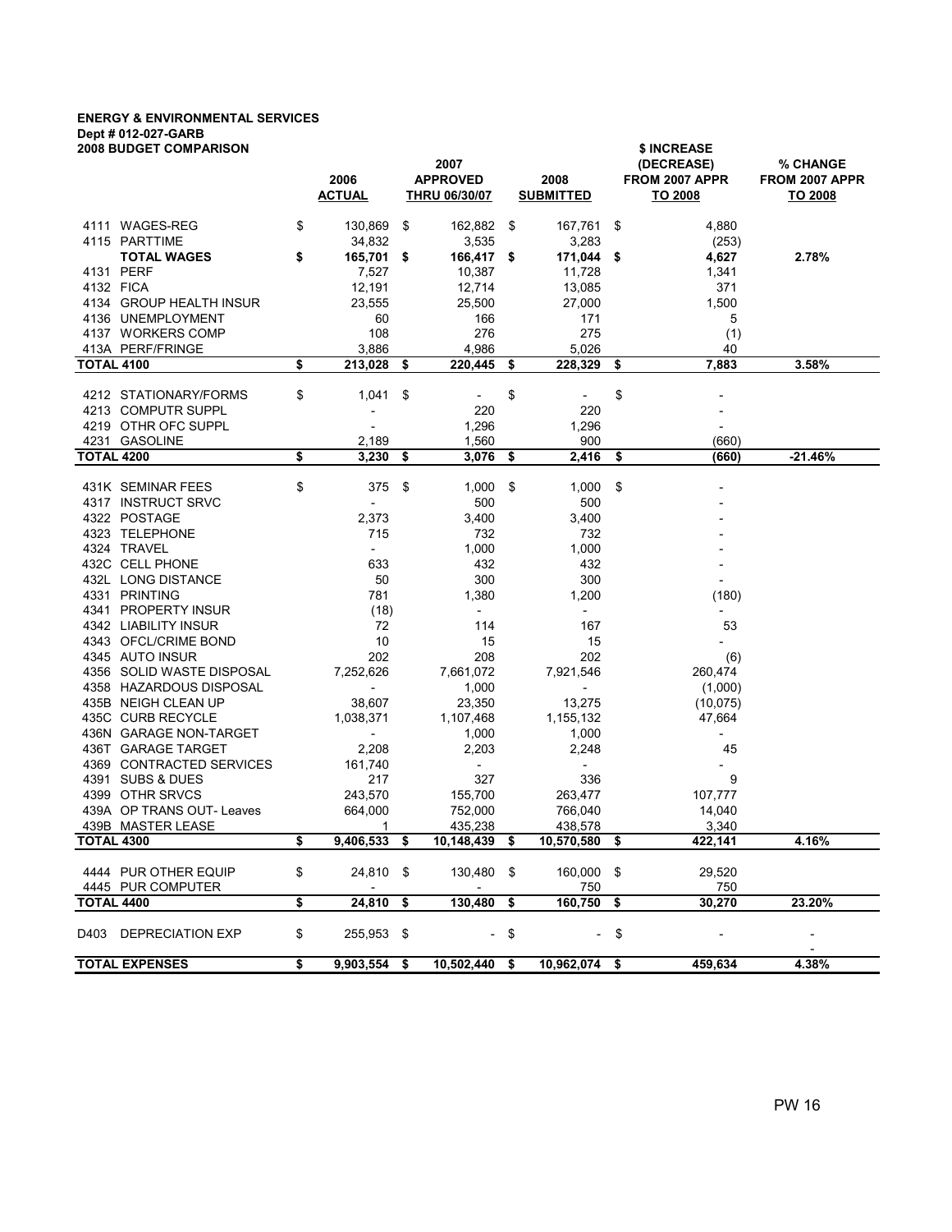**ENERGY & ENVIRONMENTAL SERVICES**
**Dept # 012-027-GARB**
**2008 BUDGET COMPARISON**

| | | 2006 ACTUAL | 2007 APPROVED THRU 06/30/07 | 2008 SUBMITTED | $ INCREASE (DECREASE) FROM 2007 APPR TO 2008 | % CHANGE FROM 2007 APPR TO 2008 |
|---|---|---|---|---|---|---|
| 4111 | WAGES-REG | $ 130,869 | $ 162,882 | $ 167,761 | $ 4,880 | |
| 4115 | PARTTIME | 34,832 | 3,535 | 3,283 | (253) | |
| | **TOTAL WAGES** | **$ 165,701** | **$ 166,417** | **$ 171,044** | **$ 4,627** | **2.78%** |
| 4131 | PERF | 7,527 | 10,387 | 11,728 | 1,341 | |
| 4132 | FICA | 12,191 | 12,714 | 13,085 | 371 | |
| 4134 | GROUP HEALTH INSUR | 23,555 | 25,500 | 27,000 | 1,500 | |
| 4136 | UNEMPLOYMENT | 60 | 166 | 171 | 5 | |
| 4137 | WORKERS COMP | 108 | 276 | 275 | (1) | |
| 413A | PERF/FRINGE | 3,886 | 4,986 | 5,026 | 40 | |
| **TOTAL 4100** | | **$ 213,028** | **$ 220,445** | **$ 228,329** | **$ 7,883** | **3.58%** |
| 4212 | STATIONARY/FORMS | $ 1,041 | $ - | $ - | $ - | |
| 4213 | COMPUTR SUPPL | - | 220 | 220 | - | |
| 4219 | OTHR OFC SUPPL | - | 1,296 | 1,296 | - | |
| 4231 | GASOLINE | 2,189 | 1,560 | 900 | (660) | |
| **TOTAL 4200** | | **$ 3,230** | **$ 3,076** | **$ 2,416** | **$ (660)** | **-21.46%** |
| 431K | SEMINAR FEES | $ 375 | $ 1,000 | $ 1,000 | $ - | |
| 4317 | INSTRUCT SRVC | - | 500 | 500 | - | |
| 4322 | POSTAGE | 2,373 | 3,400 | 3,400 | - | |
| 4323 | TELEPHONE | 715 | 732 | 732 | - | |
| 4324 | TRAVEL | - | 1,000 | 1,000 | - | |
| 432C | CELL PHONE | 633 | 432 | 432 | - | |
| 432L | LONG DISTANCE | 50 | 300 | 300 | - | |
| 4331 | PRINTING | 781 | 1,380 | 1,200 | (180) | |
| 4341 | PROPERTY INSUR | (18) | - | - | - | |
| 4342 | LIABILITY INSUR | 72 | 114 | 167 | 53 | |
| 4343 | OFCL/CRIME BOND | 10 | 15 | 15 | - | |
| 4345 | AUTO INSUR | 202 | 208 | 202 | (6) | |
| 4356 | SOLID WASTE DISPOSAL | 7,252,626 | 7,661,072 | 7,921,546 | 260,474 | |
| 4358 | HAZARDOUS DISPOSAL | - | 1,000 | - | (1,000) | |
| 435B | NEIGH CLEAN UP | 38,607 | 23,350 | 13,275 | (10,075) | |
| 435C | CURB RECYCLE | 1,038,371 | 1,107,468 | 1,155,132 | 47,664 | |
| 436N | GARAGE NON-TARGET | - | 1,000 | 1,000 | - | |
| 436T | GARAGE TARGET | 2,208 | 2,203 | 2,248 | 45 | |
| 4369 | CONTRACTED SERVICES | 161,740 | - | - | - | |
| 4391 | SUBS & DUES | 217 | 327 | 336 | 9 | |
| 4399 | OTHR SRVCS | 243,570 | 155,700 | 263,477 | 107,777 | |
| 439A | OP TRANS OUT- Leaves | 664,000 | 752,000 | 766,040 | 14,040 | |
| 439B | MASTER LEASE | 1 | 435,238 | 438,578 | 3,340 | |
| **TOTAL 4300** | | **$ 9,406,533** | **$ 10,148,439** | **$ 10,570,580** | **$ 422,141** | **4.16%** |
| 4444 | PUR OTHER EQUIP | $ 24,810 | $ 130,480 | $ 160,000 | $ 29,520 | |
| 4445 | PUR COMPUTER | - | - | 750 | 750 | |
| **TOTAL 4400** | | **$ 24,810** | **$ 130,480** | **$ 160,750** | **$ 30,270** | **23.20%** |
| D403 | DEPRECIATION EXP | $ 255,953 | $ - | $ - | $ - | - |
| **TOTAL EXPENSES** | | **$ 9,903,554** | **$ 10,502,440** | **$ 10,962,074** | **$ 459,634** | **4.38%** |

PW 16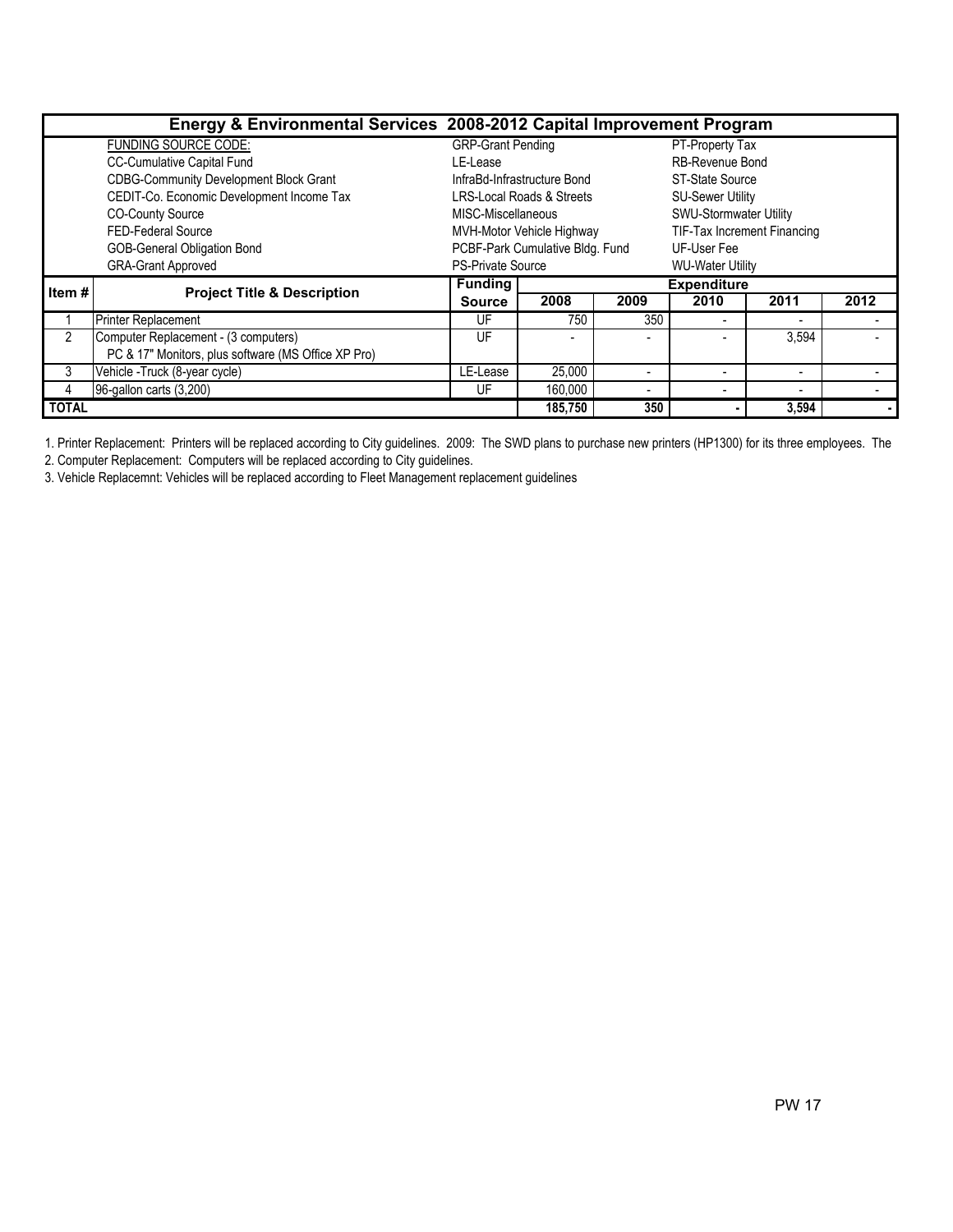## Energy & Environmental Services 2008-2012 Capital Improvement Program

| FUNDING SOURCE CODE: | | |
|---|---|---|
| CC-Cumulative Capital Fund | GRP-Grant Pending | PT-Property Tax |
| CDBG-Community Development Block Grant | LE-Lease | RB-Revenue Bond |
| CEDIT-Co. Economic Development Income Tax | InfraBd-Infrastructure Bond | ST-State Source |
| CO-County Source | LRS-Local Roads & Streets | SU-Sewer Utility |
| FED-Federal Source | MISC-Miscellaneous | SWU-Stormwater Utility |
| GOB-General Obligation Bond | MVH-Motor Vehicle Highway | TIF-Tax Increment Financing |
| GRA-Grant Approved | PCBF-Park Cumulative Bldg. Fund | UF-User Fee |
| | PS-Private Source | WU-Water Utility |

| Item # | Project Title & Description | Funding Source | Expenditure 2008 | 2009 | 2010 | 2011 | 2012 |
|---|---|---|---|---|---|---|---|
| 1 | Printer Replacement | UF | 750 | 350 | - | - | - |
| 2 | Computer Replacement - (3 computers) PC & 17" Monitors, plus software (MS Office XP Pro) | UF | - | - | - | 3,594 | - |
| 3 | Vehicle -Truck (8-year cycle) | LE-Lease | 25,000 | - | - | - | - |
| 4 | 96-gallon carts (3,200) | UF | 160,000 | - | - | - | - |
| **TOTAL** | | | **185,750** | **350** | **-** | **3,594** | **-** |

1. Printer Replacement: Printers will be replaced according to City guidelines. 2009: The SWD plans to purchase new printers (HP1300) for its three employees. The
2. Computer Replacement: Computers will be replaced according to City guidelines.
3. Vehicle Replacemnt: Vehicles will be replaced according to Fleet Management replacement guidelines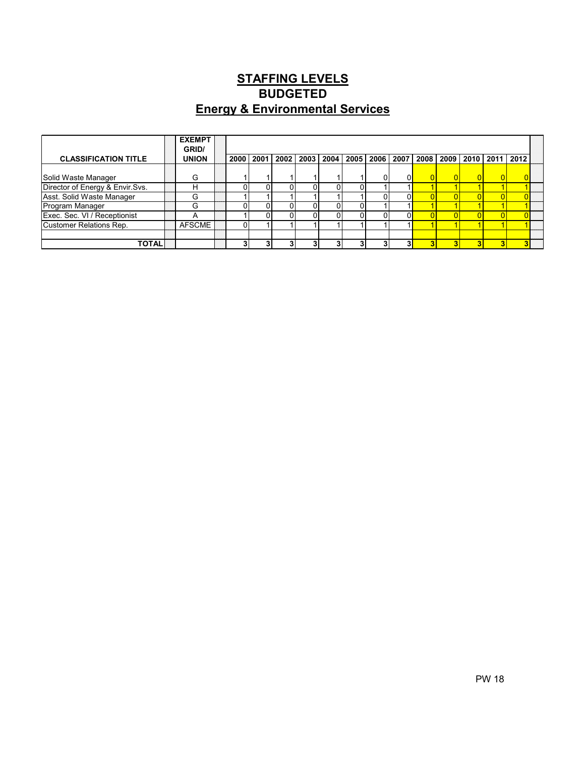# STAFFING LEVELS
## BUDGETED
## Energy & Environmental Services

| CLASSIFICATION TITLE | EXEMPT GRID/ UNION | 2000 | 2001 | 2002 | 2003 | 2004 | 2005 | 2006 | 2007 | 2008 | 2009 | 2010 | 2011 | 2012 |
|---|---|---|---|---|---|---|---|---|---|---|---|---|---|---|
| Solid Waste Manager | G | 1 | 1 | 1 | 1 | 1 | 1 | 0 | 0 | 0 | 0 | 0 | 0 | 0 |
| Director of Energy & Envir.Svs. | H | 0 | 0 | 0 | 0 | 0 | 0 | 1 | 1 | 1 | 1 | 1 | 1 | 1 |
| Asst. Solid Waste Manager | G | 1 | 1 | 1 | 1 | 1 | 1 | 0 | 0 | 0 | 0 | 0 | 0 | 0 |
| Program Manager | G | 0 | 0 | 0 | 0 | 0 | 0 | 1 | 1 | 1 | 1 | 1 | 1 | 1 |
| Exec. Sec. VI / Receptionist | A | 1 | 0 | 0 | 0 | 0 | 0 | 0 | 0 | 0 | 0 | 0 | 0 | 0 |
| Customer Relations Rep. | AFSCME | 0 | 1 | 1 | 1 | 1 | 1 | 1 | 1 | 1 | 1 | 1 | 1 | 1 |
| | | | | | | | | | | | | | | |
| **TOTAL** | | **3** | **3** | **3** | **3** | **3** | **3** | **3** | **3** | **3** | **3** | **3** | **3** | **3** |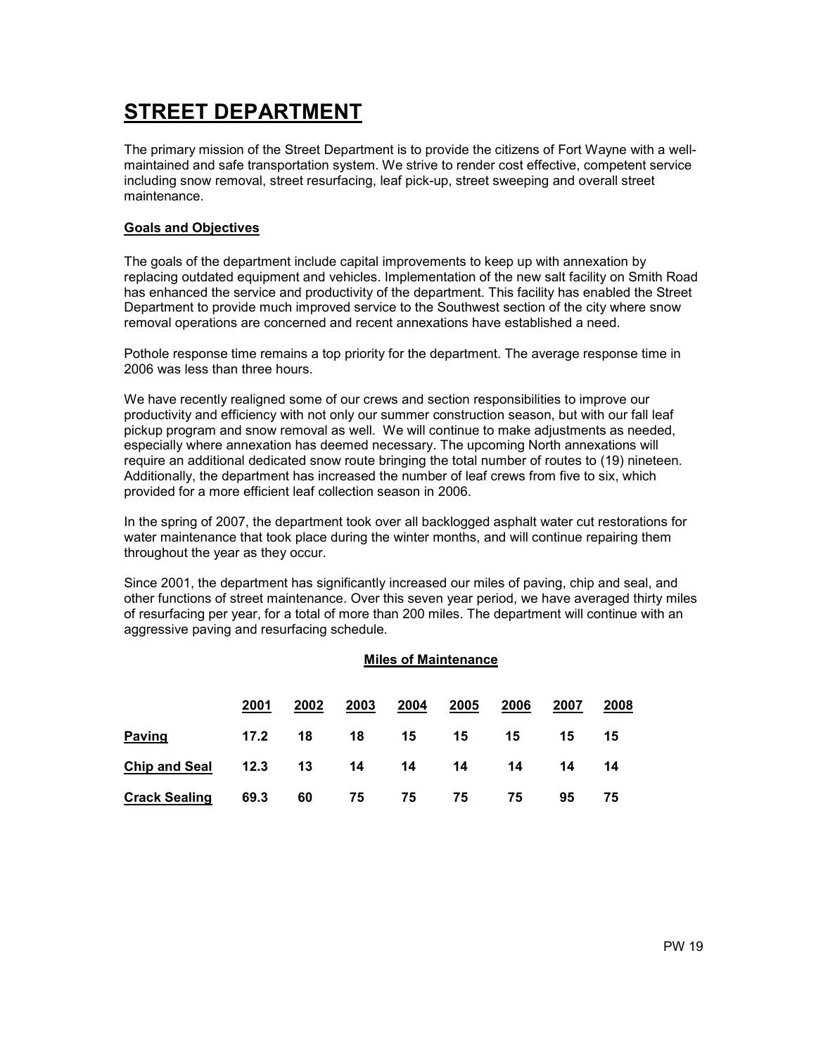# STREET DEPARTMENT

The primary mission of the Street Department is to provide the citizens of Fort Wayne with a well-maintained and safe transportation system. We strive to render cost effective, competent service including snow removal, street resurfacing, leaf pick-up, street sweeping and overall street maintenance.

**Goals and Objectives**

The goals of the department include capital improvements to keep up with annexation by replacing outdated equipment and vehicles. Implementation of the new salt facility on Smith Road has enhanced the service and productivity of the department. This facility has enabled the Street Department to provide much improved service to the Southwest section of the city where snow removal operations are concerned and recent annexations have established a need.

Pothole response time remains a top priority for the department. The average response time in 2006 was less than three hours.

We have recently realigned some of our crews and section responsibilities to improve our productivity and efficiency with not only our summer construction season, but with our fall leaf pickup program and snow removal as well. We will continue to make adjustments as needed, especially where annexation has deemed necessary. The upcoming North annexations will require an additional dedicated snow route bringing the total number of routes to (19) nineteen. Additionally, the department has increased the number of leaf crews from five to six, which provided for a more efficient leaf collection season in 2006.

In the spring of 2007, the department took over all backlogged asphalt water cut restorations for water maintenance that took place during the winter months, and will continue repairing them throughout the year as they occur.

Since 2001, the department has significantly increased our miles of paving, chip and seal, and other functions of street maintenance. Over this seven year period, we have averaged thirty miles of resurfacing per year, for a total of more than 200 miles. The department will continue with an aggressive paving and resurfacing schedule.

**Miles of Maintenance**

| | 2001 | 2002 | 2003 | 2004 | 2005 | 2006 | 2007 | 2008 |
|---|---|---|---|---|---|---|---|---|
| **Paving** | 17.2 | 18 | 18 | 15 | 15 | 15 | 15 | 15 |
| **Chip and Seal** | 12.3 | 13 | 14 | 14 | 14 | 14 | 14 | 14 |
| **Crack Sealing** | 69.3 | 60 | 75 | 75 | 75 | 75 | 95 | 75 |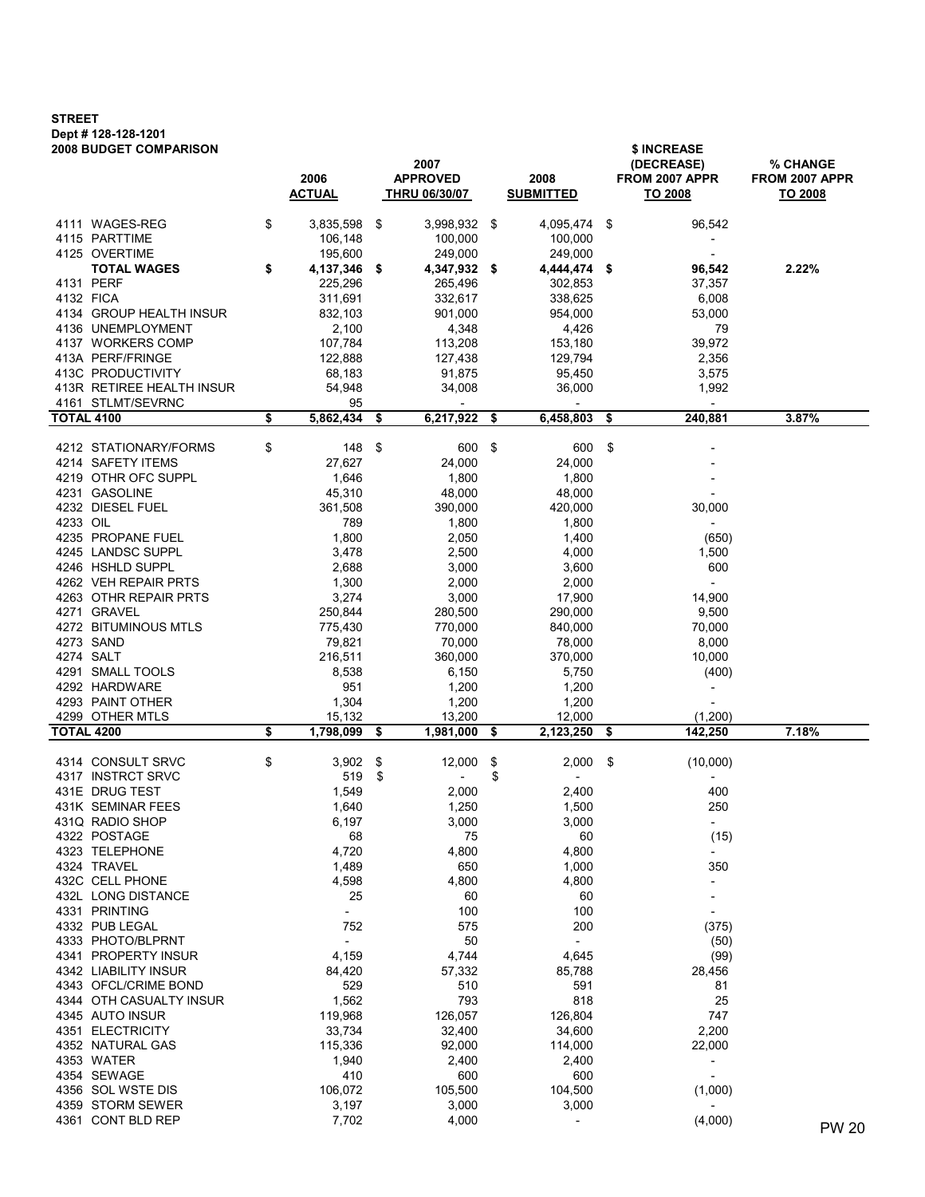**STREET**
**Dept # 128-128-1201**
**2008 BUDGET COMPARISON**

| | | 2006 ACTUAL | 2007 APPROVED THRU 06/30/07 | 2008 SUBMITTED | $ INCREASE (DECREASE) FROM 2007 APPR TO 2008 | % CHANGE FROM 2007 APPR TO 2008 |
|---|---|---|---|---|---|---|
| 4111 | WAGES-REG | $ 3,835,598 | $ 3,998,932 | $ 4,095,474 | $ 96,542 | |
| 4115 | PARTTIME | 106,148 | 100,000 | 100,000 | - | |
| 4125 | OVERTIME | 195,600 | 249,000 | 249,000 | - | |
| | **TOTAL WAGES** | **$ 4,137,346** | **$ 4,347,932** | **$ 4,444,474** | **$ 96,542** | **2.22%** |
| 4131 | PERF | 225,296 | 265,496 | 302,853 | 37,357 | |
| 4132 | FICA | 311,691 | 332,617 | 338,625 | 6,008 | |
| 4134 | GROUP HEALTH INSUR | 832,103 | 901,000 | 954,000 | 53,000 | |
| 4136 | UNEMPLOYMENT | 2,100 | 4,348 | 4,426 | 79 | |
| 4137 | WORKERS COMP | 107,784 | 113,208 | 153,180 | 39,972 | |
| 413A | PERF/FRINGE | 122,888 | 127,438 | 129,794 | 2,356 | |
| 413C | PRODUCTIVITY | 68,183 | 91,875 | 95,450 | 3,575 | |
| 413R | RETIREE HEALTH INSUR | 54,948 | 34,008 | 36,000 | 1,992 | |
| 4161 | STLMT/SEVRNC | 95 | - | - | - | |
| **TOTAL 4100** | | **$ 5,862,434** | **$ 6,217,922** | **$ 6,458,803** | **$ 240,881** | **3.87%** |
| 4212 | STATIONARY/FORMS | $ 148 | $ 600 | $ 600 | $ - | |
| 4214 | SAFETY ITEMS | 27,627 | 24,000 | 24,000 | - | |
| 4219 | OTHR OFC SUPPL | 1,646 | 1,800 | 1,800 | - | |
| 4231 | GASOLINE | 45,310 | 48,000 | 48,000 | - | |
| 4232 | DIESEL FUEL | 361,508 | 390,000 | 420,000 | 30,000 | |
| 4233 | OIL | 789 | 1,800 | 1,800 | - | |
| 4235 | PROPANE FUEL | 1,800 | 2,050 | 1,400 | (650) | |
| 4245 | LANDSC SUPPL | 3,478 | 2,500 | 4,000 | 1,500 | |
| 4246 | HSHLD SUPPL | 2,688 | 3,000 | 3,600 | 600 | |
| 4262 | VEH REPAIR PRTS | 1,300 | 2,000 | 2,000 | - | |
| 4263 | OTHR REPAIR PRTS | 3,274 | 3,000 | 17,900 | 14,900 | |
| 4271 | GRAVEL | 250,844 | 280,500 | 290,000 | 9,500 | |
| 4272 | BITUMINOUS MTLS | 775,430 | 770,000 | 840,000 | 70,000 | |
| 4273 | SAND | 79,821 | 70,000 | 78,000 | 8,000 | |
| 4274 | SALT | 216,511 | 360,000 | 370,000 | 10,000 | |
| 4291 | SMALL TOOLS | 8,538 | 6,150 | 5,750 | (400) | |
| 4292 | HARDWARE | 951 | 1,200 | 1,200 | - | |
| 4293 | PAINT OTHER | 1,304 | 1,200 | 1,200 | - | |
| 4299 | OTHER MTLS | 15,132 | 13,200 | 12,000 | (1,200) | |
| **TOTAL 4200** | | **$ 1,798,099** | **$ 1,981,000** | **$ 2,123,250** | **$ 142,250** | **7.18%** |
| 4314 | CONSULT SRVC | $ 3,902 | $ 12,000 | $ 2,000 | $ (10,000) | |
| 4317 | INSTRCT SRVC | 519 | $ - | $ - | - | |
| 431E | DRUG TEST | 1,549 | 2,000 | 2,400 | 400 | |
| 431K | SEMINAR FEES | 1,640 | 1,250 | 1,500 | 250 | |
| 431Q | RADIO SHOP | 6,197 | 3,000 | 3,000 | - | |
| 4322 | POSTAGE | 68 | 75 | 60 | (15) | |
| 4323 | TELEPHONE | 4,720 | 4,800 | 4,800 | - | |
| 4324 | TRAVEL | 1,489 | 650 | 1,000 | 350 | |
| 432C | CELL PHONE | 4,598 | 4,800 | 4,800 | - | |
| 432L | LONG DISTANCE | 25 | 60 | 60 | - | |
| 4331 | PRINTING | - | 100 | 100 | - | |
| 4332 | PUB LEGAL | 752 | 575 | 200 | (375) | |
| 4333 | PHOTO/BLPRNT | - | 50 | - | (50) | |
| 4341 | PROPERTY INSUR | 4,159 | 4,744 | 4,645 | (99) | |
| 4342 | LIABILITY INSUR | 84,420 | 57,332 | 85,788 | 28,456 | |
| 4343 | OFCL/CRIME BOND | 529 | 510 | 591 | 81 | |
| 4344 | OTH CASUALTY INSUR | 1,562 | 793 | 818 | 25 | |
| 4345 | AUTO INSUR | 119,968 | 126,057 | 126,804 | 747 | |
| 4351 | ELECTRICITY | 33,734 | 32,400 | 34,600 | 2,200 | |
| 4352 | NATURAL GAS | 115,336 | 92,000 | 114,000 | 22,000 | |
| 4353 | WATER | 1,940 | 2,400 | 2,400 | - | |
| 4354 | SEWAGE | 410 | 600 | 600 | - | |
| 4356 | SOL WSTE DIS | 106,072 | 105,500 | 104,500 | (1,000) | |
| 4359 | STORM SEWER | 3,197 | 3,000 | 3,000 | - | |
| 4361 | CONT BLD REP | 7,702 | 4,000 | - | (4,000) | |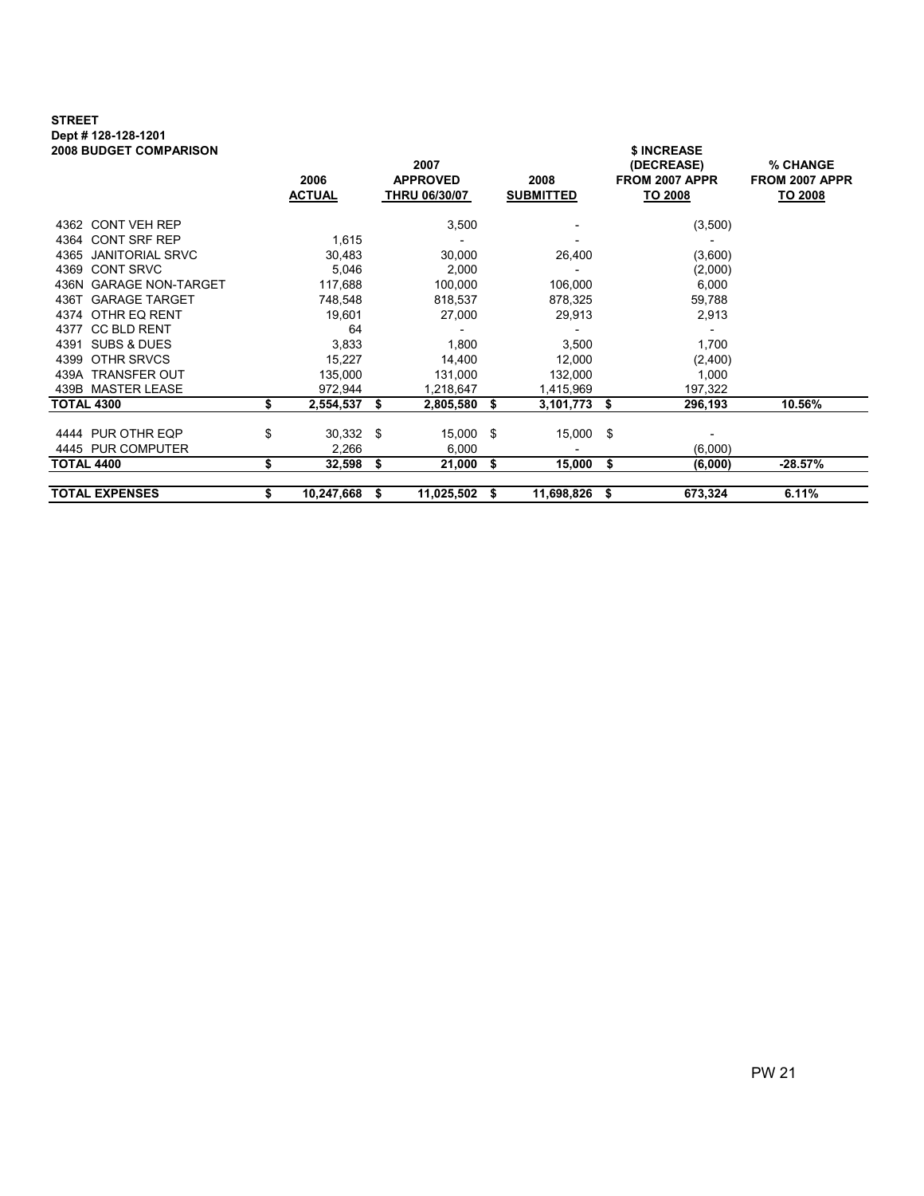**STREET**
**Dept # 128-128-1201**
**2008 BUDGET COMPARISON**

| | 2006 ACTUAL | 2007 APPROVED THRU 06/30/07 | 2008 SUBMITTED | $ INCREASE (DECREASE) FROM 2007 APPR TO 2008 | % CHANGE FROM 2007 APPR TO 2008 |
|---|---|---|---|---|---|
| 4362 CONT VEH REP | | 3,500 | - | (3,500) | |
| 4364 CONT SRF REP | 1,615 | - | - | - | |
| 4365 JANITORIAL SRVC | 30,483 | 30,000 | 26,400 | (3,600) | |
| 4369 CONT SRVC | 5,046 | 2,000 | - | (2,000) | |
| 436N GARAGE NON-TARGET | 117,688 | 100,000 | 106,000 | 6,000 | |
| 436T GARAGE TARGET | 748,548 | 818,537 | 878,325 | 59,788 | |
| 4374 OTHR EQ RENT | 19,601 | 27,000 | 29,913 | 2,913 | |
| 4377 CC BLD RENT | 64 | - | - | - | |
| 4391 SUBS & DUES | 3,833 | 1,800 | 3,500 | 1,700 | |
| 4399 OTHR SRVCS | 15,227 | 14,400 | 12,000 | (2,400) | |
| 439A TRANSFER OUT | 135,000 | 131,000 | 132,000 | 1,000 | |
| 439B MASTER LEASE | 972,944 | 1,218,647 | 1,415,969 | 197,322 | |
| **TOTAL 4300** | **$ 2,554,537** | **$ 2,805,580** | **$ 3,101,773** | **$ 296,193** | **10.56%** |
| 4444 PUR OTHR EQP | $ 30,332 | $ 15,000 | $ 15,000 | $ - | |
| 4445 PUR COMPUTER | 2,266 | 6,000 | - | (6,000) | |
| **TOTAL 4400** | **$ 32,598** | **$ 21,000** | **$ 15,000** | **$ (6,000)** | **-28.57%** |
| **TOTAL EXPENSES** | **$ 10,247,668** | **$ 11,025,502** | **$ 11,698,826** | **$ 673,324** | **6.11%** |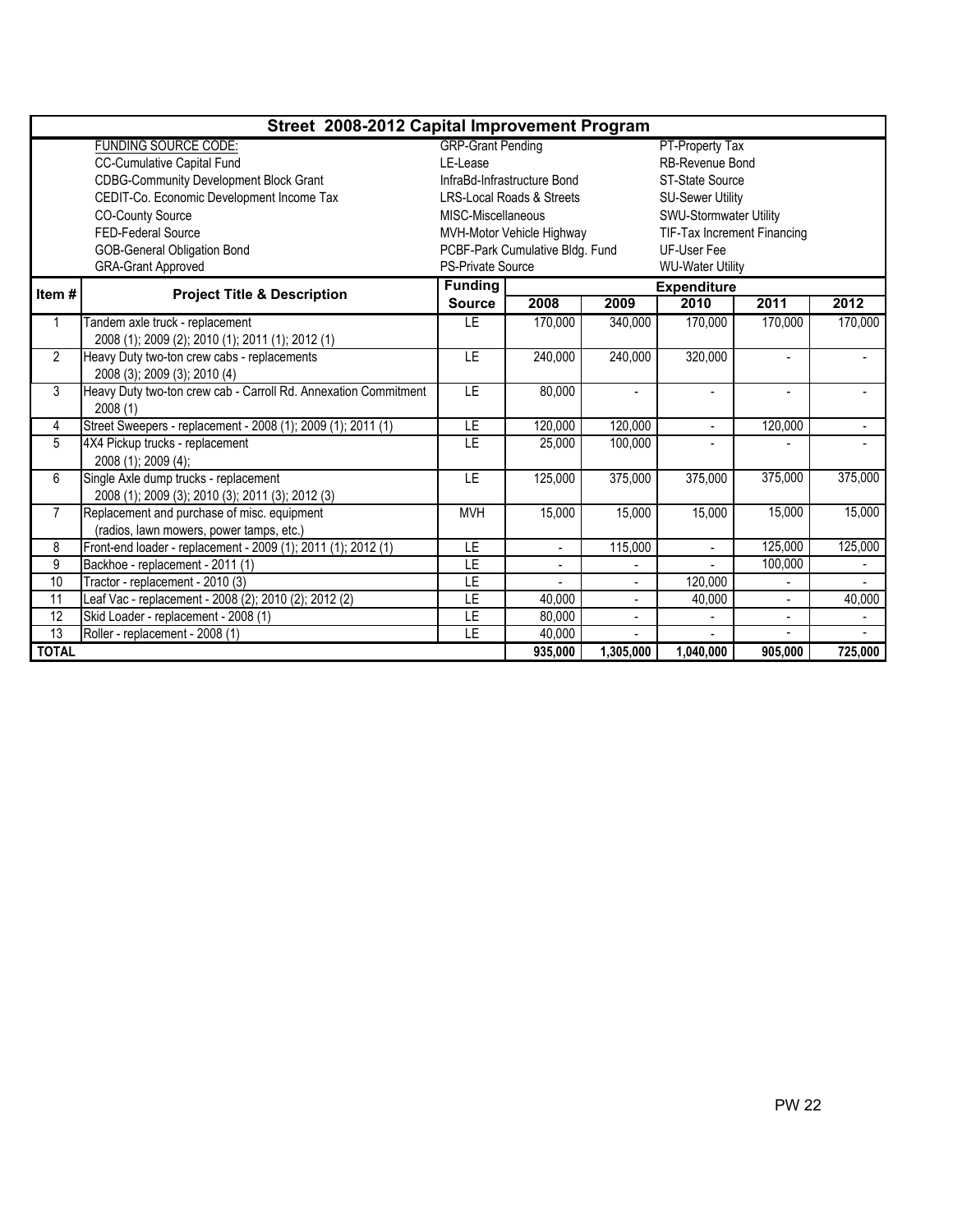# Street 2008-2012 Capital Improvement Program

| FUNDING SOURCE CODE: | | |
|---|---|---|
| CC-Cumulative Capital Fund | GRP-Grant Pending | PT-Property Tax |
| CDBG-Community Development Block Grant | LE-Lease | RB-Revenue Bond |
| CEDIT-Co. Economic Development Income Tax | InfraBd-Infrastructure Bond | ST-State Source |
| CO-County Source | LRS-Local Roads & Streets | SU-Sewer Utility |
| FED-Federal Source | MISC-Miscellaneous | SWU-Stormwater Utility |
| GOB-General Obligation Bond | MVH-Motor Vehicle Highway | TIF-Tax Increment Financing |
| GRA-Grant Approved | PCBF-Park Cumulative Bldg. Fund | UF-User Fee |
| | PS-Private Source | WU-Water Utility |

| Item # | Project Title & Description | Funding Source | Expenditure | | | | |
|---|---|---|---|---|---|---|---|
| | | | 2008 | 2009 | 2010 | 2011 | 2012 |
| 1 | Tandem axle truck - replacement 2008 (1); 2009 (2); 2010 (1); 2011 (1); 2012 (1) | LE | 170,000 | 340,000 | 170,000 | 170,000 | 170,000 |
| 2 | Heavy Duty two-ton crew cabs - replacements 2008 (3); 2009 (3); 2010 (4) | LE | 240,000 | 240,000 | 320,000 | - | - |
| 3 | Heavy Duty two-ton crew cab - Carroll Rd. Annexation Commitment 2008 (1) | LE | 80,000 | - | - | - | - |
| 4 | Street Sweepers - replacement - 2008 (1); 2009 (1); 2011 (1) | LE | 120,000 | 120,000 | - | 120,000 | - |
| 5 | 4X4 Pickup trucks - replacement 2008 (1); 2009 (4); | LE | 25,000 | 100,000 | - | - | - |
| 6 | Single Axle dump trucks - replacement 2008 (1); 2009 (3); 2010 (3); 2011 (3); 2012 (3) | LE | 125,000 | 375,000 | 375,000 | 375,000 | 375,000 |
| 7 | Replacement and purchase of misc. equipment (radios, lawn mowers, power tamps, etc.) | MVH | 15,000 | 15,000 | 15,000 | 15,000 | 15,000 |
| 8 | Front-end loader - replacement - 2009 (1); 2011 (1); 2012 (1) | LE | - | 115,000 | - | 125,000 | 125,000 |
| 9 | Backhoe - replacement - 2011 (1) | LE | - | - | - | 100,000 | - |
| 10 | Tractor - replacement - 2010 (3) | LE | - | - | 120,000 | - | - |
| 11 | Leaf Vac - replacement - 2008 (2); 2010 (2); 2012 (2) | LE | 40,000 | - | 40,000 | - | 40,000 |
| 12 | Skid Loader - replacement - 2008 (1) | LE | 80,000 | - | - | - | - |
| 13 | Roller - replacement - 2008 (1) | LE | 40,000 | - | - | - | - |
| **TOTAL** | | | **935,000** | **1,305,000** | **1,040,000** | **905,000** | **725,000** |

PW 22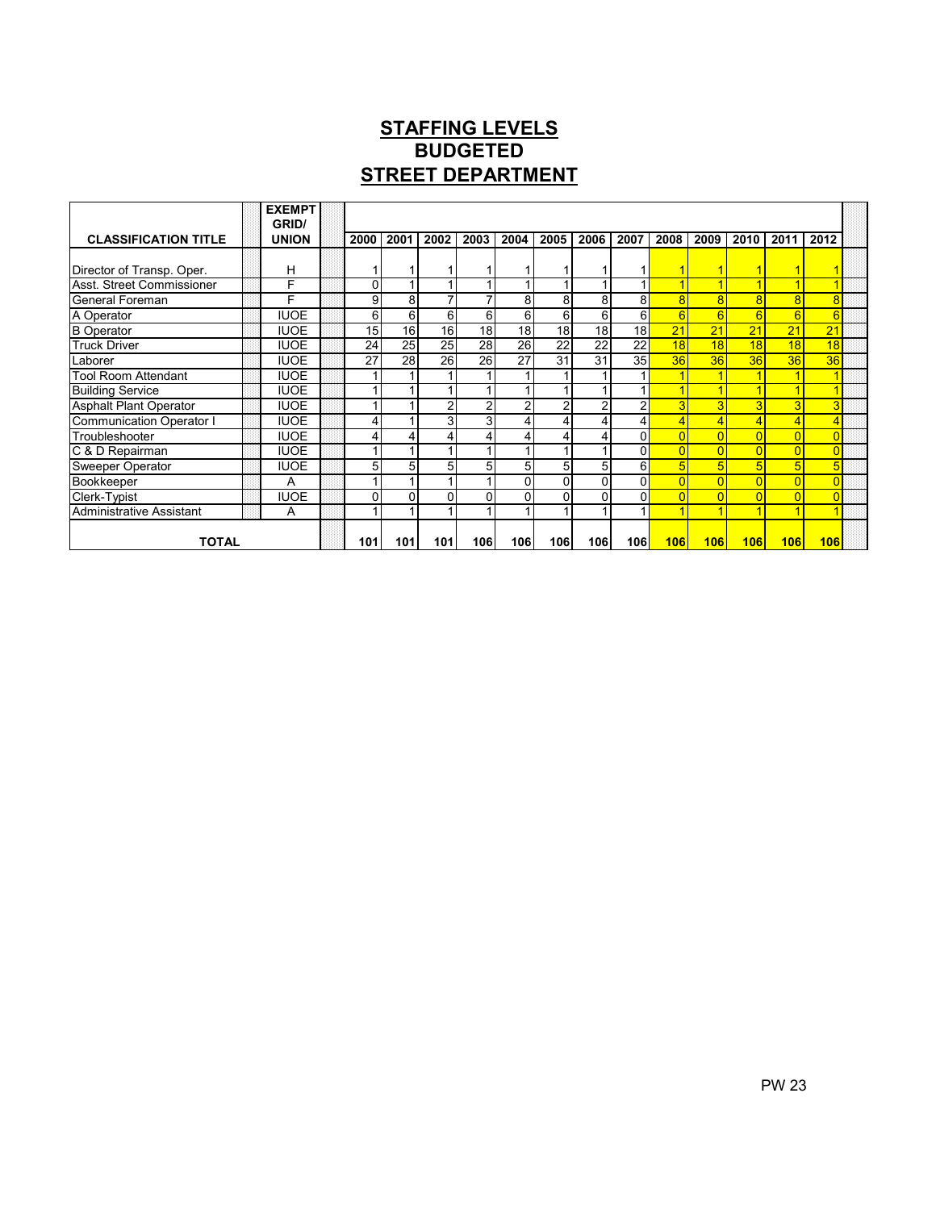# STAFFING LEVELS
## BUDGETED
## STREET DEPARTMENT

| CLASSIFICATION TITLE | EXEMPT GRID/ UNION | 2000 | 2001 | 2002 | 2003 | 2004 | 2005 | 2006 | 2007 | 2008 | 2009 | 2010 | 2011 | 2012 |
|---|---|---|---|---|---|---|---|---|---|---|---|---|---|---|
| Director of Transp. Oper. | H | 1 | 1 | 1 | 1 | 1 | 1 | 1 | 1 | 1 | 1 | 1 | 1 | 1 |
| Asst. Street Commissioner | F | 0 | 1 | 1 | 1 | 1 | 1 | 1 | 1 | 1 | 1 | 1 | 1 | 1 |
| General Foreman | F | 9 | 8 | 7 | 7 | 8 | 8 | 8 | 8 | 8 | 8 | 8 | 8 | 8 |
| A Operator | IUOE | 6 | 6 | 6 | 6 | 6 | 6 | 6 | 6 | 6 | 6 | 6 | 6 | 6 |
| B Operator | IUOE | 15 | 16 | 16 | 18 | 18 | 18 | 18 | 18 | 21 | 21 | 21 | 21 | 21 |
| Truck Driver | IUOE | 24 | 25 | 25 | 28 | 26 | 22 | 22 | 22 | 18 | 18 | 18 | 18 | 18 |
| Laborer | IUOE | 27 | 28 | 26 | 26 | 27 | 31 | 31 | 35 | 36 | 36 | 36 | 36 | 36 |
| Tool Room Attendant | IUOE | 1 | 1 | 1 | 1 | 1 | 1 | 1 | 1 | 1 | 1 | 1 | 1 | 1 |
| Building Service | IUOE | 1 | 1 | 1 | 1 | 1 | 1 | 1 | 1 | 1 | 1 | 1 | 1 | 1 |
| Asphalt Plant Operator | IUOE | 1 | 1 | 2 | 2 | 2 | 2 | 2 | 2 | 3 | 3 | 3 | 3 | 3 |
| Communication Operator I | IUOE | 4 | 1 | 3 | 3 | 4 | 4 | 4 | 4 | 4 | 4 | 4 | 4 | 4 |
| Troubleshooter | IUOE | 4 | 4 | 4 | 4 | 4 | 4 | 4 | 0 | 0 | 0 | 0 | 0 | 0 |
| C & D Repairman | IUOE | 1 | 1 | 1 | 1 | 1 | 1 | 1 | 0 | 0 | 0 | 0 | 0 | 0 |
| Sweeper Operator | IUOE | 5 | 5 | 5 | 5 | 5 | 5 | 5 | 6 | 5 | 5 | 5 | 5 | 5 |
| Bookkeeper | A | 1 | 1 | 1 | 1 | 0 | 0 | 0 | 0 | 0 | 0 | 0 | 0 | 0 |
| Clerk-Typist | IUOE | 0 | 0 | 0 | 0 | 0 | 0 | 0 | 0 | 0 | 0 | 0 | 0 | 0 |
| Administrative Assistant | A | 1 | 1 | 1 | 1 | 1 | 1 | 1 | 1 | 1 | 1 | 1 | 1 | 1 |
| **TOTAL** | | **101** | **101** | **101** | **106** | **106** | **106** | **106** | **106** | **106** | **106** | **106** | **106** | **106** |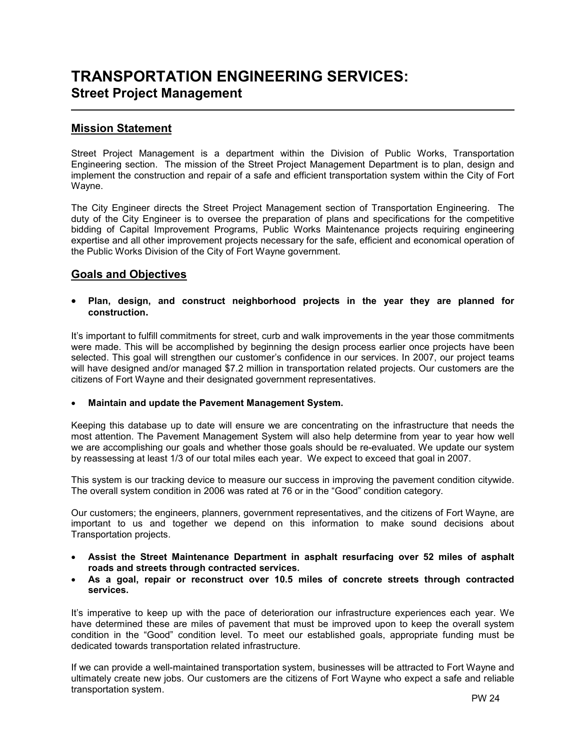# TRANSPORTATION ENGINEERING SERVICES:
## Street Project Management

---

### Mission Statement

Street Project Management is a department within the Division of Public Works, Transportation Engineering section. The mission of the Street Project Management Department is to plan, design and implement the construction and repair of a safe and efficient transportation system within the City of Fort Wayne.

The City Engineer directs the Street Project Management section of Transportation Engineering. The duty of the City Engineer is to oversee the preparation of plans and specifications for the competitive bidding of Capital Improvement Programs, Public Works Maintenance projects requiring engineering expertise and all other improvement projects necessary for the safe, efficient and economical operation of the Public Works Division of the City of Fort Wayne government.

### Goals and Objectives

- **Plan, design, and construct neighborhood projects in the year they are planned for construction.**

It's important to fulfill commitments for street, curb and walk improvements in the year those commitments were made. This will be accomplished by beginning the design process earlier once projects have been selected. This goal will strengthen our customer's confidence in our services. In 2007, our project teams will have designed and/or managed $7.2 million in transportation related projects. Our customers are the citizens of Fort Wayne and their designated government representatives.

- **Maintain and update the Pavement Management System.**

Keeping this database up to date will ensure we are concentrating on the infrastructure that needs the most attention. The Pavement Management System will also help determine from year to year how well we are accomplishing our goals and whether those goals should be re-evaluated. We update our system by reassessing at least 1/3 of our total miles each year. We expect to exceed that goal in 2007.

This system is our tracking device to measure our success in improving the pavement condition citywide. The overall system condition in 2006 was rated at 76 or in the "Good" condition category.

Our customers; the engineers, planners, government representatives, and the citizens of Fort Wayne, are important to us and together we depend on this information to make sound decisions about Transportation projects.

- **Assist the Street Maintenance Department in asphalt resurfacing over 52 miles of asphalt roads and streets through contracted services.**
- **As a goal, repair or reconstruct over 10.5 miles of concrete streets through contracted services.**

It's imperative to keep up with the pace of deterioration our infrastructure experiences each year. We have determined these are miles of pavement that must be improved upon to keep the overall system condition in the "Good" condition level. To meet our established goals, appropriate funding must be dedicated towards transportation related infrastructure.

If we can provide a well-maintained transportation system, businesses will be attracted to Fort Wayne and ultimately create new jobs. Our customers are the citizens of Fort Wayne who expect a safe and reliable transportation system.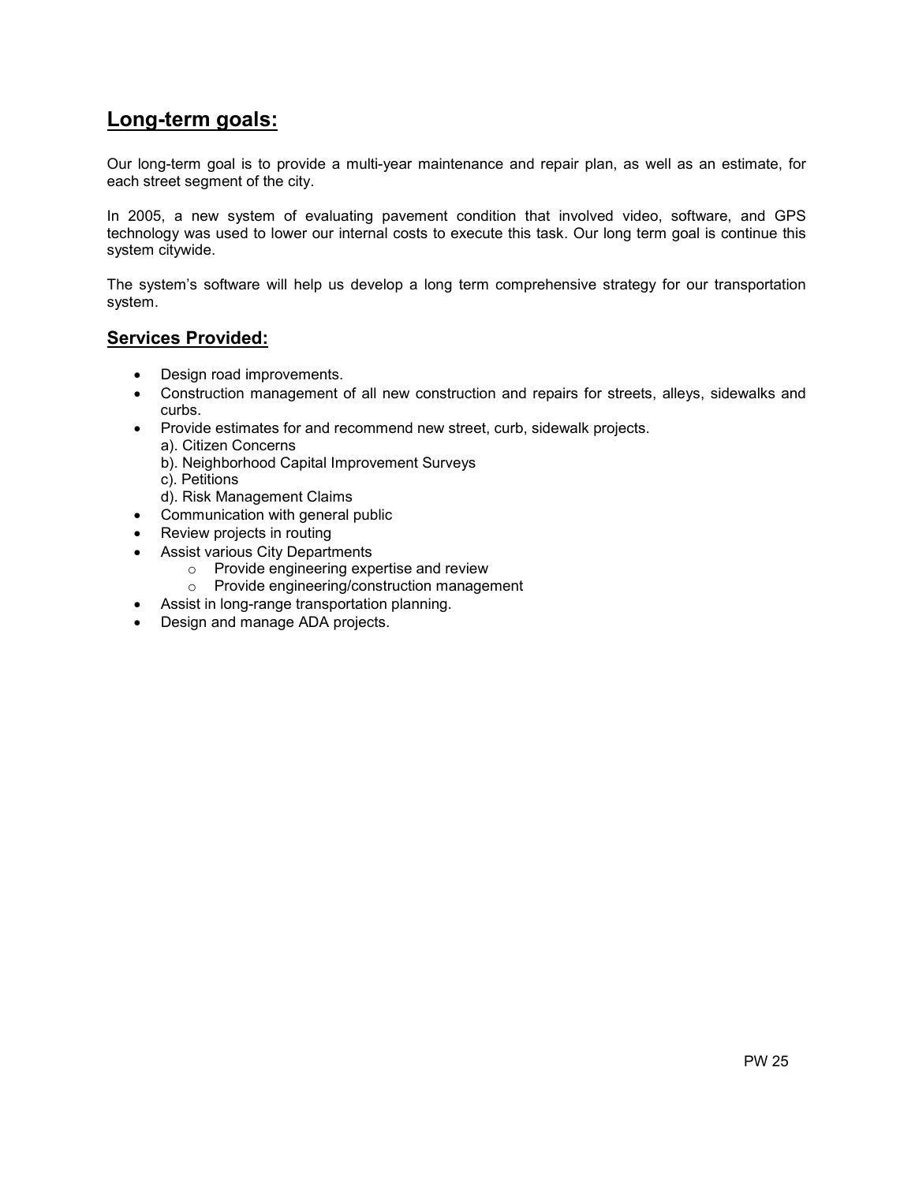## Long-term goals:

Our long-term goal is to provide a multi-year maintenance and repair plan, as well as an estimate, for each street segment of the city.

In 2005, a new system of evaluating pavement condition that involved video, software, and GPS technology was used to lower our internal costs to execute this task. Our long term goal is continue this system citywide.

The system's software will help us develop a long term comprehensive strategy for our transportation system.

## Services Provided:

- Design road improvements.
- Construction management of all new construction and repairs for streets, alleys, sidewalks and curbs.
- Provide estimates for and recommend new street, curb, sidewalk projects.
  a). Citizen Concerns
  b). Neighborhood Capital Improvement Surveys
  c). Petitions
  d). Risk Management Claims
- Communication with general public
- Review projects in routing
- Assist various City Departments
  - Provide engineering expertise and review
  - Provide engineering/construction management
- Assist in long-range transportation planning.
- Design and manage ADA projects.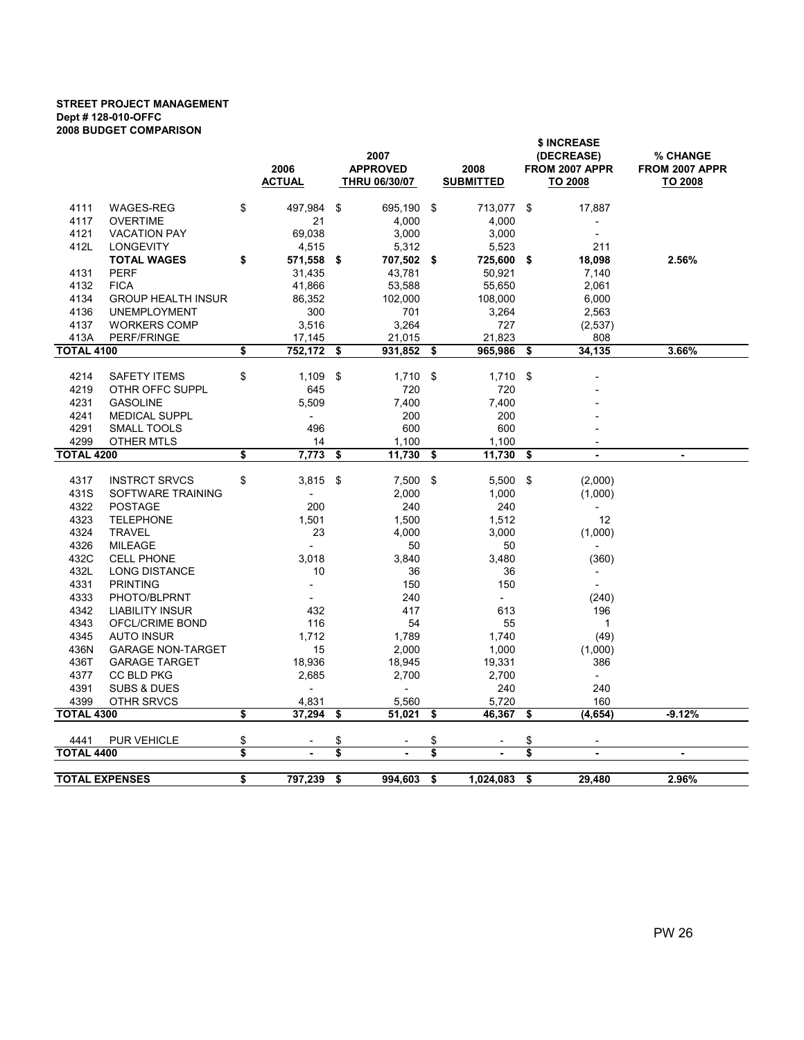**STREET PROJECT MANAGEMENT**
**Dept # 128-010-OFFC**
**2008 BUDGET COMPARISON**

| | | 2006 ACTUAL | 2007 APPROVED THRU 06/30/07 | 2008 SUBMITTED | $ INCREASE (DECREASE) FROM 2007 APPR TO 2008 | % CHANGE FROM 2007 APPR TO 2008 |
|---|---|---|---|---|---|---|
| 4111 | WAGES-REG | $ 497,984 | $ 695,190 | $ 713,077 | $ 17,887 | |
| 4117 | OVERTIME | 21 | 4,000 | 4,000 | - | |
| 4121 | VACATION PAY | 69,038 | 3,000 | 3,000 | - | |
| 412L | LONGEVITY | 4,515 | 5,312 | 5,523 | 211 | |
| | **TOTAL WAGES** | **$ 571,558** | **$ 707,502** | **$ 725,600** | **$ 18,098** | **2.56%** |
| 4131 | PERF | 31,435 | 43,781 | 50,921 | 7,140 | |
| 4132 | FICA | 41,866 | 53,588 | 55,650 | 2,061 | |
| 4134 | GROUP HEALTH INSUR | 86,352 | 102,000 | 108,000 | 6,000 | |
| 4136 | UNEMPLOYMENT | 300 | 701 | 3,264 | 2,563 | |
| 4137 | WORKERS COMP | 3,516 | 3,264 | 727 | (2,537) | |
| 413A | PERF/FRINGE | 17,145 | 21,015 | 21,823 | 808 | |
| **TOTAL 4100** | | **$ 752,172** | **$ 931,852** | **$ 965,986** | **$ 34,135** | **3.66%** |
| 4214 | SAFETY ITEMS | $ 1,109 | $ 1,710 | $ 1,710 | $ - | |
| 4219 | OTHR OFFC SUPPL | 645 | 720 | 720 | - | |
| 4231 | GASOLINE | 5,509 | 7,400 | 7,400 | - | |
| 4241 | MEDICAL SUPPL | - | 200 | 200 | - | |
| 4291 | SMALL TOOLS | 496 | 600 | 600 | - | |
| 4299 | OTHER MTLS | 14 | 1,100 | 1,100 | - | |
| **TOTAL 4200** | | **$ 7,773** | **$ 11,730** | **$ 11,730** | **$ -** | **-** |
| 4317 | INSTRCT SRVCS | $ 3,815 | $ 7,500 | $ 5,500 | $ (2,000) | |
| 431S | SOFTWARE TRAINING | - | 2,000 | 1,000 | (1,000) | |
| 4322 | POSTAGE | 200 | 240 | 240 | - | |
| 4323 | TELEPHONE | 1,501 | 1,500 | 1,512 | 12 | |
| 4324 | TRAVEL | 23 | 4,000 | 3,000 | (1,000) | |
| 4326 | MILEAGE | - | 50 | 50 | - | |
| 432C | CELL PHONE | 3,018 | 3,840 | 3,480 | (360) | |
| 432L | LONG DISTANCE | 10 | 36 | 36 | - | |
| 4331 | PRINTING | - | 150 | 150 | - | |
| 4333 | PHOTO/BLPRNT | - | 240 | - | (240) | |
| 4342 | LIABILITY INSUR | 432 | 417 | 613 | 196 | |
| 4343 | OFCL/CRIME BOND | 116 | 54 | 55 | 1 | |
| 4345 | AUTO INSUR | 1,712 | 1,789 | 1,740 | (49) | |
| 436N | GARAGE NON-TARGET | 15 | 2,000 | 1,000 | (1,000) | |
| 436T | GARAGE TARGET | 18,936 | 18,945 | 19,331 | 386 | |
| 4377 | CC BLD PKG | 2,685 | 2,700 | 2,700 | - | |
| 4391 | SUBS & DUES | - | - | 240 | 240 | |
| 4399 | OTHR SRVCS | 4,831 | 5,560 | 5,720 | 160 | |
| **TOTAL 4300** | | **$ 37,294** | **$ 51,021** | **$ 46,367** | **$ (4,654)** | **-9.12%** |
| 4441 | PUR VEHICLE | $ - | $ - | $ - | $ - | |
| **TOTAL 4400** | | **$ -** | **$ -** | **$ -** | **$ -** | **-** |
| **TOTAL EXPENSES** | | **$ 797,239** | **$ 994,603** | **$ 1,024,083** | **$ 29,480** | **2.96%** |

PW 26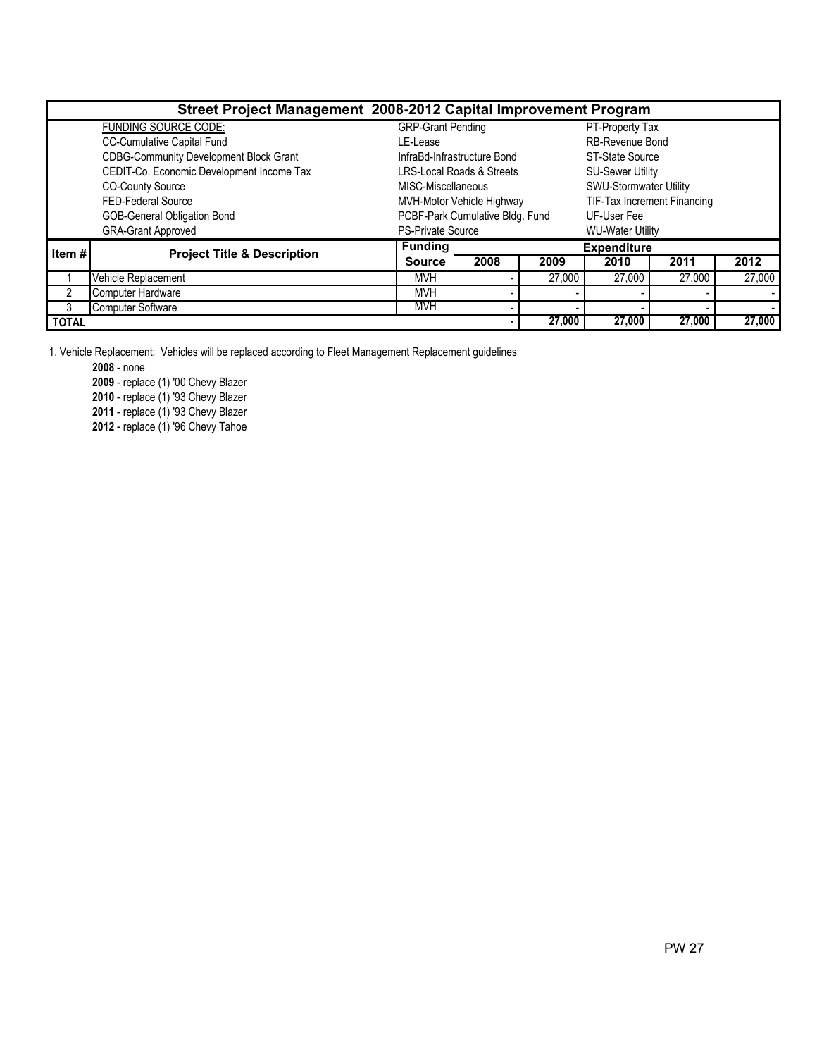## Street Project Management 2008-2012 Capital Improvement Program

| FUNDING SOURCE CODE: | | |
|---|---|---|
| CC-Cumulative Capital Fund | GRP-Grant Pending | PT-Property Tax |
| CDBG-Community Development Block Grant | LE-Lease | RB-Revenue Bond |
| CEDIT-Co. Economic Development Income Tax | InfraBd-Infrastructure Bond | ST-State Source |
| CO-County Source | LRS-Local Roads & Streets | SU-Sewer Utility |
| FED-Federal Source | MISC-Miscellaneous | SWU-Stormwater Utility |
| GOB-General Obligation Bond | MVH-Motor Vehicle Highway | TIF-Tax Increment Financing |
| GRA-Grant Approved | PCBF-Park Cumulative Bldg. Fund | UF-User Fee |
| | PS-Private Source | WU-Water Utility |

| Item # | Project Title & Description | Funding Source | Expenditure | | | | |
|---|---|---|---|---|---|---|---|
| | | | 2008 | 2009 | 2010 | 2011 | 2012 |
| 1 | Vehicle Replacement | MVH | - | 27,000 | 27,000 | 27,000 | 27,000 |
| 2 | Computer Hardware | MVH | - | - | - | - | - |
| 3 | Computer Software | MVH | - | - | - | - | - |
| **TOTAL** | | | **-** | **27,000** | **27,000** | **27,000** | **27,000** |

1. Vehicle Replacement: Vehicles will be replaced according to Fleet Management Replacement guidelines

**2008** - none
**2009** - replace (1) '00 Chevy Blazer
**2010** - replace (1) '93 Chevy Blazer
**2011** - replace (1) '93 Chevy Blazer
**2012 -** replace (1) '96 Chevy Tahoe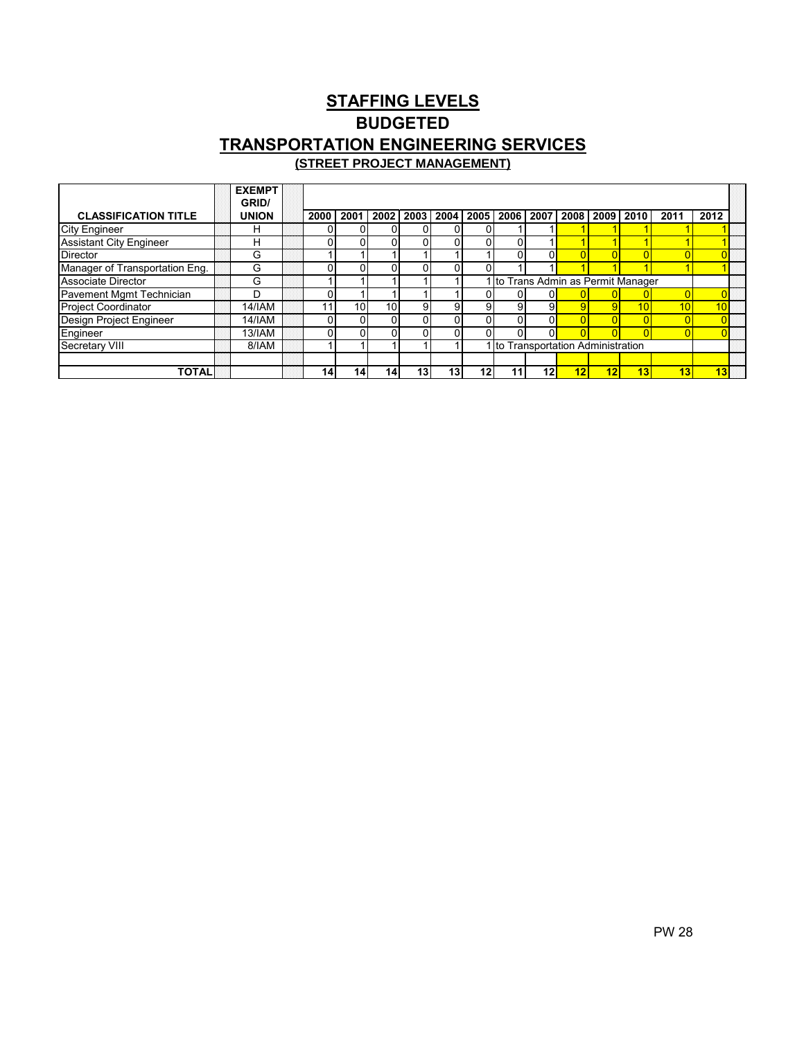# STAFFING LEVELS

## BUDGETED

## TRANSPORTATION ENGINEERING SERVICES

### (STREET PROJECT MANAGEMENT)

| CLASSIFICATION TITLE | EXEMPT GRID/ UNION | 2000 | 2001 | 2002 | 2003 | 2004 | 2005 | 2006 | 2007 | 2008 | 2009 | 2010 | 2011 | 2012 |
|---|---|---|---|---|---|---|---|---|---|---|---|---|---|---|
| City Engineer | H | 0 | 0 | 0 | 0 | 0 | 0 | 1 | 1 | 1 | 1 | 1 | 1 | 1 |
| Assistant City Engineer | H | 0 | 0 | 0 | 0 | 0 | 0 | 0 | 1 | 1 | 1 | 1 | 1 | 1 |
| Director | G | 1 | 1 | 1 | 1 | 1 | 1 | 0 | 0 | 0 | 0 | 0 | 0 | 0 |
| Manager of Transportation Eng. | G | 0 | 0 | 0 | 0 | 0 | 0 | 1 | 1 | 1 | 1 | 1 | 1 | 1 |
| Associate Director | G | 1 | 1 | 1 | 1 | 1 | 1 | to Trans Admin as Permit Manager | | | | | | |
| Pavement Mgmt Technician | D | 0 | 1 | 1 | 1 | 1 | 0 | 0 | 0 | 0 | 0 | 0 | 0 | 0 |
| Project Coordinator | 14/IAM | 11 | 10 | 10 | 9 | 9 | 9 | 9 | 9 | 9 | 9 | 10 | 10 | 10 |
| Design Project Engineer | 14/IAM | 0 | 0 | 0 | 0 | 0 | 0 | 0 | 0 | 0 | 0 | 0 | 0 | 0 |
| Engineer | 13/IAM | 0 | 0 | 0 | 0 | 0 | 0 | 0 | 0 | 0 | 0 | 0 | 0 | 0 |
| Secretary VIII | 8/IAM | 1 | 1 | 1 | 1 | 1 | 1 | to Transportation Administration | | | | | | |
| | | | | | | | | | | | | | | |
| **TOTAL** | | **14** | **14** | **14** | **13** | **13** | **12** | **11** | **12** | **12** | **12** | **13** | **13** | **13** |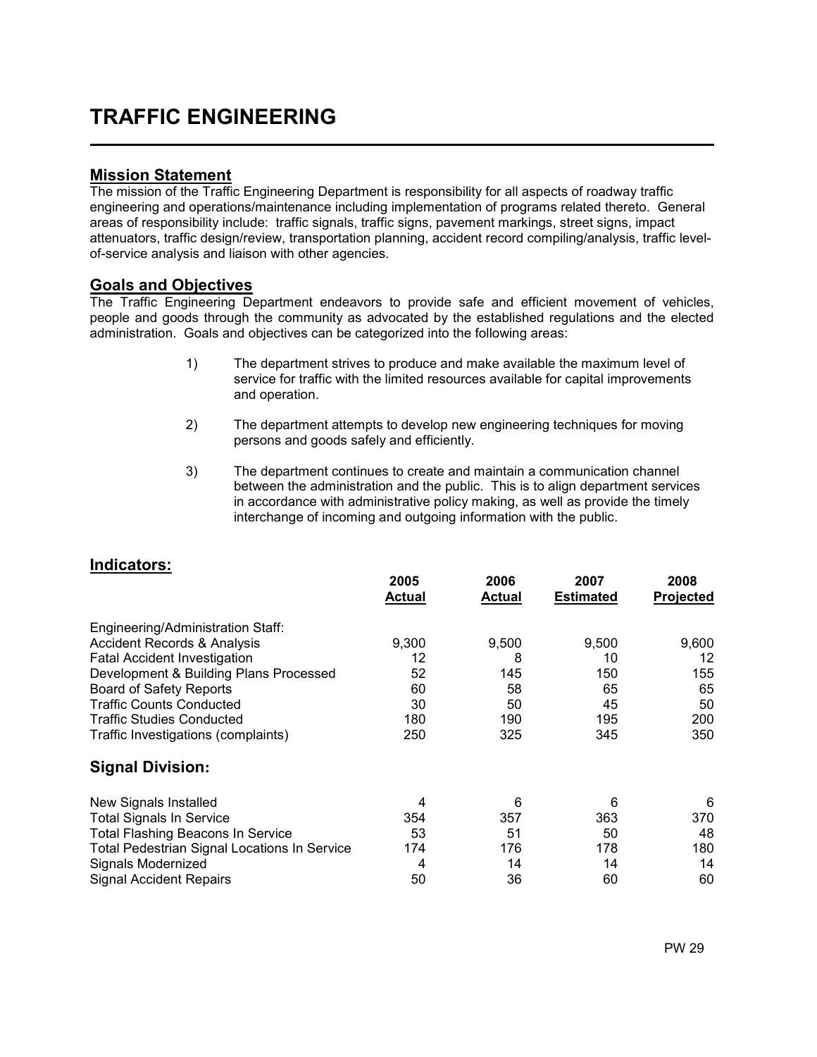# TRAFFIC ENGINEERING

## Mission Statement

The mission of the Traffic Engineering Department is responsibility for all aspects of roadway traffic engineering and operations/maintenance including implementation of programs related thereto. General areas of responsibility include: traffic signals, traffic signs, pavement markings, street signs, impact attenuators, traffic design/review, transportation planning, accident record compiling/analysis, traffic level-of-service analysis and liaison with other agencies.

## Goals and Objectives

The Traffic Engineering Department endeavors to provide safe and efficient movement of vehicles, people and goods through the community as advocated by the established regulations and the elected administration. Goals and objectives can be categorized into the following areas:

1) The department strives to produce and make available the maximum level of service for traffic with the limited resources available for capital improvements and operation.

2) The department attempts to develop new engineering techniques for moving persons and goods safely and efficiently.

3) The department continues to create and maintain a communication channel between the administration and the public. This is to align department services in accordance with administrative policy making, as well as provide the timely interchange of incoming and outgoing information with the public.

## Indicators:

| | 2005 Actual | 2006 Actual | 2007 Estimated | 2008 Projected |
|---|---|---|---|---|
| Engineering/Administration Staff: | | | | |
| Accident Records & Analysis | 9,300 | 9,500 | 9,500 | 9,600 |
| Fatal Accident Investigation | 12 | 8 | 10 | 12 |
| Development & Building Plans Processed | 52 | 145 | 150 | 155 |
| Board of Safety Reports | 60 | 58 | 65 | 65 |
| Traffic Counts Conducted | 30 | 50 | 45 | 50 |
| Traffic Studies Conducted | 180 | 190 | 195 | 200 |
| Traffic Investigations (complaints) | 250 | 325 | 345 | 350 |
| **Signal Division:** | | | | |
| New Signals Installed | 4 | 6 | 6 | 6 |
| Total Signals In Service | 354 | 357 | 363 | 370 |
| Total Flashing Beacons In Service | 53 | 51 | 50 | 48 |
| Total Pedestrian Signal Locations In Service | 174 | 176 | 178 | 180 |
| Signals Modernized | 4 | 14 | 14 | 14 |
| Signal Accident Repairs | 50 | 36 | 60 | 60 |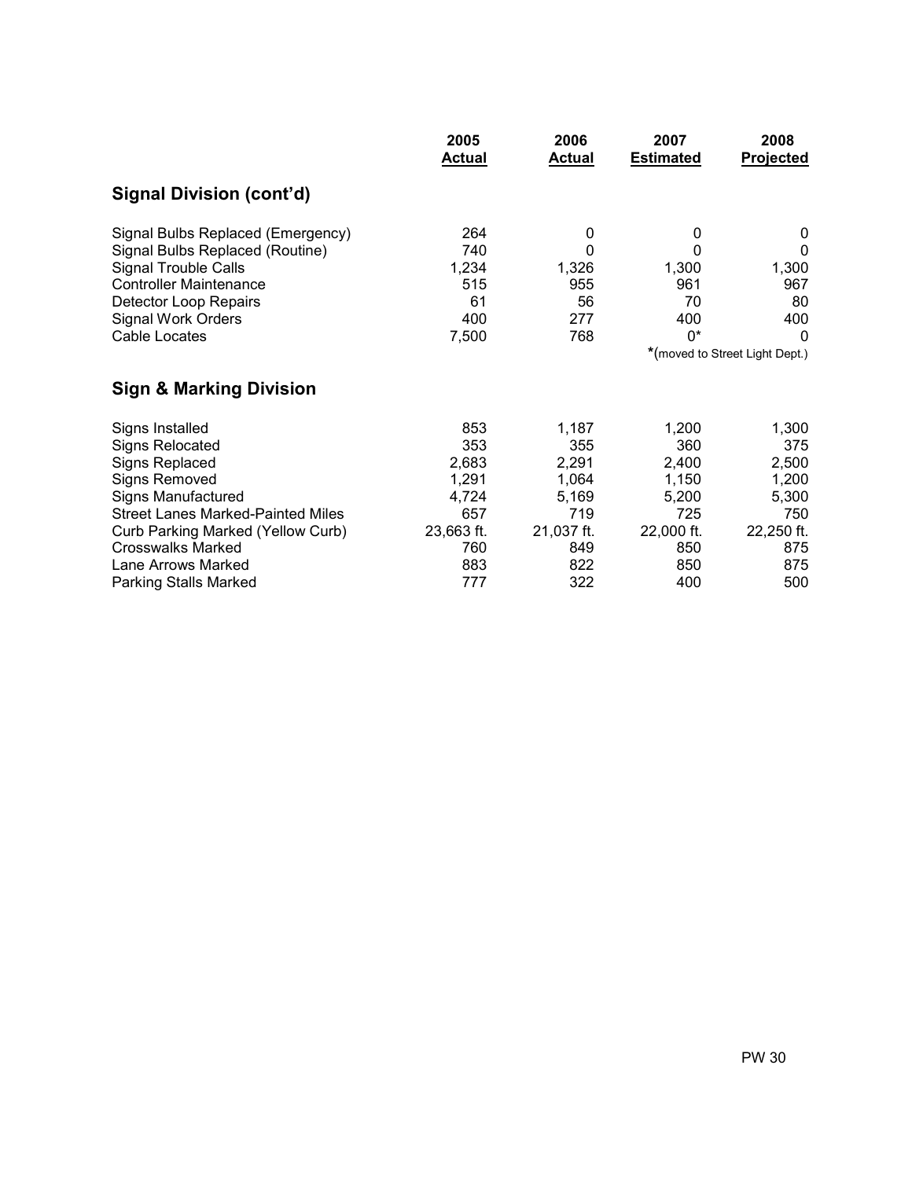| | 2005 Actual | 2006 Actual | 2007 Estimated | 2008 Projected |
|---|---|---|---|---|
| **Signal Division (cont'd)** | | | | |
| Signal Bulbs Replaced (Emergency) | 264 | 0 | 0 | 0 |
| Signal Bulbs Replaced (Routine) | 740 | 0 | 0 | 0 |
| Signal Trouble Calls | 1,234 | 1,326 | 1,300 | 1,300 |
| Controller Maintenance | 515 | 955 | 961 | 967 |
| Detector Loop Repairs | 61 | 56 | 70 | 80 |
| Signal Work Orders | 400 | 277 | 400 | 400 |
| Cable Locates | 7,500 | 768 | 0* | 0 |

*(moved to Street Light Dept.)

| | 2005 Actual | 2006 Actual | 2007 Estimated | 2008 Projected |
|---|---|---|---|---|
| **Sign & Marking Division** | | | | |
| Signs Installed | 853 | 1,187 | 1,200 | 1,300 |
| Signs Relocated | 353 | 355 | 360 | 375 |
| Signs Replaced | 2,683 | 2,291 | 2,400 | 2,500 |
| Signs Removed | 1,291 | 1,064 | 1,150 | 1,200 |
| Signs Manufactured | 4,724 | 5,169 | 5,200 | 5,300 |
| Street Lanes Marked-Painted Miles | 657 | 719 | 725 | 750 |
| Curb Parking Marked (Yellow Curb) | 23,663 ft. | 21,037 ft. | 22,000 ft. | 22,250 ft. |
| Crosswalks Marked | 760 | 849 | 850 | 875 |
| Lane Arrows Marked | 883 | 822 | 850 | 875 |
| Parking Stalls Marked | 777 | 322 | 400 | 500 |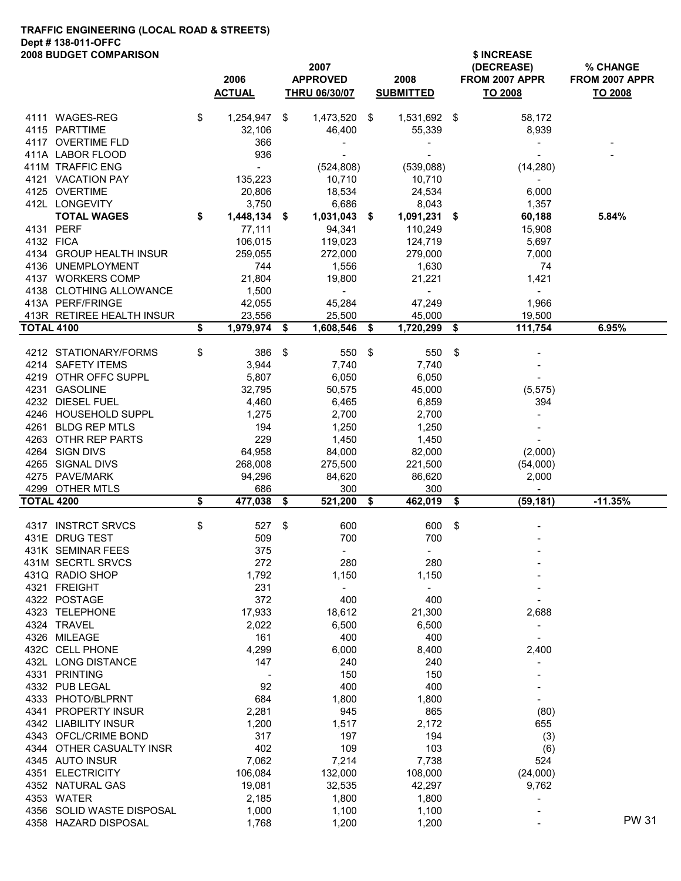**TRAFFIC ENGINEERING (LOCAL ROAD & STREETS)**
**Dept # 138-011-OFFC**
**2008 BUDGET COMPARISON**

| | | 2006 ACTUAL | 2007 APPROVED THRU 06/30/07 | 2008 SUBMITTED | $ INCREASE (DECREASE) FROM 2007 APPR TO 2008 | % CHANGE FROM 2007 APPR TO 2008 |
|---|---|---|---|---|---|---|
| 4111 | WAGES-REG | $ 1,254,947 | $ 1,473,520 | $ 1,531,692 | $ 58,172 | |
| 4115 | PARTTIME | 32,106 | 46,400 | 55,339 | 8,939 | |
| 4117 | OVERTIME FLD | 366 | - | - | - | - |
| 411A | LABOR FLOOD | 936 | - | - | - | - |
| 411M | TRAFFIC ENG | - | (524,808) | (539,088) | (14,280) | |
| 4121 | VACATION PAY | 135,223 | 10,710 | 10,710 | - | |
| 4125 | OVERTIME | 20,806 | 18,534 | 24,534 | 6,000 | |
| 412L | LONGEVITY | 3,750 | 6,686 | 8,043 | 1,357 | |
| | **TOTAL WAGES** | **$ 1,448,134** | **$ 1,031,043** | **$ 1,091,231** | **$ 60,188** | **5.84%** |
| 4131 | PERF | 77,111 | 94,341 | 110,249 | 15,908 | |
| 4132 | FICA | 106,015 | 119,023 | 124,719 | 5,697 | |
| 4134 | GROUP HEALTH INSUR | 259,055 | 272,000 | 279,000 | 7,000 | |
| 4136 | UNEMPLOYMENT | 744 | 1,556 | 1,630 | 74 | |
| 4137 | WORKERS COMP | 21,804 | 19,800 | 21,221 | 1,421 | |
| 4138 | CLOTHING ALLOWANCE | 1,500 | - | - | - | |
| 413A | PERF/FRINGE | 42,055 | 45,284 | 47,249 | 1,966 | |
| 413R | RETIREE HEALTH INSUR | 23,556 | 25,500 | 45,000 | 19,500 | |
| **TOTAL 4100** | | **$ 1,979,974** | **$ 1,608,546** | **$ 1,720,299** | **$ 111,754** | **6.95%** |
| 4212 | STATIONARY/FORMS | $ 386 | $ 550 | $ 550 | $ - | |
| 4214 | SAFETY ITEMS | 3,944 | 7,740 | 7,740 | - | |
| 4219 | OTHR OFFC SUPPL | 5,807 | 6,050 | 6,050 | - | |
| 4231 | GASOLINE | 32,795 | 50,575 | 45,000 | (5,575) | |
| 4232 | DIESEL FUEL | 4,460 | 6,465 | 6,859 | 394 | |
| 4246 | HOUSEHOLD SUPPL | 1,275 | 2,700 | 2,700 | - | |
| 4261 | BLDG REP MTLS | 194 | 1,250 | 1,250 | - | |
| 4263 | OTHR REP PARTS | 229 | 1,450 | 1,450 | - | |
| 4264 | SIGN DIVS | 64,958 | 84,000 | 82,000 | (2,000) | |
| 4265 | SIGNAL DIVS | 268,008 | 275,500 | 221,500 | (54,000) | |
| 4275 | PAVE/MARK | 94,296 | 84,620 | 86,620 | 2,000 | |
| 4299 | OTHER MTLS | 686 | 300 | 300 | - | |
| **TOTAL 4200** | | **$ 477,038** | **$ 521,200** | **$ 462,019** | **$ (59,181)** | **-11.35%** |
| 4317 | INSTRCT SRVCS | $ 527 | $ 600 | 600 | $ - | |
| 431E | DRUG TEST | 509 | 700 | 700 | - | |
| 431K | SEMINAR FEES | 375 | - | - | - | |
| 431M | SECRTL SRVCS | 272 | 280 | 280 | - | |
| 431Q | RADIO SHOP | 1,792 | 1,150 | 1,150 | - | |
| 4321 | FREIGHT | 231 | - | - | - | |
| 4322 | POSTAGE | 372 | 400 | 400 | - | |
| 4323 | TELEPHONE | 17,933 | 18,612 | 21,300 | 2,688 | |
| 4324 | TRAVEL | 2,022 | 6,500 | 6,500 | - | |
| 4326 | MILEAGE | 161 | 400 | 400 | - | |
| 432C | CELL PHONE | 4,299 | 6,000 | 8,400 | 2,400 | |
| 432L | LONG DISTANCE | 147 | 240 | 240 | - | |
| 4331 | PRINTING | - | 150 | 150 | - | |
| 4332 | PUB LEGAL | 92 | 400 | 400 | - | |
| 4333 | PHOTO/BLPRNT | 684 | 1,800 | 1,800 | - | |
| 4341 | PROPERTY INSUR | 2,281 | 945 | 865 | (80) | |
| 4342 | LIABILITY INSUR | 1,200 | 1,517 | 2,172 | 655 | |
| 4343 | OFCL/CRIME BOND | 317 | 197 | 194 | (3) | |
| 4344 | OTHER CASUALTY INSR | 402 | 109 | 103 | (6) | |
| 4345 | AUTO INSUR | 7,062 | 7,214 | 7,738 | 524 | |
| 4351 | ELECTRICITY | 106,084 | 132,000 | 108,000 | (24,000) | |
| 4352 | NATURAL GAS | 19,081 | 32,535 | 42,297 | 9,762 | |
| 4353 | WATER | 2,185 | 1,800 | 1,800 | - | |
| 4356 | SOLID WASTE DISPOSAL | 1,000 | 1,100 | 1,100 | - | |
| 4358 | HAZARD DISPOSAL | 1,768 | 1,200 | 1,200 | - | |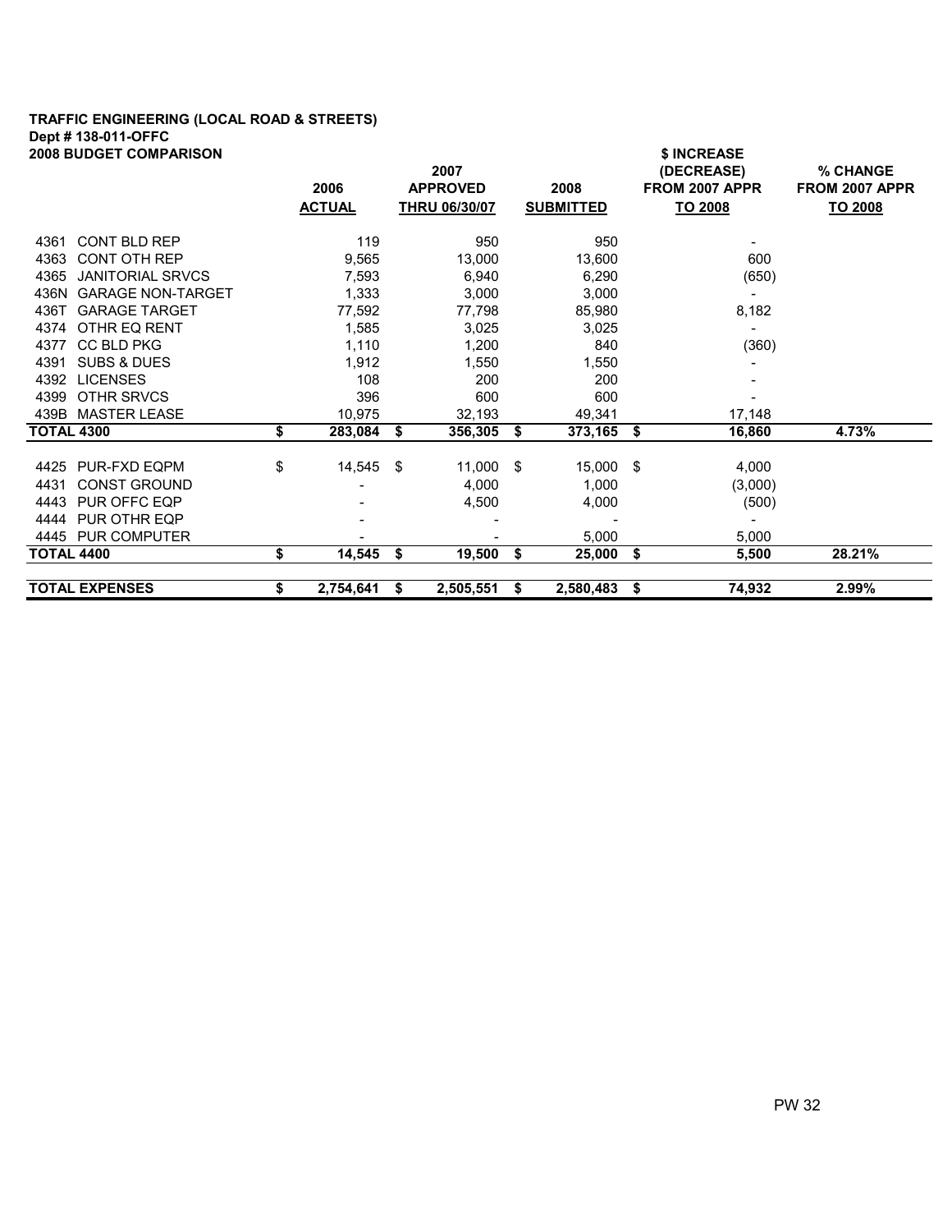**TRAFFIC ENGINEERING (LOCAL ROAD & STREETS)**
**Dept # 138-011-OFFC**
**2008 BUDGET COMPARISON**

| | 2006 ACTUAL | 2007 APPROVED THRU 06/30/07 | 2008 SUBMITTED | $ INCREASE (DECREASE) FROM 2007 APPR TO 2008 | % CHANGE FROM 2007 APPR TO 2008 |
|---|---|---|---|---|---|
| 4361 CONT BLD REP | 119 | 950 | 950 | - | |
| 4363 CONT OTH REP | 9,565 | 13,000 | 13,600 | 600 | |
| 4365 JANITORIAL SRVCS | 7,593 | 6,940 | 6,290 | (650) | |
| 436N GARAGE NON-TARGET | 1,333 | 3,000 | 3,000 | - | |
| 436T GARAGE TARGET | 77,592 | 77,798 | 85,980 | 8,182 | |
| 4374 OTHR EQ RENT | 1,585 | 3,025 | 3,025 | - | |
| 4377 CC BLD PKG | 1,110 | 1,200 | 840 | (360) | |
| 4391 SUBS & DUES | 1,912 | 1,550 | 1,550 | - | |
| 4392 LICENSES | 108 | 200 | 200 | - | |
| 4399 OTHR SRVCS | 396 | 600 | 600 | - | |
| 439B MASTER LEASE | 10,975 | 32,193 | 49,341 | 17,148 | |
| **TOTAL 4300** | **$ 283,084** | **$ 356,305** | **$ 373,165** | **$ 16,860** | **4.73%** |
| | | | | | |
| 4425 PUR-FXD EQPM | $ 14,545 | $ 11,000 | $ 15,000 | $ 4,000 | |
| 4431 CONST GROUND | - | 4,000 | 1,000 | (3,000) | |
| 4443 PUR OFFC EQP | - | 4,500 | 4,000 | (500) | |
| 4444 PUR OTHR EQP | - | - | - | - | |
| 4445 PUR COMPUTER | - | - | 5,000 | 5,000 | |
| **TOTAL 4400** | **$ 14,545** | **$ 19,500** | **$ 25,000** | **$ 5,500** | **28.21%** |
| | | | | | |
| **TOTAL EXPENSES** | **$ 2,754,641** | **$ 2,505,551** | **$ 2,580,483** | **$ 74,932** | **2.99%** |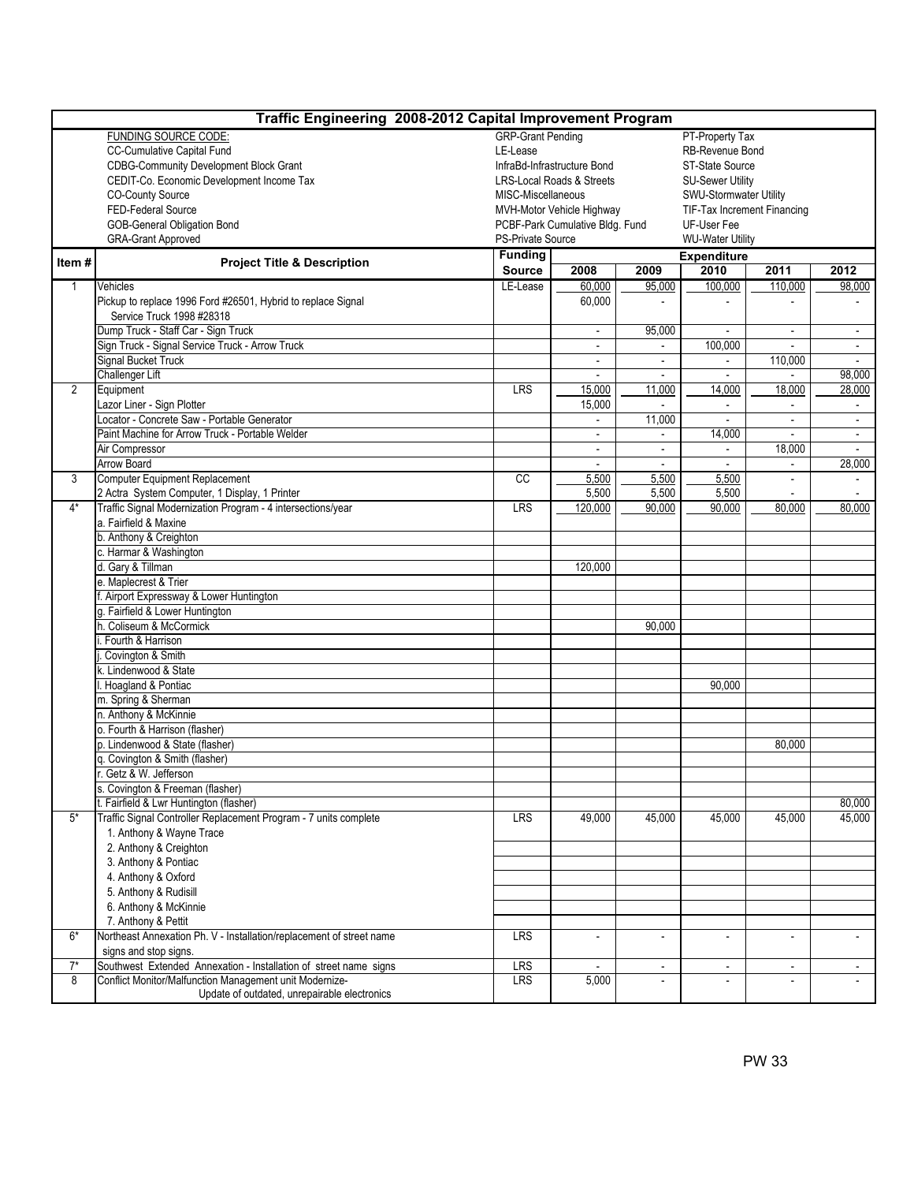# Traffic Engineering 2008-2012 Capital Improvement Program

**FUNDING SOURCE CODE:**

| | | |
|---|---|---|
| CC-Cumulative Capital Fund | GRP-Grant Pending | PT-Property Tax |
| CDBG-Community Development Block Grant | LE-Lease | RB-Revenue Bond |
| CEDIT-Co. Economic Development Income Tax | InfraBd-Infrastructure Bond | ST-State Source |
| CO-County Source | LRS-Local Roads & Streets | SU-Sewer Utility |
| FED-Federal Source | MISC-Miscellaneous | SWU-Stormwater Utility |
| GOB-General Obligation Bond | MVH-Motor Vehicle Highway | TIF-Tax Increment Financing |
| GRA-Grant Approved | PCBF-Park Cumulative Bldg. Fund | UF-User Fee |
| | PS-Private Source | WU-Water Utility |

| Item # | Project Title & Description | Funding Source | Expenditure 2008 | 2009 | 2010 | 2011 | 2012 |
|---|---|---|---|---|---|---|---|
| 1 | Vehicles | LE-Lease | 60,000 | 95,000 | 100,000 | 110,000 | 98,000 |
| | Pickup to replace 1996 Ford #26501, Hybrid to replace Signal Service Truck 1998 #28318 | | 60,000 | - | - | - | - |
| | Dump Truck - Staff Car - Sign Truck | | - | 95,000 | - | - | - |
| | Sign Truck - Signal Service Truck - Arrow Truck | | - | - | 100,000 | - | - |
| | Signal Bucket Truck | | - | - | - | 110,000 | - |
| | Challenger Lift | | - | - | - | - | 98,000 |
| 2 | Equipment | LRS | 15,000 | 11,000 | 14,000 | 18,000 | 28,000 |
| | Lazor Liner - Sign Plotter | | 15,000 | - | - | - | - |
| | Locator - Concrete Saw - Portable Generator | | - | 11,000 | - | - | - |
| | Paint Machine for Arrow Truck - Portable Welder | | - | - | 14,000 | - | - |
| | Air Compressor | | - | - | - | 18,000 | - |
| | Arrow Board | | - | - | - | - | 28,000 |
| 3 | Computer Equipment Replacement | CC | 5,500 | 5,500 | 5,500 | - | - |
| | 2 Actra System Computer, 1 Display, 1 Printer | | 5,500 | 5,500 | 5,500 | - | - |
| 4* | Traffic Signal Modernization Program - 4 intersections/year | LRS | 120,000 | 90,000 | 90,000 | 80,000 | 80,000 |
| | a. Fairfield & Maxine | | | | | | |
| | b. Anthony & Creighton | | | | | | |
| | c. Harmar & Washington | | | | | | |
| | d. Gary & Tillman | | 120,000 | | | | |
| | e. Maplecrest & Trier | | | | | | |
| | f. Airport Expressway & Lower Huntington | | | | | | |
| | g. Fairfield & Lower Huntington | | | | | | |
| | h. Coliseum & McCormick | | | 90,000 | | | |
| | i. Fourth & Harrison | | | | | | |
| | j. Covington & Smith | | | | | | |
| | k. Lindenwood & State | | | | | | |
| | l. Hoagland & Pontiac | | | | 90,000 | | |
| | m. Spring & Sherman | | | | | | |
| | n. Anthony & McKinnie | | | | | | |
| | o. Fourth & Harrison (flasher) | | | | | | |
| | p. Lindenwood & State (flasher) | | | | | 80,000 | |
| | q. Covington & Smith (flasher) | | | | | | |
| | r. Getz & W. Jefferson | | | | | | |
| | s. Covington & Freeman (flasher) | | | | | | |
| | t. Fairfield & Lwr Huntington (flasher) | | | | | | 80,000 |
| 5* | Traffic Signal Controller Replacement Program - 7 units complete | LRS | 49,000 | 45,000 | 45,000 | 45,000 | 45,000 |
| | 1. Anthony & Wayne Trace | | | | | | |
| | 2. Anthony & Creighton | | | | | | |
| | 3. Anthony & Pontiac | | | | | | |
| | 4. Anthony & Oxford | | | | | | |
| | 5. Anthony & Rudisill | | | | | | |
| | 6. Anthony & McKinnie | | | | | | |
| | 7. Anthony & Pettit | | | | | | |
| 6* | Northeast Annexation Ph. V - Installation/replacement of street name signs and stop signs. | LRS | - | - | - | - | - |
| 7* | Southwest Extended Annexation - Installation of street name signs | LRS | - | - | - | - | - |
| 8 | Conflict Monitor/Malfunction Management unit Modernize- Update of outdated, unrepairable electronics | LRS | 5,000 | - | - | - | - |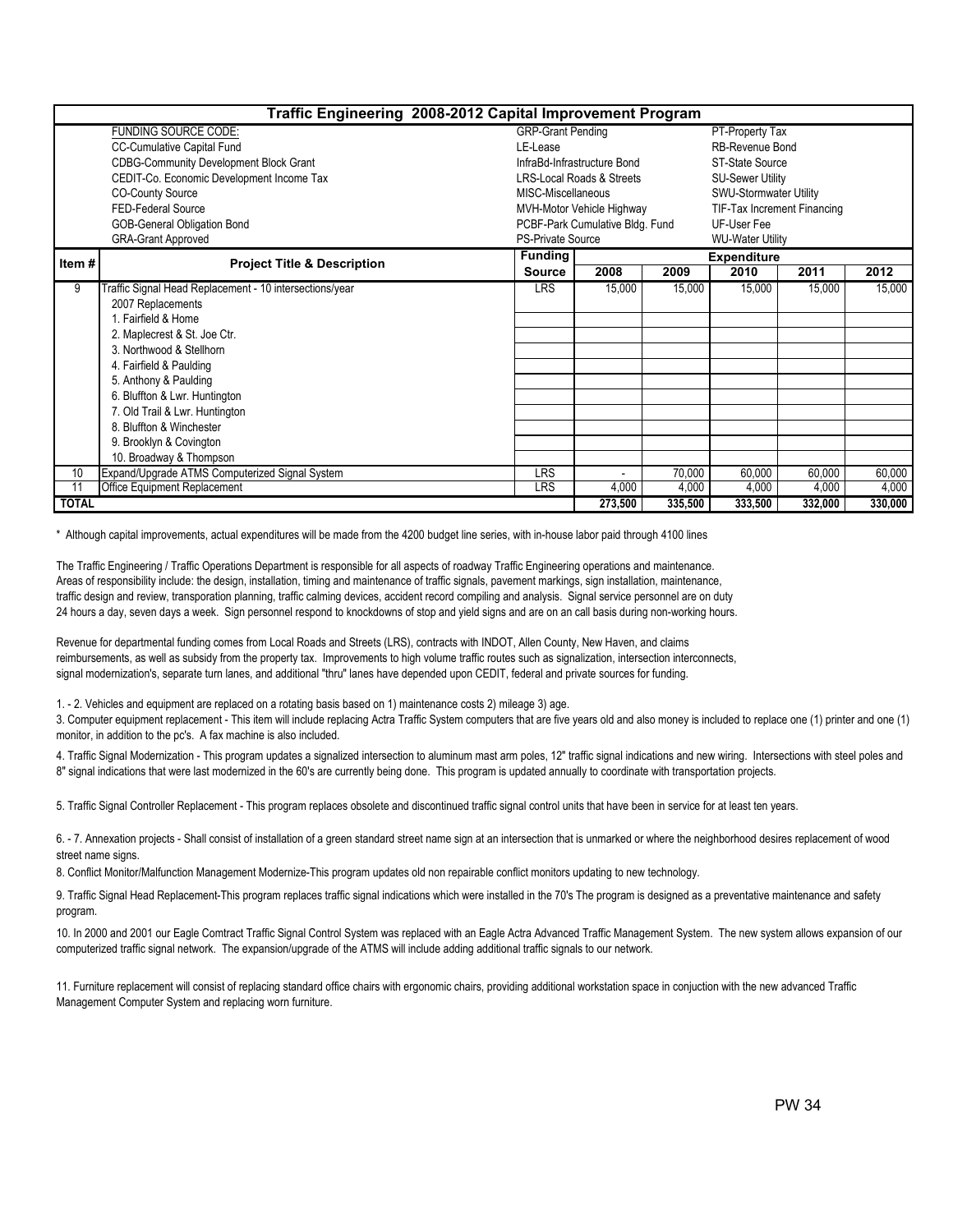# Traffic Engineering 2008-2012 Capital Improvement Program

| FUNDING SOURCE CODE: | | |
|---|---|---|
| CC-Cumulative Capital Fund | GRP-Grant Pending | PT-Property Tax |
| CDBG-Community Development Block Grant | LE-Lease | RB-Revenue Bond |
| CEDIT-Co. Economic Development Income Tax | InfraBd-Infrastructure Bond | ST-State Source |
| CO-County Source | LRS-Local Roads & Streets | SU-Sewer Utility |
| FED-Federal Source | MISC-Miscellaneous | SWU-Stormwater Utility |
| GOB-General Obligation Bond | MVH-Motor Vehicle Highway | TIF-Tax Increment Financing |
| GRA-Grant Approved | PCBF-Park Cumulative Bldg. Fund | UF-User Fee |
| | PS-Private Source | WU-Water Utility |

| Item # | Project Title & Description | Funding Source | Expenditure 2008 | 2009 | 2010 | 2011 | 2012 |
|---|---|---|---|---|---|---|---|
| 9 | Traffic Signal Head Replacement - 10 intersections/year | LRS | 15,000 | 15,000 | 15,000 | 15,000 | 15,000 |
| | 2007 Replacements | | | | | | |
| | 1. Fairfield & Home | | | | | | |
| | 2. Maplecrest & St. Joe Ctr. | | | | | | |
| | 3. Northwood & Stellhorn | | | | | | |
| | 4. Fairfield & Paulding | | | | | | |
| | 5. Anthony & Paulding | | | | | | |
| | 6. Bluffton & Lwr. Huntington | | | | | | |
| | 7. Old Trail & Lwr. Huntington | | | | | | |
| | 8. Bluffton & Winchester | | | | | | |
| | 9. Brooklyn & Covington | | | | | | |
| | 10. Broadway & Thompson | | | | | | |
| 10 | Expand/Upgrade ATMS Computerized Signal System | LRS | - | 70,000 | 60,000 | 60,000 | 60,000 |
| 11 | Office Equipment Replacement | LRS | 4,000 | 4,000 | 4,000 | 4,000 | 4,000 |
| **TOTAL** | | | **273,500** | **335,500** | **333,500** | **332,000** | **330,000** |

* Although capital improvements, actual expenditures will be made from the 4200 budget line series, with in-house labor paid through 4100 lines

The Traffic Engineering / Traffic Operations Department is responsible for all aspects of roadway Traffic Engineering operations and maintenance. Areas of responsibility include: the design, installation, timing and maintenance of traffic signals, pavement markings, sign installation, maintenance, traffic design and review, transporation planning, traffic calming devices, accident record compiling and analysis. Signal service personnel are on duty 24 hours a day, seven days a week. Sign personnel respond to knockdowns of stop and yield signs and are on an call basis during non-working hours.

Revenue for departmental funding comes from Local Roads and Streets (LRS), contracts with INDOT, Allen County, New Haven, and claims reimbursements, as well as subsidy from the property tax. Improvements to high volume traffic routes such as signalization, intersection interconnects, signal modernization's, separate turn lanes, and additional "thru" lanes have depended upon CEDIT, federal and private sources for funding.

1. - 2. Vehicles and equipment are replaced on a rotating basis based on 1) maintenance costs 2) mileage 3) age.

3. Computer equipment replacement - This item will include replacing Actra Traffic System computers that are five years old and also money is included to replace one (1) printer and one (1) monitor, in addition to the pc's. A fax machine is also included.

4. Traffic Signal Modernization - This program updates a signalized intersection to aluminum mast arm poles, 12" traffic signal indications and new wiring. Intersections with steel poles and 8" signal indications that were last modernized in the 60's are currently being done. This program is updated annually to coordinate with transportation projects.

5. Traffic Signal Controller Replacement - This program replaces obsolete and discontinued traffic signal control units that have been in service for at least ten years.

6. - 7. Annexation projects - Shall consist of installation of a green standard street name sign at an intersection that is unmarked or where the neighborhood desires replacement of wood street name signs.

8. Conflict Monitor/Malfunction Management Modernize-This program updates old non repairable conflict monitors updating to new technology.

9. Traffic Signal Head Replacement-This program replaces traffic signal indications which were installed in the 70's The program is designed as a preventative maintenance and safety program.

10. In 2000 and 2001 our Eagle Comtract Traffic Signal Control System was replaced with an Eagle Actra Advanced Traffic Management System. The new system allows expansion of our computerized traffic signal network. The expansion/upgrade of the ATMS will include adding additional traffic signals to our network.

11. Furniture replacement will consist of replacing standard office chairs with ergonomic chairs, providing additional workstation space in conjuction with the new advanced Traffic Management Computer System and replacing worn furniture.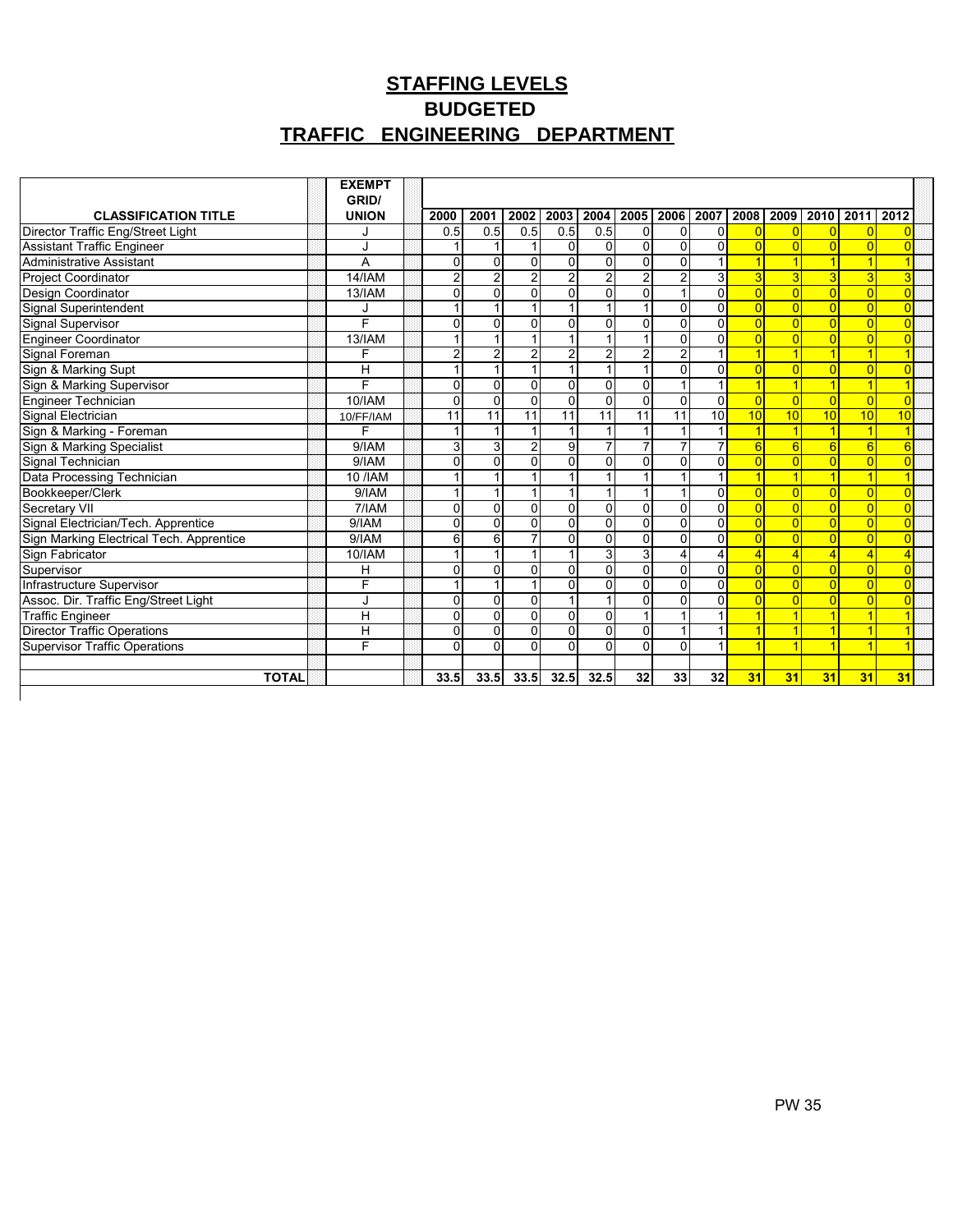## STAFFING LEVELS

## BUDGETED

## TRAFFIC ENGINEERING DEPARTMENT

| CLASSIFICATION TITLE | EXEMPT GRID/ UNION | 2000 | 2001 | 2002 | 2003 | 2004 | 2005 | 2006 | 2007 | 2008 | 2009 | 2010 | 2011 | 2012 |
|---|---|---|---|---|---|---|---|---|---|---|---|---|---|---|
| Director Traffic Eng/Street Light | J | 0.5 | 0.5 | 0.5 | 0.5 | 0.5 | 0 | 0 | 0 | 0 | 0 | 0 | 0 | 0 |
| Assistant Traffic Engineer | J | 1 | 1 | 1 | 0 | 0 | 0 | 0 | 0 | 0 | 0 | 0 | 0 | 0 |
| Administrative Assistant | A | 0 | 0 | 0 | 0 | 0 | 0 | 0 | 1 | 1 | 1 | 1 | 1 | 1 |
| Project Coordinator | 14/IAM | 2 | 2 | 2 | 2 | 2 | 2 | 2 | 3 | 3 | 3 | 3 | 3 | 3 |
| Design Coordinator | 13/IAM | 0 | 0 | 0 | 0 | 0 | 0 | 1 | 0 | 0 | 0 | 0 | 0 | 0 |
| Signal Superintendent | J | 1 | 1 | 1 | 1 | 1 | 1 | 0 | 0 | 0 | 0 | 0 | 0 | 0 |
| Signal Supervisor | F | 0 | 0 | 0 | 0 | 0 | 0 | 0 | 0 | 0 | 0 | 0 | 0 | 0 |
| Engineer Coordinator | 13/IAM | 1 | 1 | 1 | 1 | 1 | 1 | 0 | 0 | 0 | 0 | 0 | 0 | 0 |
| Signal Foreman | F | 2 | 2 | 2 | 2 | 2 | 2 | 2 | 1 | 1 | 1 | 1 | 1 | 1 |
| Sign & Marking Supt | H | 1 | 1 | 1 | 1 | 1 | 1 | 0 | 0 | 0 | 0 | 0 | 0 | 0 |
| Sign & Marking Supervisor | F | 0 | 0 | 0 | 0 | 0 | 0 | 1 | 1 | 1 | 1 | 1 | 1 | 1 |
| Engineer Technician | 10/IAM | 0 | 0 | 0 | 0 | 0 | 0 | 0 | 0 | 0 | 0 | 0 | 0 | 0 |
| Signal Electrician | 10/FF/IAM | 11 | 11 | 11 | 11 | 11 | 11 | 11 | 10 | 10 | 10 | 10 | 10 | 10 |
| Sign & Marking - Foreman | F | 1 | 1 | 1 | 1 | 1 | 1 | 1 | 1 | 1 | 1 | 1 | 1 | 1 |
| Sign & Marking Specialist | 9/IAM | 3 | 3 | 2 | 9 | 7 | 7 | 7 | 7 | 6 | 6 | 6 | 6 | 6 |
| Signal Technician | 9/IAM | 0 | 0 | 0 | 0 | 0 | 0 | 0 | 0 | 0 | 0 | 0 | 0 | 0 |
| Data Processing Technician | 10 /IAM | 1 | 1 | 1 | 1 | 1 | 1 | 1 | 1 | 1 | 1 | 1 | 1 | 1 |
| Bookkeeper/Clerk | 9/IAM | 1 | 1 | 1 | 1 | 1 | 1 | 1 | 0 | 0 | 0 | 0 | 0 | 0 |
| Secretary VII | 7/IAM | 0 | 0 | 0 | 0 | 0 | 0 | 0 | 0 | 0 | 0 | 0 | 0 | 0 |
| Signal Electrician/Tech. Apprentice | 9/IAM | 0 | 0 | 0 | 0 | 0 | 0 | 0 | 0 | 0 | 0 | 0 | 0 | 0 |
| Sign Marking Electrical Tech. Apprentice | 9/IAM | 6 | 6 | 7 | 0 | 0 | 0 | 0 | 0 | 0 | 0 | 0 | 0 | 0 |
| Sign Fabricator | 10/IAM | 1 | 1 | 1 | 1 | 3 | 3 | 4 | 4 | 4 | 4 | 4 | 4 | 4 |
| Supervisor | H | 0 | 0 | 0 | 0 | 0 | 0 | 0 | 0 | 0 | 0 | 0 | 0 | 0 |
| Infrastructure Supervisor | F | 1 | 1 | 1 | 0 | 0 | 0 | 0 | 0 | 0 | 0 | 0 | 0 | 0 |
| Assoc. Dir. Traffic Eng/Street Light | J | 0 | 0 | 0 | 1 | 1 | 0 | 0 | 0 | 0 | 0 | 0 | 0 | 0 |
| Traffic Engineer | H | 0 | 0 | 0 | 0 | 0 | 1 | 1 | 1 | 1 | 1 | 1 | 1 | 1 |
| Director Traffic Operations | H | 0 | 0 | 0 | 0 | 0 | 0 | 1 | 1 | 1 | 1 | 1 | 1 | 1 |
| Supervisor Traffic Operations | F | 0 | 0 | 0 | 0 | 0 | 0 | 0 | 1 | 1 | 1 | 1 | 1 | 1 |
| **TOTAL** | | **33.5** | **33.5** | **33.5** | **32.5** | **32.5** | **32** | **33** | **32** | **31** | **31** | **31** | **31** | **31** |

PW 35